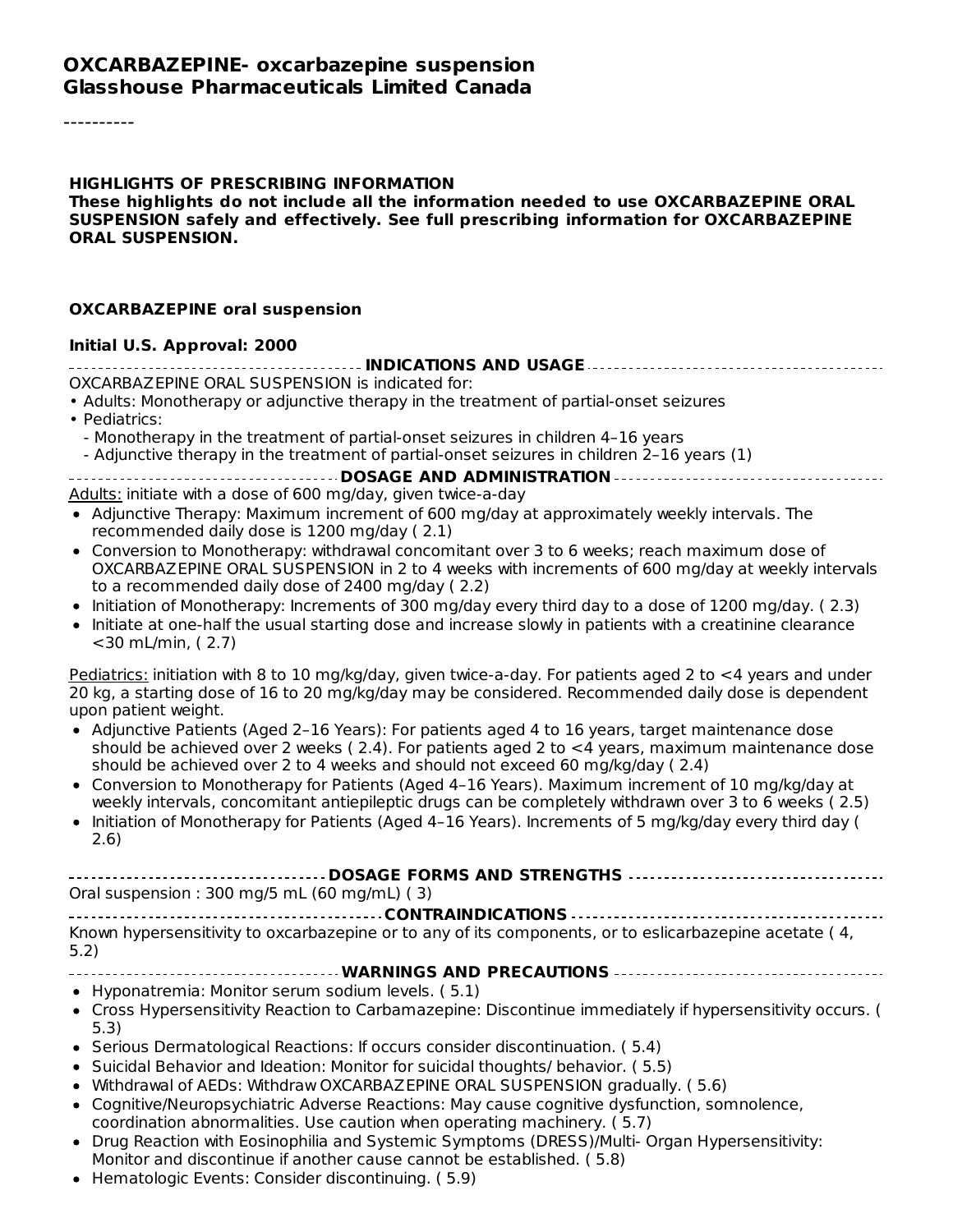# OXCARBAZEPINE- oxcarbazepine suspension
# Glasshouse Pharmaceuticals Limited Canada

----------

**HIGHLIGHTS OF PRESCRIBING INFORMATION**
**These highlights do not include all the information needed to use OXCARBAZEPINE ORAL SUSPENSION safely and effectively. See full prescribing information for OXCARBAZEPINE ORAL SUSPENSION.**

**OXCARBAZEPINE oral suspension**

**Initial U.S. Approval: 2000**

## INDICATIONS AND USAGE

OXCARBAZEPINE ORAL SUSPENSION is indicated for:

- Adults: Monotherapy or adjunctive therapy in the treatment of partial-onset seizures
- Pediatrics:
  - Monotherapy in the treatment of partial-onset seizures in children 4–16 years
  - Adjunctive therapy in the treatment of partial-onset seizures in children 2–16 years (1)

## DOSAGE AND ADMINISTRATION

Adults: initiate with a dose of 600 mg/day, given twice-a-day

- Adjunctive Therapy: Maximum increment of 600 mg/day at approximately weekly intervals. The recommended daily dose is 1200 mg/day ( 2.1)
- Conversion to Monotherapy: withdrawal concomitant over 3 to 6 weeks; reach maximum dose of OXCARBAZEPINE ORAL SUSPENSION in 2 to 4 weeks with increments of 600 mg/day at weekly intervals to a recommended daily dose of 2400 mg/day ( 2.2)
- Initiation of Monotherapy: Increments of 300 mg/day every third day to a dose of 1200 mg/day. ( 2.3)
- Initiate at one-half the usual starting dose and increase slowly in patients with a creatinine clearance <30 mL/min, ( 2.7)

Pediatrics: initiation with 8 to 10 mg/kg/day, given twice-a-day. For patients aged 2 to <4 years and under 20 kg, a starting dose of 16 to 20 mg/kg/day may be considered. Recommended daily dose is dependent upon patient weight.

- Adjunctive Patients (Aged 2–16 Years): For patients aged 4 to 16 years, target maintenance dose should be achieved over 2 weeks ( 2.4). For patients aged 2 to <4 years, maximum maintenance dose should be achieved over 2 to 4 weeks and should not exceed 60 mg/kg/day ( 2.4)
- Conversion to Monotherapy for Patients (Aged 4–16 Years). Maximum increment of 10 mg/kg/day at weekly intervals, concomitant antiepileptic drugs can be completely withdrawn over 3 to 6 weeks ( 2.5)
- Initiation of Monotherapy for Patients (Aged 4–16 Years). Increments of 5 mg/kg/day every third day ( 2.6)

## DOSAGE FORMS AND STRENGTHS

Oral suspension : 300 mg/5 mL (60 mg/mL) ( 3)

## CONTRAINDICATIONS

Known hypersensitivity to oxcarbazepine or to any of its components, or to eslicarbazepine acetate ( 4, 5.2)

## WARNINGS AND PRECAUTIONS

- Hyponatremia: Monitor serum sodium levels. ( 5.1)
- Cross Hypersensitivity Reaction to Carbamazepine: Discontinue immediately if hypersensitivity occurs. ( 5.3)
- Serious Dermatological Reactions: If occurs consider discontinuation. ( 5.4)
- Suicidal Behavior and Ideation: Monitor for suicidal thoughts/ behavior. ( 5.5)
- Withdrawal of AEDs: Withdraw OXCARBAZEPINE ORAL SUSPENSION gradually. ( 5.6)
- Cognitive/Neuropsychiatric Adverse Reactions: May cause cognitive dysfunction, somnolence, coordination abnormalities. Use caution when operating machinery. ( 5.7)
- Drug Reaction with Eosinophilia and Systemic Symptoms (DRESS)/Multi- Organ Hypersensitivity: Monitor and discontinue if another cause cannot be established. ( 5.8)
- Hematologic Events: Consider discontinuing. ( 5.9)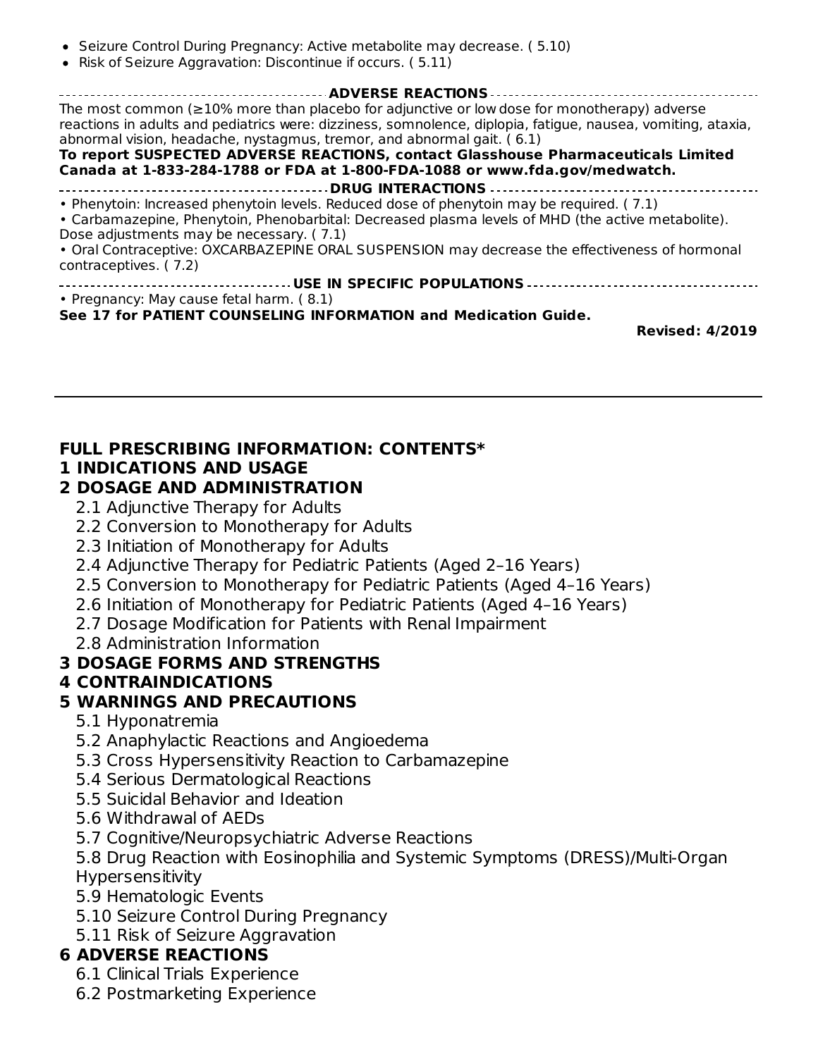- Seizure Control During Pregnancy: Active metabolite may decrease. ( 5.10)
- Risk of Seizure Aggravation: Discontinue if occurs. ( 5.11)

**ADVERSE REACTIONS**

The most common (≥10% more than placebo for adjunctive or low dose for monotherapy) adverse reactions in adults and pediatrics were: dizziness, somnolence, diplopia, fatigue, nausea, vomiting, ataxia, abnormal vision, headache, nystagmus, tremor, and abnormal gait. ( 6.1)

**To report SUSPECTED ADVERSE REACTIONS, contact Glasshouse Pharmaceuticals Limited Canada at 1-833-284-1788 or FDA at 1-800-FDA-1088 or www.fda.gov/medwatch.**

**DRUG INTERACTIONS**

• Phenytoin: Increased phenytoin levels. Reduced dose of phenytoin may be required. ( 7.1)
• Carbamazepine, Phenytoin, Phenobarbital: Decreased plasma levels of MHD (the active metabolite). Dose adjustments may be necessary. ( 7.1)
• Oral Contraceptive: OXCARBAZEPINE ORAL SUSPENSION may decrease the effectiveness of hormonal contraceptives. ( 7.2)

**USE IN SPECIFIC POPULATIONS**

• Pregnancy: May cause fetal harm. ( 8.1)

**See 17 for PATIENT COUNSELING INFORMATION and Medication Guide.**

**Revised: 4/2019**

---

## FULL PRESCRIBING INFORMATION: CONTENTS*

**1 INDICATIONS AND USAGE**

**2 DOSAGE AND ADMINISTRATION**
- 2.1 Adjunctive Therapy for Adults
- 2.2 Conversion to Monotherapy for Adults
- 2.3 Initiation of Monotherapy for Adults
- 2.4 Adjunctive Therapy for Pediatric Patients (Aged 2–16 Years)
- 2.5 Conversion to Monotherapy for Pediatric Patients (Aged 4–16 Years)
- 2.6 Initiation of Monotherapy for Pediatric Patients (Aged 4–16 Years)
- 2.7 Dosage Modification for Patients with Renal Impairment
- 2.8 Administration Information

**3 DOSAGE FORMS AND STRENGTHS**

**4 CONTRAINDICATIONS**

**5 WARNINGS AND PRECAUTIONS**
- 5.1 Hyponatremia
- 5.2 Anaphylactic Reactions and Angioedema
- 5.3 Cross Hypersensitivity Reaction to Carbamazepine
- 5.4 Serious Dermatological Reactions
- 5.5 Suicidal Behavior and Ideation
- 5.6 Withdrawal of AEDs
- 5.7 Cognitive/Neuropsychiatric Adverse Reactions
- 5.8 Drug Reaction with Eosinophilia and Systemic Symptoms (DRESS)/Multi-Organ Hypersensitivity
- 5.9 Hematologic Events
- 5.10 Seizure Control During Pregnancy
- 5.11 Risk of Seizure Aggravation

**6 ADVERSE REACTIONS**
- 6.1 Clinical Trials Experience
- 6.2 Postmarketing Experience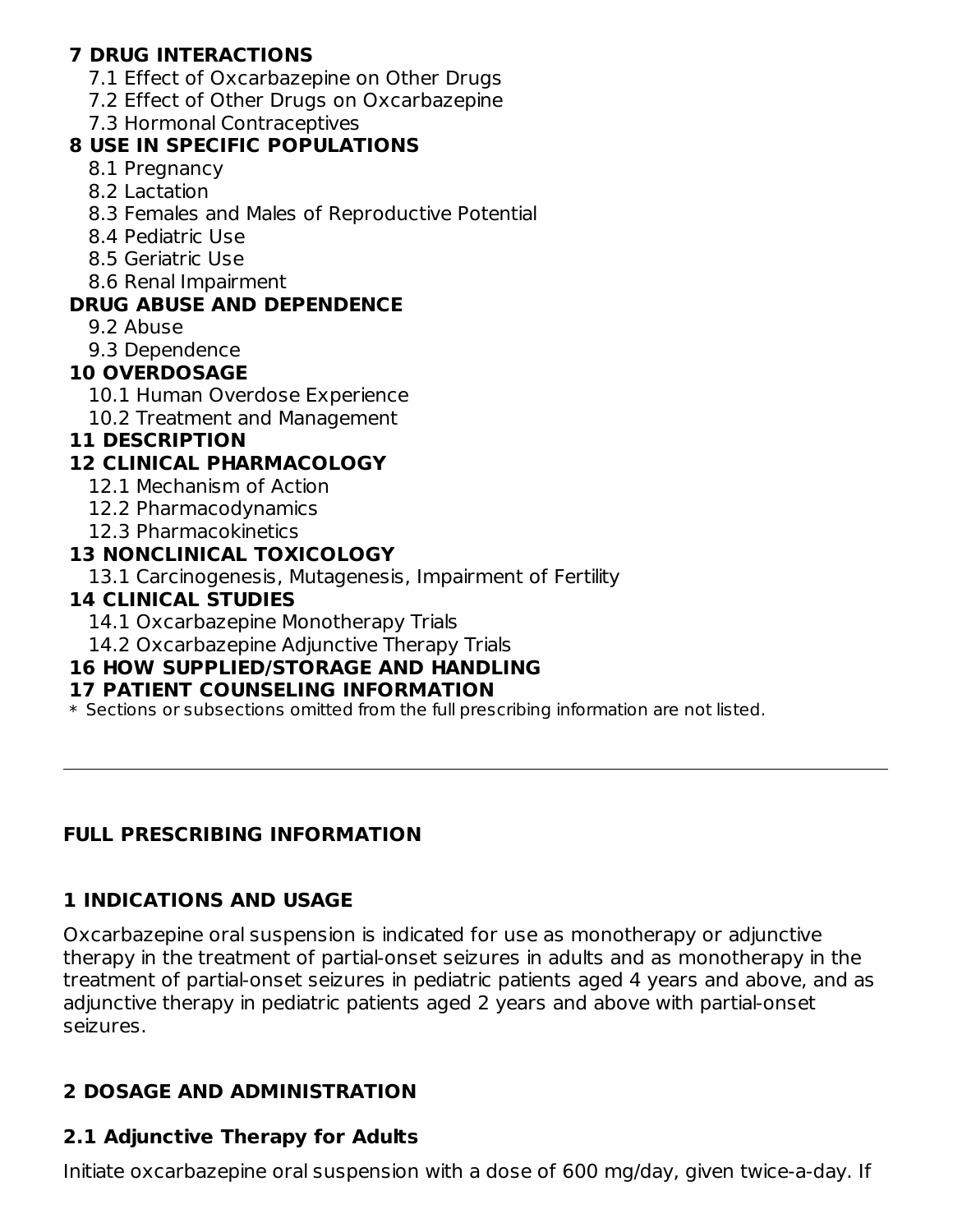**7 DRUG INTERACTIONS**

7.1 Effect of Oxcarbazepine on Other Drugs
7.2 Effect of Other Drugs on Oxcarbazepine
7.3 Hormonal Contraceptives

**8 USE IN SPECIFIC POPULATIONS**

8.1 Pregnancy
8.2 Lactation
8.3 Females and Males of Reproductive Potential
8.4 Pediatric Use
8.5 Geriatric Use
8.6 Renal Impairment

**DRUG ABUSE AND DEPENDENCE**

9.2 Abuse
9.3 Dependence

**10 OVERDOSAGE**

10.1 Human Overdose Experience
10.2 Treatment and Management

**11 DESCRIPTION**

**12 CLINICAL PHARMACOLOGY**

12.1 Mechanism of Action
12.2 Pharmacodynamics
12.3 Pharmacokinetics

**13 NONCLINICAL TOXICOLOGY**

13.1 Carcinogenesis, Mutagenesis, Impairment of Fertility

**14 CLINICAL STUDIES**

14.1 Oxcarbazepine Monotherapy Trials
14.2 Oxcarbazepine Adjunctive Therapy Trials

**16 HOW SUPPLIED/STORAGE AND HANDLING**

**17 PATIENT COUNSELING INFORMATION**

\* Sections or subsections omitted from the full prescribing information are not listed.

---

## FULL PRESCRIBING INFORMATION

## 1 INDICATIONS AND USAGE

Oxcarbazepine oral suspension is indicated for use as monotherapy or adjunctive therapy in the treatment of partial-onset seizures in adults and as monotherapy in the treatment of partial-onset seizures in pediatric patients aged 4 years and above, and as adjunctive therapy in pediatric patients aged 2 years and above with partial-onset seizures.

## 2 DOSAGE AND ADMINISTRATION

### 2.1 Adjunctive Therapy for Adults

Initiate oxcarbazepine oral suspension with a dose of 600 mg/day, given twice-a-day. If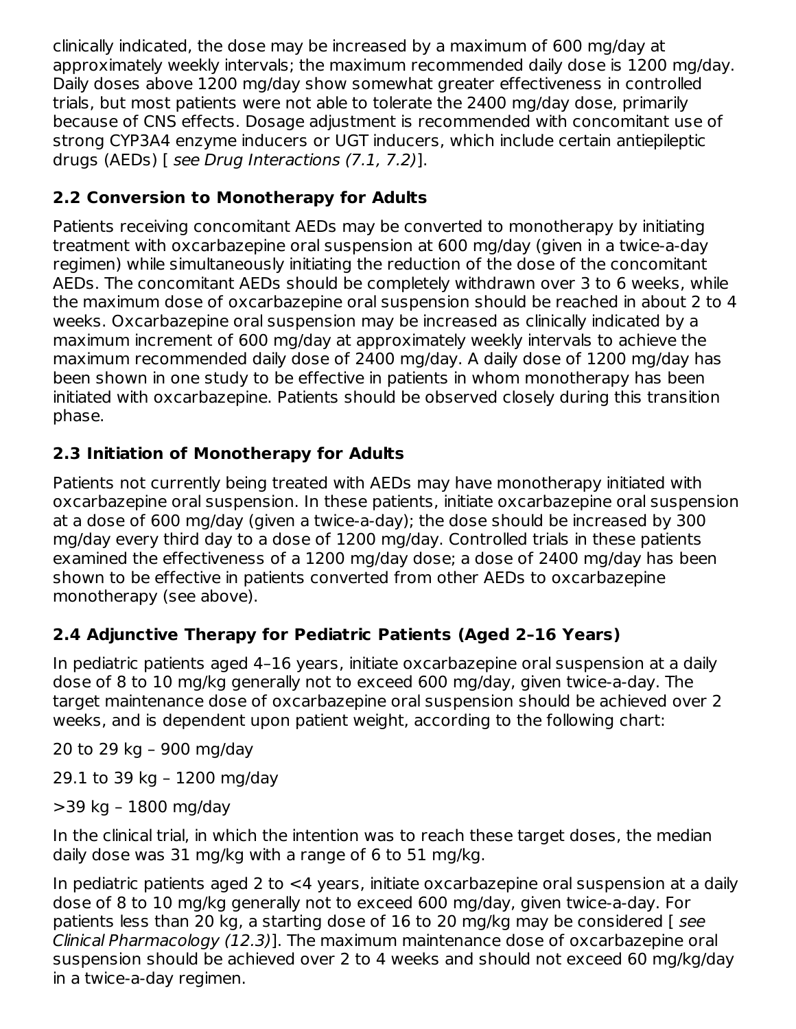clinically indicated, the dose may be increased by a maximum of 600 mg/day at approximately weekly intervals; the maximum recommended daily dose is 1200 mg/day. Daily doses above 1200 mg/day show somewhat greater effectiveness in controlled trials, but most patients were not able to tolerate the 2400 mg/day dose, primarily because of CNS effects. Dosage adjustment is recommended with concomitant use of strong CYP3A4 enzyme inducers or UGT inducers, which include certain antiepileptic drugs (AEDs) [ *see Drug Interactions (7.1, 7.2)*].

## 2.2 Conversion to Monotherapy for Adults

Patients receiving concomitant AEDs may be converted to monotherapy by initiating treatment with oxcarbazepine oral suspension at 600 mg/day (given in a twice-a-day regimen) while simultaneously initiating the reduction of the dose of the concomitant AEDs. The concomitant AEDs should be completely withdrawn over 3 to 6 weeks, while the maximum dose of oxcarbazepine oral suspension should be reached in about 2 to 4 weeks. Oxcarbazepine oral suspension may be increased as clinically indicated by a maximum increment of 600 mg/day at approximately weekly intervals to achieve the maximum recommended daily dose of 2400 mg/day. A daily dose of 1200 mg/day has been shown in one study to be effective in patients in whom monotherapy has been initiated with oxcarbazepine. Patients should be observed closely during this transition phase.

## 2.3 Initiation of Monotherapy for Adults

Patients not currently being treated with AEDs may have monotherapy initiated with oxcarbazepine oral suspension. In these patients, initiate oxcarbazepine oral suspension at a dose of 600 mg/day (given a twice-a-day); the dose should be increased by 300 mg/day every third day to a dose of 1200 mg/day. Controlled trials in these patients examined the effectiveness of a 1200 mg/day dose; a dose of 2400 mg/day has been shown to be effective in patients converted from other AEDs to oxcarbazepine monotherapy (see above).

## 2.4 Adjunctive Therapy for Pediatric Patients (Aged 2–16 Years)

In pediatric patients aged 4–16 years, initiate oxcarbazepine oral suspension at a daily dose of 8 to 10 mg/kg generally not to exceed 600 mg/day, given twice-a-day. The target maintenance dose of oxcarbazepine oral suspension should be achieved over 2 weeks, and is dependent upon patient weight, according to the following chart:

20 to 29 kg – 900 mg/day

29.1 to 39 kg – 1200 mg/day

>39 kg – 1800 mg/day

In the clinical trial, in which the intention was to reach these target doses, the median daily dose was 31 mg/kg with a range of 6 to 51 mg/kg.

In pediatric patients aged 2 to <4 years, initiate oxcarbazepine oral suspension at a daily dose of 8 to 10 mg/kg generally not to exceed 600 mg/day, given twice-a-day. For patients less than 20 kg, a starting dose of 16 to 20 mg/kg may be considered [ *see Clinical Pharmacology (12.3)*]. The maximum maintenance dose of oxcarbazepine oral suspension should be achieved over 2 to 4 weeks and should not exceed 60 mg/kg/day in a twice-a-day regimen.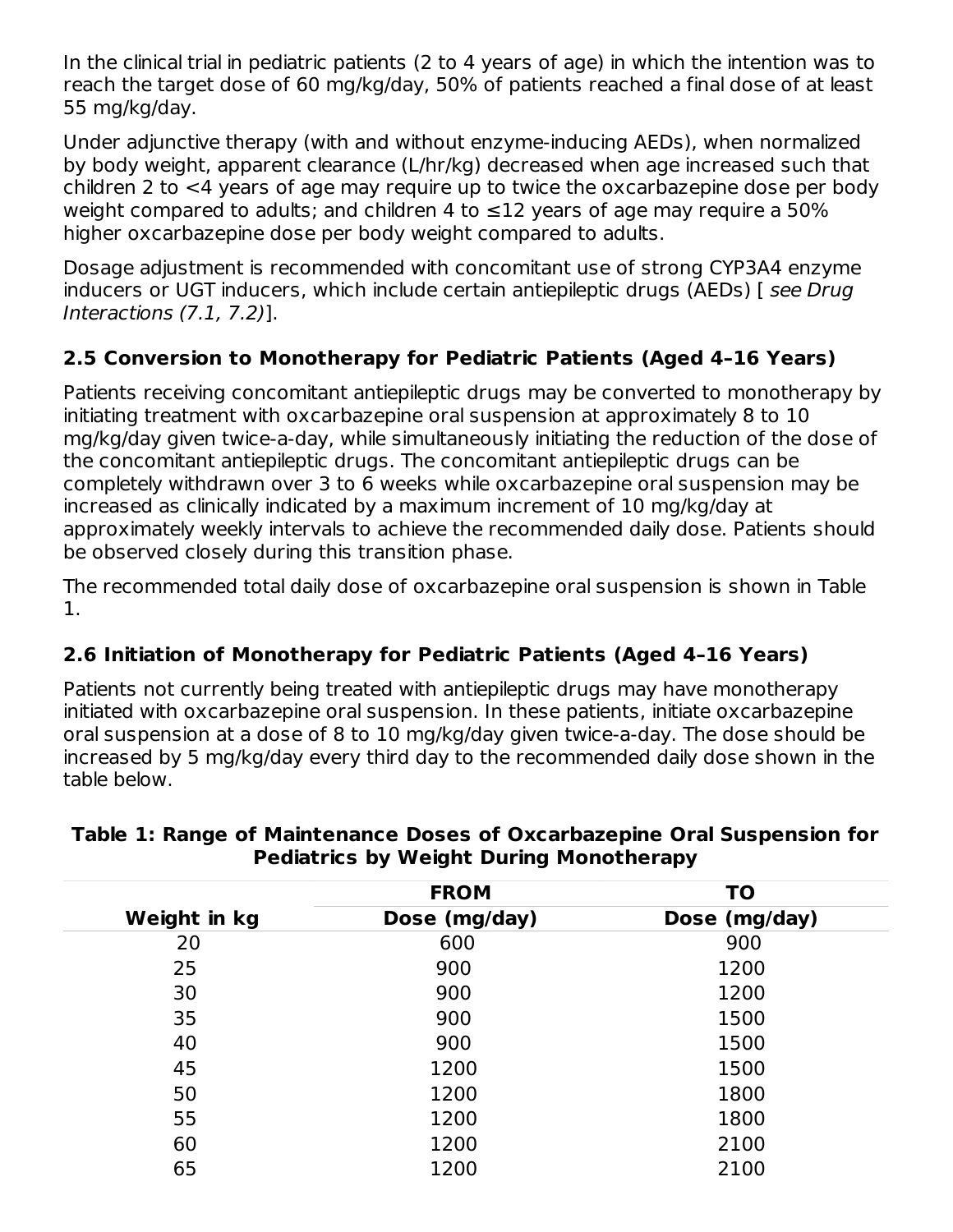In the clinical trial in pediatric patients (2 to 4 years of age) in which the intention was to reach the target dose of 60 mg/kg/day, 50% of patients reached a final dose of at least 55 mg/kg/day.

Under adjunctive therapy (with and without enzyme-inducing AEDs), when normalized by body weight, apparent clearance (L/hr/kg) decreased when age increased such that children 2 to <4 years of age may require up to twice the oxcarbazepine dose per body weight compared to adults; and children 4 to ≤12 years of age may require a 50% higher oxcarbazepine dose per body weight compared to adults.

Dosage adjustment is recommended with concomitant use of strong CYP3A4 enzyme inducers or UGT inducers, which include certain antiepileptic drugs (AEDs) [ *see Drug Interactions (7.1, 7.2)*].

### 2.5 Conversion to Monotherapy for Pediatric Patients (Aged 4–16 Years)

Patients receiving concomitant antiepileptic drugs may be converted to monotherapy by initiating treatment with oxcarbazepine oral suspension at approximately 8 to 10 mg/kg/day given twice-a-day, while simultaneously initiating the reduction of the dose of the concomitant antiepileptic drugs. The concomitant antiepileptic drugs can be completely withdrawn over 3 to 6 weeks while oxcarbazepine oral suspension may be increased as clinically indicated by a maximum increment of 10 mg/kg/day at approximately weekly intervals to achieve the recommended daily dose. Patients should be observed closely during this transition phase.

The recommended total daily dose of oxcarbazepine oral suspension is shown in Table 1.

### 2.6 Initiation of Monotherapy for Pediatric Patients (Aged 4–16 Years)

Patients not currently being treated with antiepileptic drugs may have monotherapy initiated with oxcarbazepine oral suspension. In these patients, initiate oxcarbazepine oral suspension at a dose of 8 to 10 mg/kg/day given twice-a-day. The dose should be increased by 5 mg/kg/day every third day to the recommended daily dose shown in the table below.

**Table 1: Range of Maintenance Doses of Oxcarbazepine Oral Suspension for Pediatrics by Weight During Monotherapy**

| | FROM | TO |
|---|---|---|
| Weight in kg | Dose (mg/day) | Dose (mg/day) |
| 20 | 600 | 900 |
| 25 | 900 | 1200 |
| 30 | 900 | 1200 |
| 35 | 900 | 1500 |
| 40 | 900 | 1500 |
| 45 | 1200 | 1500 |
| 50 | 1200 | 1800 |
| 55 | 1200 | 1800 |
| 60 | 1200 | 2100 |
| 65 | 1200 | 2100 |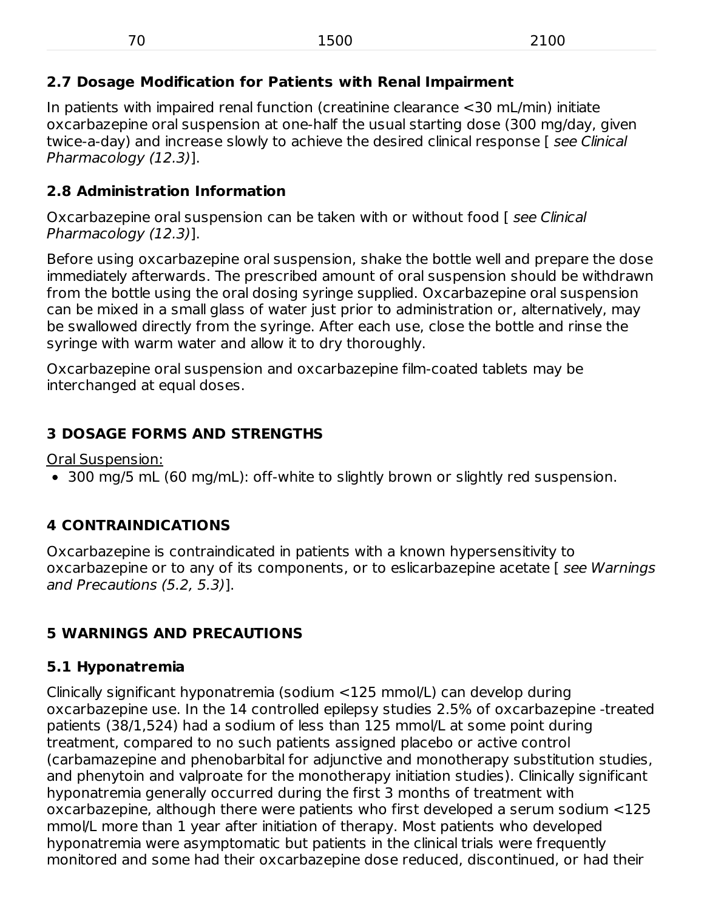| 70 | 1500 | 2100 |
|---|---|---|

### 2.7 Dosage Modification for Patients with Renal Impairment

In patients with impaired renal function (creatinine clearance <30 mL/min) initiate oxcarbazepine oral suspension at one-half the usual starting dose (300 mg/day, given twice-a-day) and increase slowly to achieve the desired clinical response [ *see Clinical Pharmacology (12.3)*].

### 2.8 Administration Information

Oxcarbazepine oral suspension can be taken with or without food [ *see Clinical Pharmacology (12.3)*].

Before using oxcarbazepine oral suspension, shake the bottle well and prepare the dose immediately afterwards. The prescribed amount of oral suspension should be withdrawn from the bottle using the oral dosing syringe supplied. Oxcarbazepine oral suspension can be mixed in a small glass of water just prior to administration or, alternatively, may be swallowed directly from the syringe. After each use, close the bottle and rinse the syringe with warm water and allow it to dry thoroughly.

Oxcarbazepine oral suspension and oxcarbazepine film-coated tablets may be interchanged at equal doses.

## 3 DOSAGE FORMS AND STRENGTHS

Oral Suspension:

- 300 mg/5 mL (60 mg/mL): off-white to slightly brown or slightly red suspension.

## 4 CONTRAINDICATIONS

Oxcarbazepine is contraindicated in patients with a known hypersensitivity to oxcarbazepine or to any of its components, or to eslicarbazepine acetate [ *see Warnings and Precautions (5.2, 5.3)*].

## 5 WARNINGS AND PRECAUTIONS

### 5.1 Hyponatremia

Clinically significant hyponatremia (sodium <125 mmol/L) can develop during oxcarbazepine use. In the 14 controlled epilepsy studies 2.5% of oxcarbazepine -treated patients (38/1,524) had a sodium of less than 125 mmol/L at some point during treatment, compared to no such patients assigned placebo or active control (carbamazepine and phenobarbital for adjunctive and monotherapy substitution studies, and phenytoin and valproate for the monotherapy initiation studies). Clinically significant hyponatremia generally occurred during the first 3 months of treatment with oxcarbazepine, although there were patients who first developed a serum sodium <125 mmol/L more than 1 year after initiation of therapy. Most patients who developed hyponatremia were asymptomatic but patients in the clinical trials were frequently monitored and some had their oxcarbazepine dose reduced, discontinued, or had their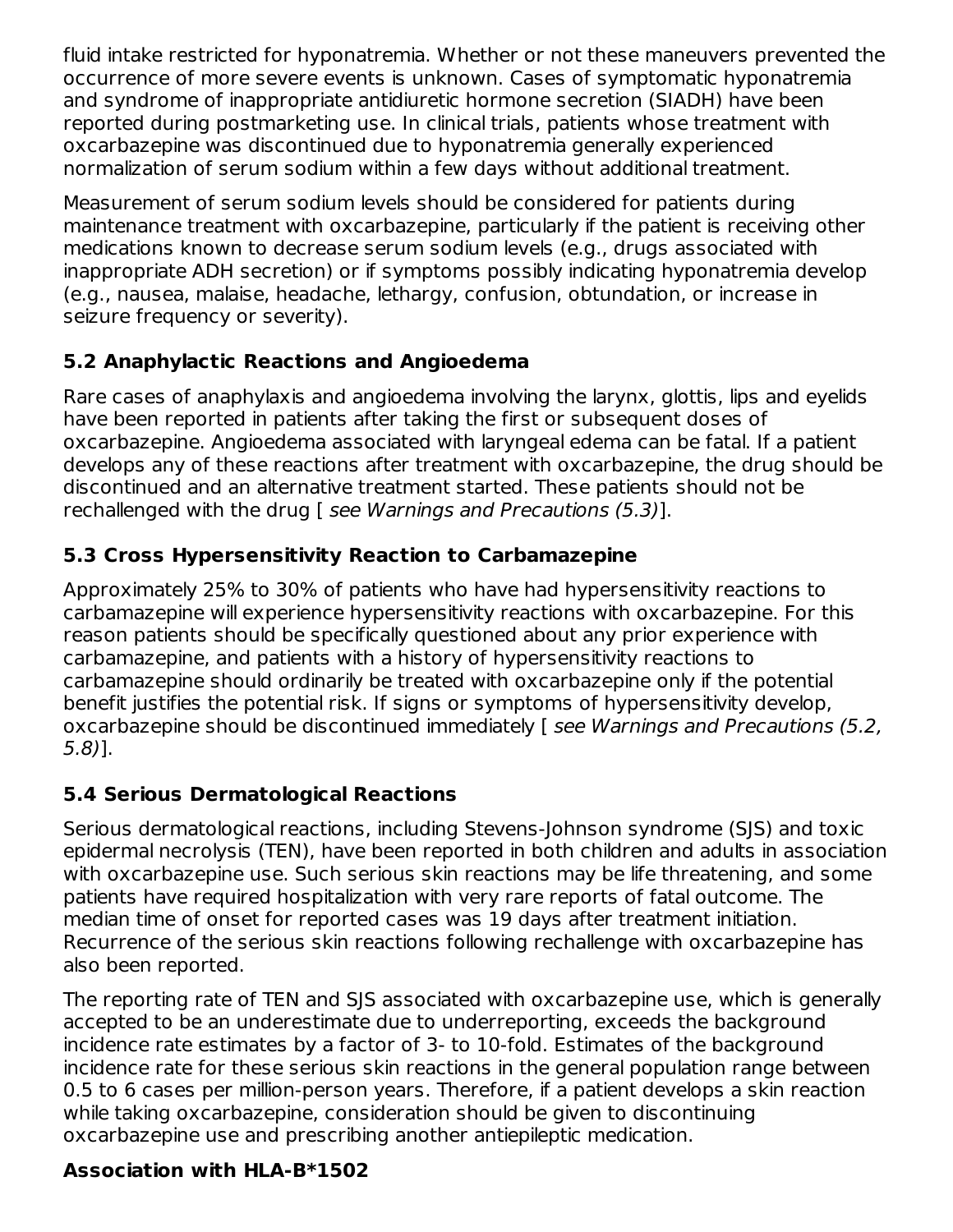fluid intake restricted for hyponatremia. Whether or not these maneuvers prevented the occurrence of more severe events is unknown. Cases of symptomatic hyponatremia and syndrome of inappropriate antidiuretic hormone secretion (SIADH) have been reported during postmarketing use. In clinical trials, patients whose treatment with oxcarbazepine was discontinued due to hyponatremia generally experienced normalization of serum sodium within a few days without additional treatment.

Measurement of serum sodium levels should be considered for patients during maintenance treatment with oxcarbazepine, particularly if the patient is receiving other medications known to decrease serum sodium levels (e.g., drugs associated with inappropriate ADH secretion) or if symptoms possibly indicating hyponatremia develop (e.g., nausea, malaise, headache, lethargy, confusion, obtundation, or increase in seizure frequency or severity).

### 5.2 Anaphylactic Reactions and Angioedema

Rare cases of anaphylaxis and angioedema involving the larynx, glottis, lips and eyelids have been reported in patients after taking the first or subsequent doses of oxcarbazepine. Angioedema associated with laryngeal edema can be fatal. If a patient develops any of these reactions after treatment with oxcarbazepine, the drug should be discontinued and an alternative treatment started. These patients should not be rechallenged with the drug [ *see Warnings and Precautions (5.3)*].

### 5.3 Cross Hypersensitivity Reaction to Carbamazepine

Approximately 25% to 30% of patients who have had hypersensitivity reactions to carbamazepine will experience hypersensitivity reactions with oxcarbazepine. For this reason patients should be specifically questioned about any prior experience with carbamazepine, and patients with a history of hypersensitivity reactions to carbamazepine should ordinarily be treated with oxcarbazepine only if the potential benefit justifies the potential risk. If signs or symptoms of hypersensitivity develop, oxcarbazepine should be discontinued immediately [ *see Warnings and Precautions (5.2, 5.8)*].

### 5.4 Serious Dermatological Reactions

Serious dermatological reactions, including Stevens-Johnson syndrome (SJS) and toxic epidermal necrolysis (TEN), have been reported in both children and adults in association with oxcarbazepine use. Such serious skin reactions may be life threatening, and some patients have required hospitalization with very rare reports of fatal outcome. The median time of onset for reported cases was 19 days after treatment initiation. Recurrence of the serious skin reactions following rechallenge with oxcarbazepine has also been reported.

The reporting rate of TEN and SJS associated with oxcarbazepine use, which is generally accepted to be an underestimate due to underreporting, exceeds the background incidence rate estimates by a factor of 3- to 10-fold. Estimates of the background incidence rate for these serious skin reactions in the general population range between 0.5 to 6 cases per million-person years. Therefore, if a patient develops a skin reaction while taking oxcarbazepine, consideration should be given to discontinuing oxcarbazepine use and prescribing another antiepileptic medication.

**Association with HLA-B*1502**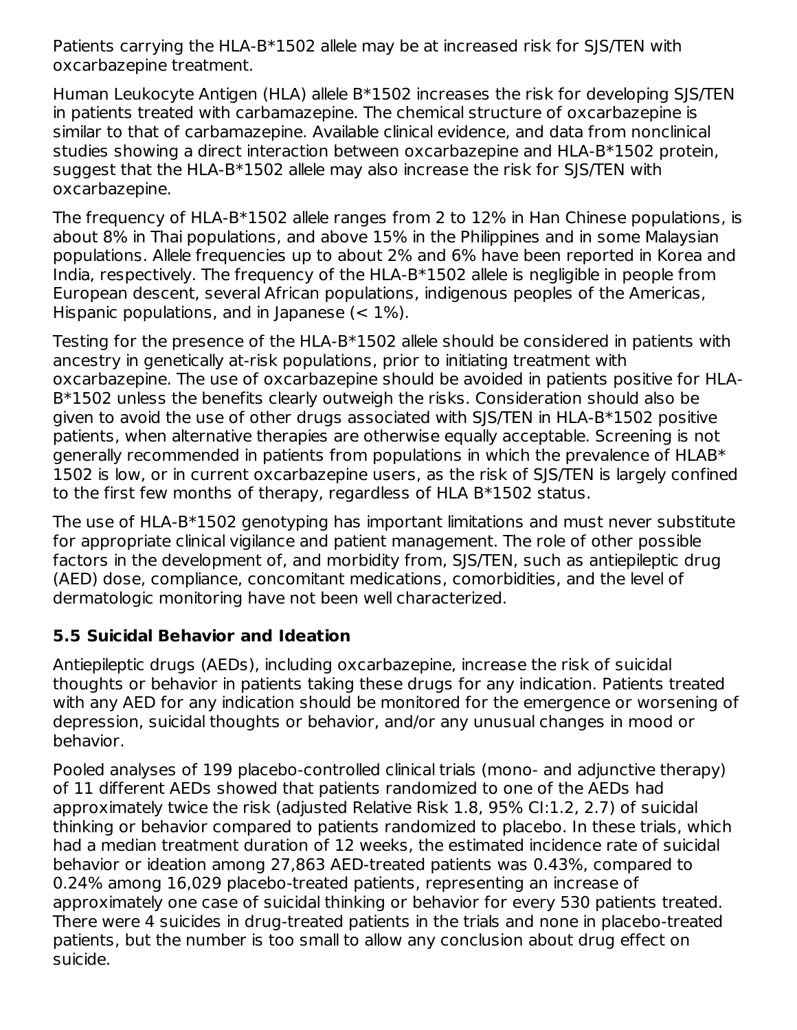Patients carrying the HLA-B*1502 allele may be at increased risk for SJS/TEN with oxcarbazepine treatment.

Human Leukocyte Antigen (HLA) allele B*1502 increases the risk for developing SJS/TEN in patients treated with carbamazepine. The chemical structure of oxcarbazepine is similar to that of carbamazepine. Available clinical evidence, and data from nonclinical studies showing a direct interaction between oxcarbazepine and HLA-B*1502 protein, suggest that the HLA-B*1502 allele may also increase the risk for SJS/TEN with oxcarbazepine.

The frequency of HLA-B*1502 allele ranges from 2 to 12% in Han Chinese populations, is about 8% in Thai populations, and above 15% in the Philippines and in some Malaysian populations. Allele frequencies up to about 2% and 6% have been reported in Korea and India, respectively. The frequency of the HLA-B*1502 allele is negligible in people from European descent, several African populations, indigenous peoples of the Americas, Hispanic populations, and in Japanese (< 1%).

Testing for the presence of the HLA-B*1502 allele should be considered in patients with ancestry in genetically at-risk populations, prior to initiating treatment with oxcarbazepine. The use of oxcarbazepine should be avoided in patients positive for HLA-B*1502 unless the benefits clearly outweigh the risks. Consideration should also be given to avoid the use of other drugs associated with SJS/TEN in HLA-B*1502 positive patients, when alternative therapies are otherwise equally acceptable. Screening is not generally recommended in patients from populations in which the prevalence of HLAB* 1502 is low, or in current oxcarbazepine users, as the risk of SJS/TEN is largely confined to the first few months of therapy, regardless of HLA B*1502 status.

The use of HLA-B*1502 genotyping has important limitations and must never substitute for appropriate clinical vigilance and patient management. The role of other possible factors in the development of, and morbidity from, SJS/TEN, such as antiepileptic drug (AED) dose, compliance, concomitant medications, comorbidities, and the level of dermatologic monitoring have not been well characterized.

### 5.5 Suicidal Behavior and Ideation

Antiepileptic drugs (AEDs), including oxcarbazepine, increase the risk of suicidal thoughts or behavior in patients taking these drugs for any indication. Patients treated with any AED for any indication should be monitored for the emergence or worsening of depression, suicidal thoughts or behavior, and/or any unusual changes in mood or behavior.

Pooled analyses of 199 placebo-controlled clinical trials (mono- and adjunctive therapy) of 11 different AEDs showed that patients randomized to one of the AEDs had approximately twice the risk (adjusted Relative Risk 1.8, 95% CI:1.2, 2.7) of suicidal thinking or behavior compared to patients randomized to placebo. In these trials, which had a median treatment duration of 12 weeks, the estimated incidence rate of suicidal behavior or ideation among 27,863 AED-treated patients was 0.43%, compared to 0.24% among 16,029 placebo-treated patients, representing an increase of approximately one case of suicidal thinking or behavior for every 530 patients treated. There were 4 suicides in drug-treated patients in the trials and none in placebo-treated patients, but the number is too small to allow any conclusion about drug effect on suicide.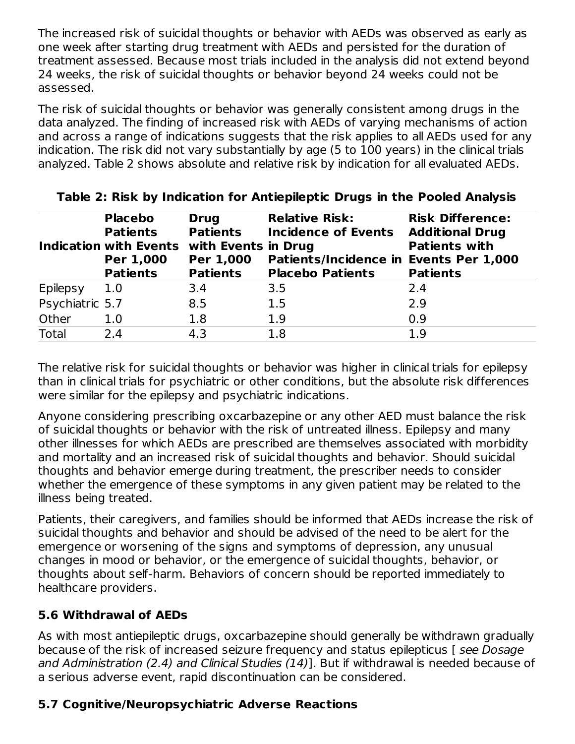The increased risk of suicidal thoughts or behavior with AEDs was observed as early as one week after starting drug treatment with AEDs and persisted for the duration of treatment assessed. Because most trials included in the analysis did not extend beyond 24 weeks, the risk of suicidal thoughts or behavior beyond 24 weeks could not be assessed.

The risk of suicidal thoughts or behavior was generally consistent among drugs in the data analyzed. The finding of increased risk with AEDs of varying mechanisms of action and across a range of indications suggests that the risk applies to all AEDs used for any indication. The risk did not vary substantially by age (5 to 100 years) in the clinical trials analyzed. Table 2 shows absolute and relative risk by indication for all evaluated AEDs.

**Table 2: Risk by Indication for Antiepileptic Drugs in the Pooled Analysis**

| Indication | Placebo Patients with Events Per 1,000 Patients | Drug Patients with Events Per 1,000 Patients | Relative Risk: Incidence of Events in Drug Patients/Incidence in Placebo Patients | Risk Difference: Additional Drug Patients with Events Per 1,000 Patients |
|---|---|---|---|---|
| Epilepsy | 1.0 | 3.4 | 3.5 | 2.4 |
| Psychiatric | 5.7 | 8.5 | 1.5 | 2.9 |
| Other | 1.0 | 1.8 | 1.9 | 0.9 |
| Total | 2.4 | 4.3 | 1.8 | 1.9 |

The relative risk for suicidal thoughts or behavior was higher in clinical trials for epilepsy than in clinical trials for psychiatric or other conditions, but the absolute risk differences were similar for the epilepsy and psychiatric indications.

Anyone considering prescribing oxcarbazepine or any other AED must balance the risk of suicidal thoughts or behavior with the risk of untreated illness. Epilepsy and many other illnesses for which AEDs are prescribed are themselves associated with morbidity and mortality and an increased risk of suicidal thoughts and behavior. Should suicidal thoughts and behavior emerge during treatment, the prescriber needs to consider whether the emergence of these symptoms in any given patient may be related to the illness being treated.

Patients, their caregivers, and families should be informed that AEDs increase the risk of suicidal thoughts and behavior and should be advised of the need to be alert for the emergence or worsening of the signs and symptoms of depression, any unusual changes in mood or behavior, or the emergence of suicidal thoughts, behavior, or thoughts about self-harm. Behaviors of concern should be reported immediately to healthcare providers.

### 5.6 Withdrawal of AEDs

As with most antiepileptic drugs, oxcarbazepine should generally be withdrawn gradually because of the risk of increased seizure frequency and status epilepticus [ *see Dosage and Administration (2.4) and Clinical Studies (14)*]. But if withdrawal is needed because of a serious adverse event, rapid discontinuation can be considered.

### 5.7 Cognitive/Neuropsychiatric Adverse Reactions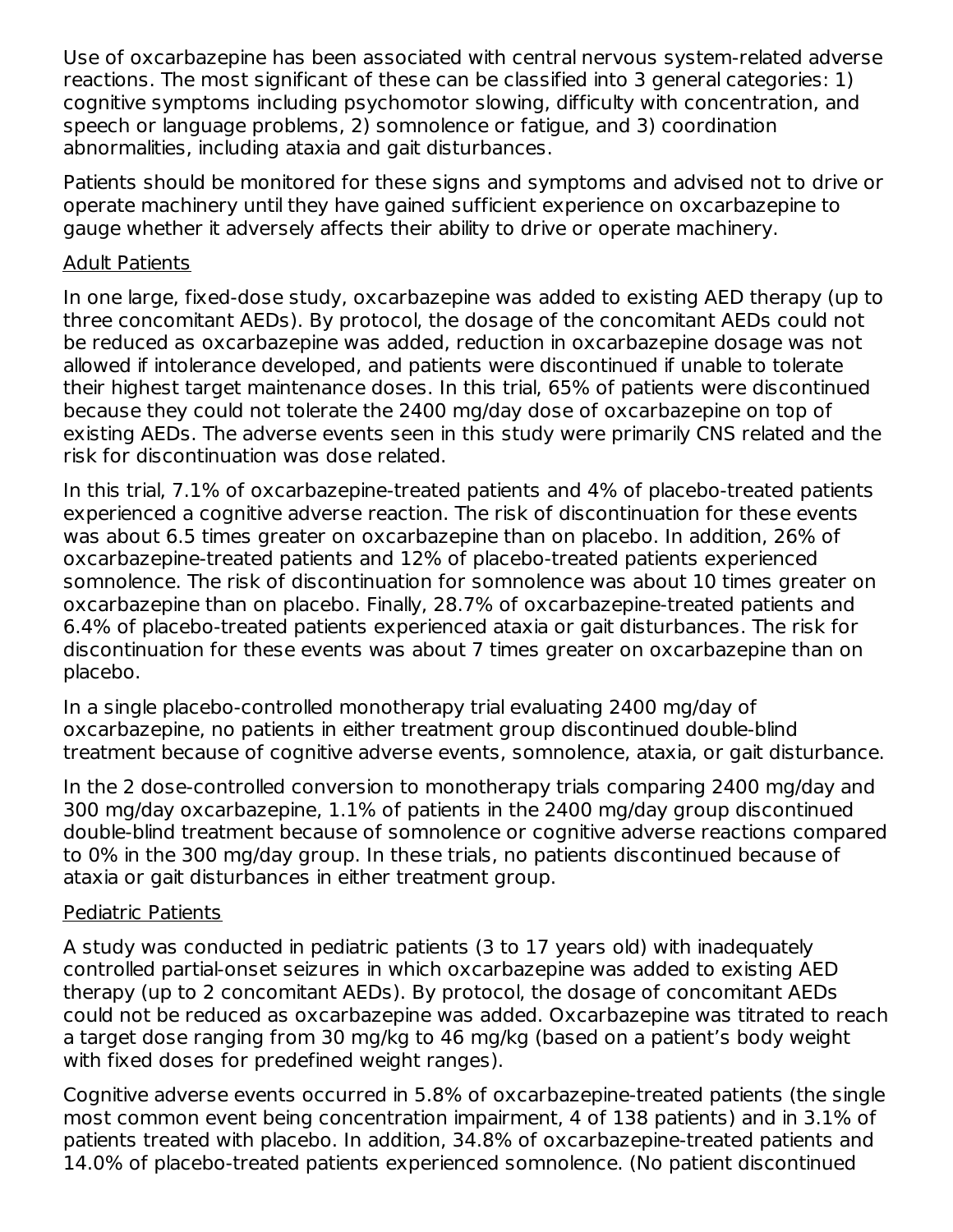Use of oxcarbazepine has been associated with central nervous system-related adverse reactions. The most significant of these can be classified into 3 general categories: 1) cognitive symptoms including psychomotor slowing, difficulty with concentration, and speech or language problems, 2) somnolence or fatigue, and 3) coordination abnormalities, including ataxia and gait disturbances.

Patients should be monitored for these signs and symptoms and advised not to drive or operate machinery until they have gained sufficient experience on oxcarbazepine to gauge whether it adversely affects their ability to drive or operate machinery.

Adult Patients

In one large, fixed-dose study, oxcarbazepine was added to existing AED therapy (up to three concomitant AEDs). By protocol, the dosage of the concomitant AEDs could not be reduced as oxcarbazepine was added, reduction in oxcarbazepine dosage was not allowed if intolerance developed, and patients were discontinued if unable to tolerate their highest target maintenance doses. In this trial, 65% of patients were discontinued because they could not tolerate the 2400 mg/day dose of oxcarbazepine on top of existing AEDs. The adverse events seen in this study were primarily CNS related and the risk for discontinuation was dose related.

In this trial, 7.1% of oxcarbazepine-treated patients and 4% of placebo-treated patients experienced a cognitive adverse reaction. The risk of discontinuation for these events was about 6.5 times greater on oxcarbazepine than on placebo. In addition, 26% of oxcarbazepine-treated patients and 12% of placebo-treated patients experienced somnolence. The risk of discontinuation for somnolence was about 10 times greater on oxcarbazepine than on placebo. Finally, 28.7% of oxcarbazepine-treated patients and 6.4% of placebo-treated patients experienced ataxia or gait disturbances. The risk for discontinuation for these events was about 7 times greater on oxcarbazepine than on placebo.

In a single placebo-controlled monotherapy trial evaluating 2400 mg/day of oxcarbazepine, no patients in either treatment group discontinued double-blind treatment because of cognitive adverse events, somnolence, ataxia, or gait disturbance.

In the 2 dose-controlled conversion to monotherapy trials comparing 2400 mg/day and 300 mg/day oxcarbazepine, 1.1% of patients in the 2400 mg/day group discontinued double-blind treatment because of somnolence or cognitive adverse reactions compared to 0% in the 300 mg/day group. In these trials, no patients discontinued because of ataxia or gait disturbances in either treatment group.

Pediatric Patients

A study was conducted in pediatric patients (3 to 17 years old) with inadequately controlled partial-onset seizures in which oxcarbazepine was added to existing AED therapy (up to 2 concomitant AEDs). By protocol, the dosage of concomitant AEDs could not be reduced as oxcarbazepine was added. Oxcarbazepine was titrated to reach a target dose ranging from 30 mg/kg to 46 mg/kg (based on a patient's body weight with fixed doses for predefined weight ranges).

Cognitive adverse events occurred in 5.8% of oxcarbazepine-treated patients (the single most common event being concentration impairment, 4 of 138 patients) and in 3.1% of patients treated with placebo. In addition, 34.8% of oxcarbazepine-treated patients and 14.0% of placebo-treated patients experienced somnolence. (No patient discontinued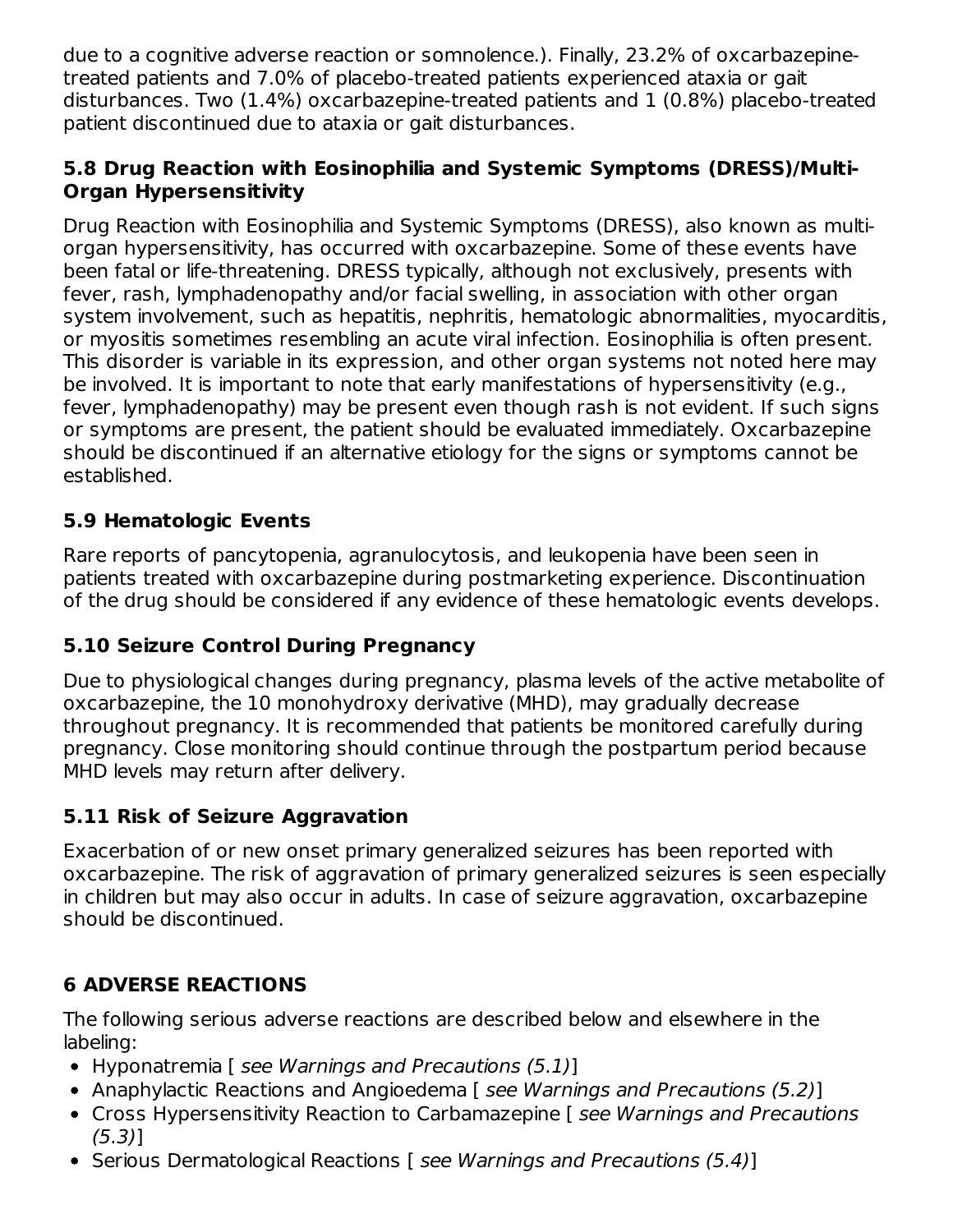due to a cognitive adverse reaction or somnolence.). Finally, 23.2% of oxcarbazepine-treated patients and 7.0% of placebo-treated patients experienced ataxia or gait disturbances. Two (1.4%) oxcarbazepine-treated patients and 1 (0.8%) placebo-treated patient discontinued due to ataxia or gait disturbances.

### 5.8 Drug Reaction with Eosinophilia and Systemic Symptoms (DRESS)/Multi-Organ Hypersensitivity

Drug Reaction with Eosinophilia and Systemic Symptoms (DRESS), also known as multi-organ hypersensitivity, has occurred with oxcarbazepine. Some of these events have been fatal or life-threatening. DRESS typically, although not exclusively, presents with fever, rash, lymphadenopathy and/or facial swelling, in association with other organ system involvement, such as hepatitis, nephritis, hematologic abnormalities, myocarditis, or myositis sometimes resembling an acute viral infection. Eosinophilia is often present. This disorder is variable in its expression, and other organ systems not noted here may be involved. It is important to note that early manifestations of hypersensitivity (e.g., fever, lymphadenopathy) may be present even though rash is not evident. If such signs or symptoms are present, the patient should be evaluated immediately. Oxcarbazepine should be discontinued if an alternative etiology for the signs or symptoms cannot be established.

### 5.9 Hematologic Events

Rare reports of pancytopenia, agranulocytosis, and leukopenia have been seen in patients treated with oxcarbazepine during postmarketing experience. Discontinuation of the drug should be considered if any evidence of these hematologic events develops.

### 5.10 Seizure Control During Pregnancy

Due to physiological changes during pregnancy, plasma levels of the active metabolite of oxcarbazepine, the 10 monohydroxy derivative (MHD), may gradually decrease throughout pregnancy. It is recommended that patients be monitored carefully during pregnancy. Close monitoring should continue through the postpartum period because MHD levels may return after delivery.

### 5.11 Risk of Seizure Aggravation

Exacerbation of or new onset primary generalized seizures has been reported with oxcarbazepine. The risk of aggravation of primary generalized seizures is seen especially in children but may also occur in adults. In case of seizure aggravation, oxcarbazepine should be discontinued.

## 6 ADVERSE REACTIONS

The following serious adverse reactions are described below and elsewhere in the labeling:

- Hyponatremia [ *see Warnings and Precautions (5.1)*]
- Anaphylactic Reactions and Angioedema [ *see Warnings and Precautions (5.2)*]
- Cross Hypersensitivity Reaction to Carbamazepine [ *see Warnings and Precautions (5.3)*]
- Serious Dermatological Reactions [ *see Warnings and Precautions (5.4)*]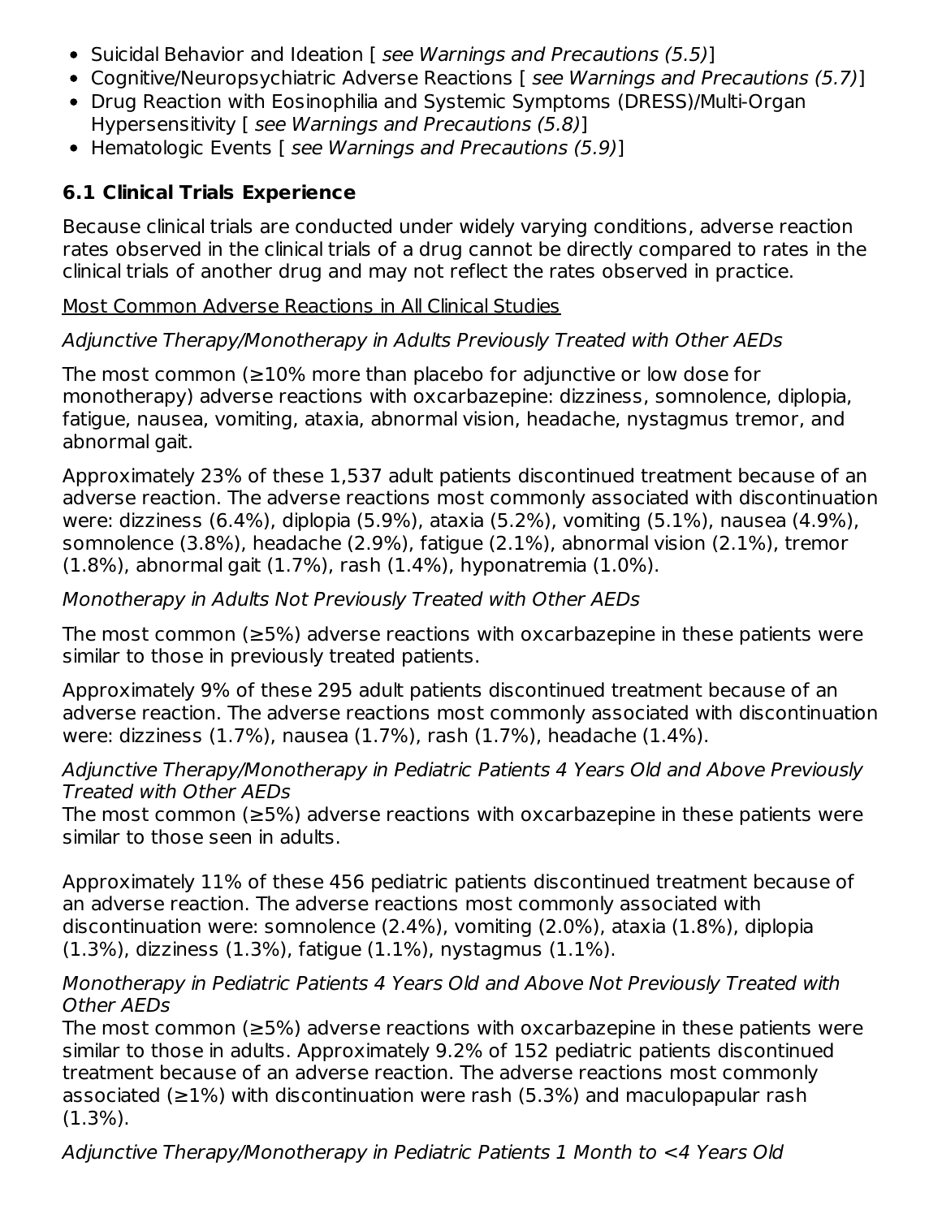- Suicidal Behavior and Ideation [ *see Warnings and Precautions (5.5)*]
- Cognitive/Neuropsychiatric Adverse Reactions [ *see Warnings and Precautions (5.7)*]
- Drug Reaction with Eosinophilia and Systemic Symptoms (DRESS)/Multi-Organ Hypersensitivity [ *see Warnings and Precautions (5.8)*]
- Hematologic Events [ *see Warnings and Precautions (5.9)*]

### 6.1 Clinical Trials Experience

Because clinical trials are conducted under widely varying conditions, adverse reaction rates observed in the clinical trials of a drug cannot be directly compared to rates in the clinical trials of another drug and may not reflect the rates observed in practice.

Most Common Adverse Reactions in All Clinical Studies

*Adjunctive Therapy/Monotherapy in Adults Previously Treated with Other AEDs*

The most common (≥10% more than placebo for adjunctive or low dose for monotherapy) adverse reactions with oxcarbazepine: dizziness, somnolence, diplopia, fatigue, nausea, vomiting, ataxia, abnormal vision, headache, nystagmus tremor, and abnormal gait.

Approximately 23% of these 1,537 adult patients discontinued treatment because of an adverse reaction. The adverse reactions most commonly associated with discontinuation were: dizziness (6.4%), diplopia (5.9%), ataxia (5.2%), vomiting (5.1%), nausea (4.9%), somnolence (3.8%), headache (2.9%), fatigue (2.1%), abnormal vision (2.1%), tremor (1.8%), abnormal gait (1.7%), rash (1.4%), hyponatremia (1.0%).

*Monotherapy in Adults Not Previously Treated with Other AEDs*

The most common (≥5%) adverse reactions with oxcarbazepine in these patients were similar to those in previously treated patients.

Approximately 9% of these 295 adult patients discontinued treatment because of an adverse reaction. The adverse reactions most commonly associated with discontinuation were: dizziness (1.7%), nausea (1.7%), rash (1.7%), headache (1.4%).

*Adjunctive Therapy/Monotherapy in Pediatric Patients 4 Years Old and Above Previously Treated with Other AEDs*

The most common (≥5%) adverse reactions with oxcarbazepine in these patients were similar to those seen in adults.

Approximately 11% of these 456 pediatric patients discontinued treatment because of an adverse reaction. The adverse reactions most commonly associated with discontinuation were: somnolence (2.4%), vomiting (2.0%), ataxia (1.8%), diplopia (1.3%), dizziness (1.3%), fatigue (1.1%), nystagmus (1.1%).

*Monotherapy in Pediatric Patients 4 Years Old and Above Not Previously Treated with Other AEDs*

The most common (≥5%) adverse reactions with oxcarbazepine in these patients were similar to those in adults. Approximately 9.2% of 152 pediatric patients discontinued treatment because of an adverse reaction. The adverse reactions most commonly associated (≥1%) with discontinuation were rash (5.3%) and maculopapular rash (1.3%).

*Adjunctive Therapy/Monotherapy in Pediatric Patients 1 Month to <4 Years Old*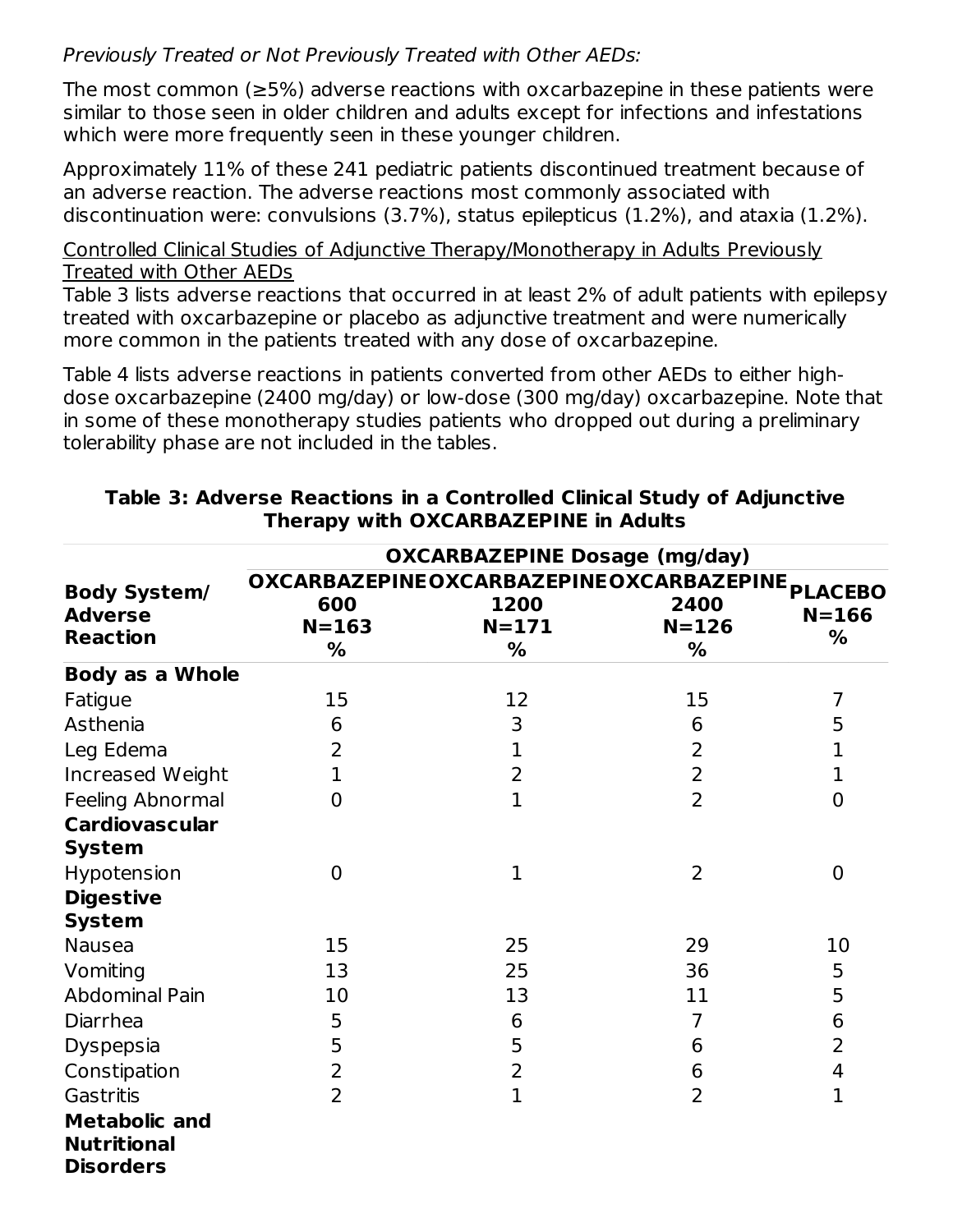*Previously Treated or Not Previously Treated with Other AEDs:*

The most common (≥5%) adverse reactions with oxcarbazepine in these patients were similar to those seen in older children and adults except for infections and infestations which were more frequently seen in these younger children.

Approximately 11% of these 241 pediatric patients discontinued treatment because of an adverse reaction. The adverse reactions most commonly associated with discontinuation were: convulsions (3.7%), status epilepticus (1.2%), and ataxia (1.2%).

Controlled Clinical Studies of Adjunctive Therapy/Monotherapy in Adults Previously Treated with Other AEDs

Table 3 lists adverse reactions that occurred in at least 2% of adult patients with epilepsy treated with oxcarbazepine or placebo as adjunctive treatment and were numerically more common in the patients treated with any dose of oxcarbazepine.

Table 4 lists adverse reactions in patients converted from other AEDs to either high-dose oxcarbazepine (2400 mg/day) or low-dose (300 mg/day) oxcarbazepine. Note that in some of these monotherapy studies patients who dropped out during a preliminary tolerability phase are not included in the tables.

**Table 3: Adverse Reactions in a Controlled Clinical Study of Adjunctive Therapy with OXCARBAZEPINE in Adults**

| Body System/ Adverse Reaction | OXCARBAZEPINE Dosage (mg/day) | | | |
|---|---|---|---|---|
| | OXCARBAZEPINE 600 N=163 % | OXCARBAZEPINE 1200 N=171 % | OXCARBAZEPINE 2400 N=126 % | PLACEBO N=166 % |
| **Body as a Whole** | | | | |
| Fatigue | 15 | 12 | 15 | 7 |
| Asthenia | 6 | 3 | 6 | 5 |
| Leg Edema | 2 | 1 | 2 | 1 |
| Increased Weight | 1 | 2 | 2 | 1 |
| Feeling Abnormal | 0 | 1 | 2 | 0 |
| **Cardiovascular System** | | | | |
| Hypotension | 0 | 1 | 2 | 0 |
| **Digestive System** | | | | |
| Nausea | 15 | 25 | 29 | 10 |
| Vomiting | 13 | 25 | 36 | 5 |
| Abdominal Pain | 10 | 13 | 11 | 5 |
| Diarrhea | 5 | 6 | 7 | 6 |
| Dyspepsia | 5 | 5 | 6 | 2 |
| Constipation | 2 | 2 | 6 | 4 |
| Gastritis | 2 | 1 | 2 | 1 |
| **Metabolic and Nutritional Disorders** | | | | |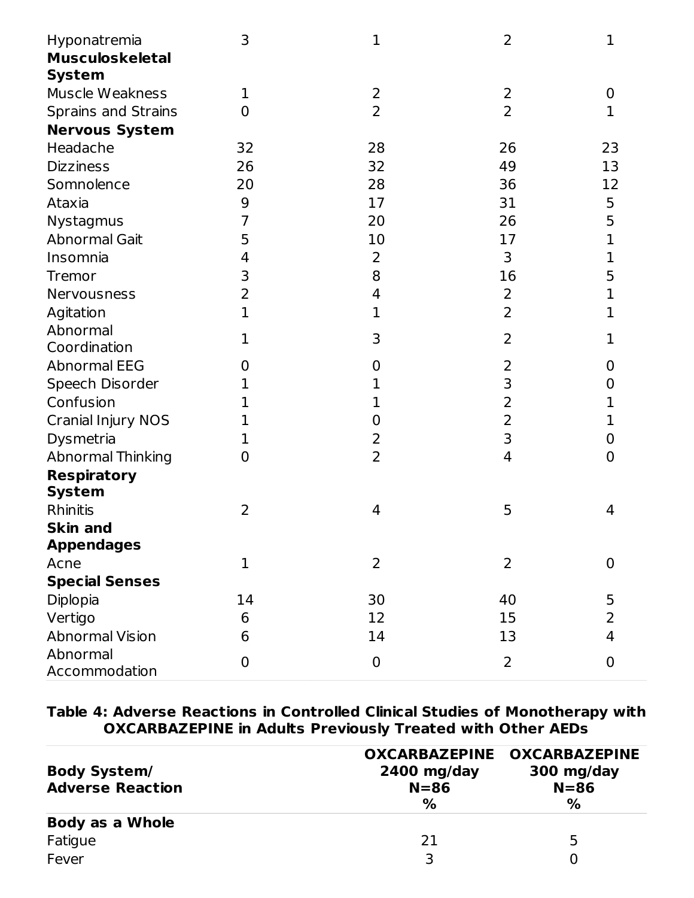| | | | | |
|---|---|---|---|---|
| Hyponatremia | 3 | 1 | 2 | 1 |
| **Musculoskeletal System** | | | | |
| Muscle Weakness | 1 | 2 | 2 | 0 |
| Sprains and Strains | 0 | 2 | 2 | 1 |
| **Nervous System** | | | | |
| Headache | 32 | 28 | 26 | 23 |
| Dizziness | 26 | 32 | 49 | 13 |
| Somnolence | 20 | 28 | 36 | 12 |
| Ataxia | 9 | 17 | 31 | 5 |
| Nystagmus | 7 | 20 | 26 | 5 |
| Abnormal Gait | 5 | 10 | 17 | 1 |
| Insomnia | 4 | 2 | 3 | 1 |
| Tremor | 3 | 8 | 16 | 5 |
| Nervousness | 2 | 4 | 2 | 1 |
| Agitation | 1 | 1 | 2 | 1 |
| Abnormal Coordination | 1 | 3 | 2 | 1 |
| Abnormal EEG | 0 | 0 | 2 | 0 |
| Speech Disorder | 1 | 1 | 3 | 0 |
| Confusion | 1 | 1 | 2 | 1 |
| Cranial Injury NOS | 1 | 0 | 2 | 1 |
| Dysmetria | 1 | 2 | 3 | 0 |
| Abnormal Thinking | 0 | 2 | 4 | 0 |
| **Respiratory System** | | | | |
| Rhinitis | 2 | 4 | 5 | 4 |
| **Skin and Appendages** | | | | |
| Acne | 1 | 2 | 2 | 0 |
| **Special Senses** | | | | |
| Diplopia | 14 | 30 | 40 | 5 |
| Vertigo | 6 | 12 | 15 | 2 |
| Abnormal Vision | 6 | 14 | 13 | 4 |
| Abnormal Accommodation | 0 | 0 | 2 | 0 |

**Table 4: Adverse Reactions in Controlled Clinical Studies of Monotherapy with OXCARBAZEPINE in Adults Previously Treated with Other AEDs**

| Body System/ Adverse Reaction | OXCARBAZEPINE 2400 mg/day N=86 % | OXCARBAZEPINE 300 mg/day N=86 % |
|---|---|---|
| **Body as a Whole** | | |
| Fatigue | 21 | 5 |
| Fever | 3 | 0 |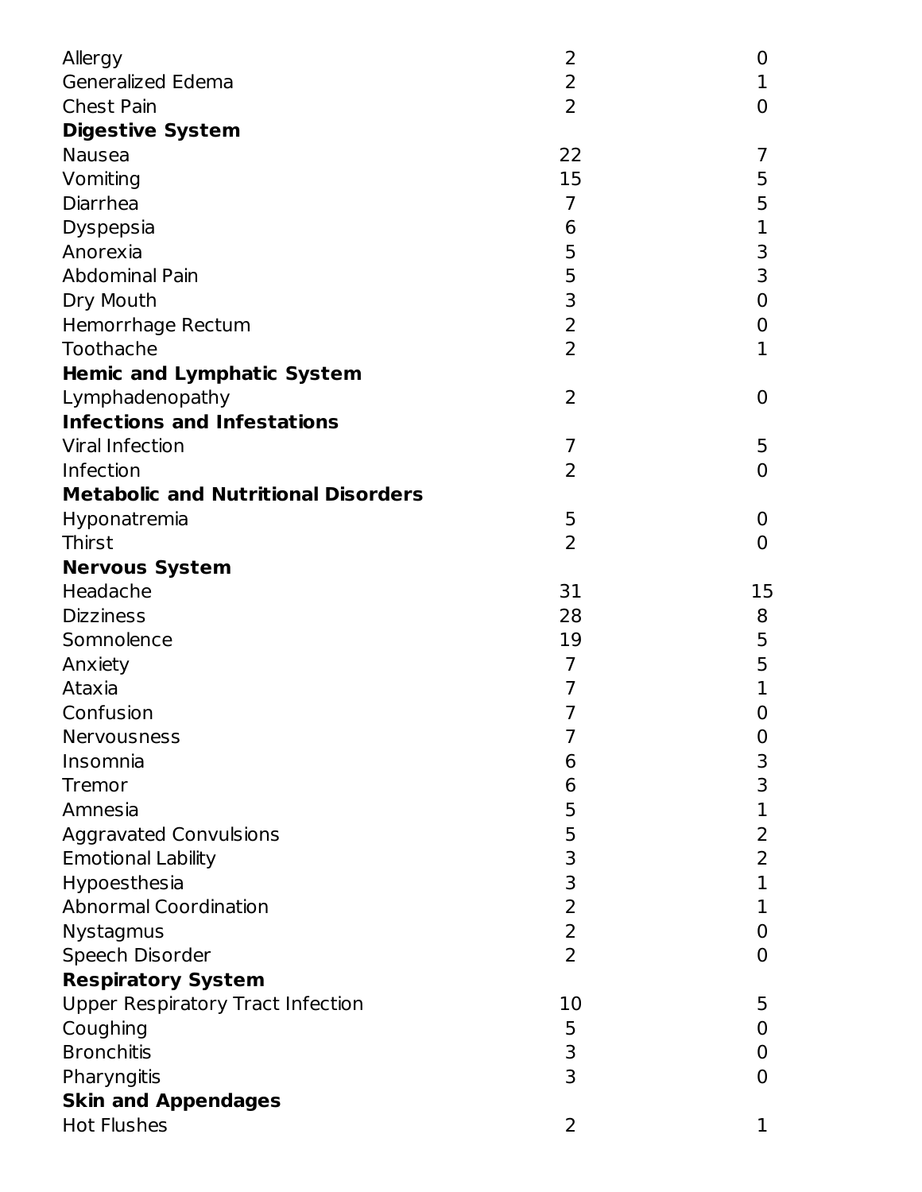| | | |
|---|---|---|
| Allergy | 2 | 0 |
| Generalized Edema | 2 | 1 |
| Chest Pain | 2 | 0 |
| **Digestive System** | | |
| Nausea | 22 | 7 |
| Vomiting | 15 | 5 |
| Diarrhea | 7 | 5 |
| Dyspepsia | 6 | 1 |
| Anorexia | 5 | 3 |
| Abdominal Pain | 5 | 3 |
| Dry Mouth | 3 | 0 |
| Hemorrhage Rectum | 2 | 0 |
| Toothache | 2 | 1 |
| **Hemic and Lymphatic System** | | |
| Lymphadenopathy | 2 | 0 |
| **Infections and Infestations** | | |
| Viral Infection | 7 | 5 |
| Infection | 2 | 0 |
| **Metabolic and Nutritional Disorders** | | |
| Hyponatremia | 5 | 0 |
| Thirst | 2 | 0 |
| **Nervous System** | | |
| Headache | 31 | 15 |
| Dizziness | 28 | 8 |
| Somnolence | 19 | 5 |
| Anxiety | 7 | 5 |
| Ataxia | 7 | 1 |
| Confusion | 7 | 0 |
| Nervousness | 7 | 0 |
| Insomnia | 6 | 3 |
| Tremor | 6 | 3 |
| Amnesia | 5 | 1 |
| Aggravated Convulsions | 5 | 2 |
| Emotional Lability | 3 | 2 |
| Hypoesthesia | 3 | 1 |
| Abnormal Coordination | 2 | 1 |
| Nystagmus | 2 | 0 |
| Speech Disorder | 2 | 0 |
| **Respiratory System** | | |
| Upper Respiratory Tract Infection | 10 | 5 |
| Coughing | 5 | 0 |
| Bronchitis | 3 | 0 |
| Pharyngitis | 3 | 0 |
| **Skin and Appendages** | | |
| Hot Flushes | 2 | 1 |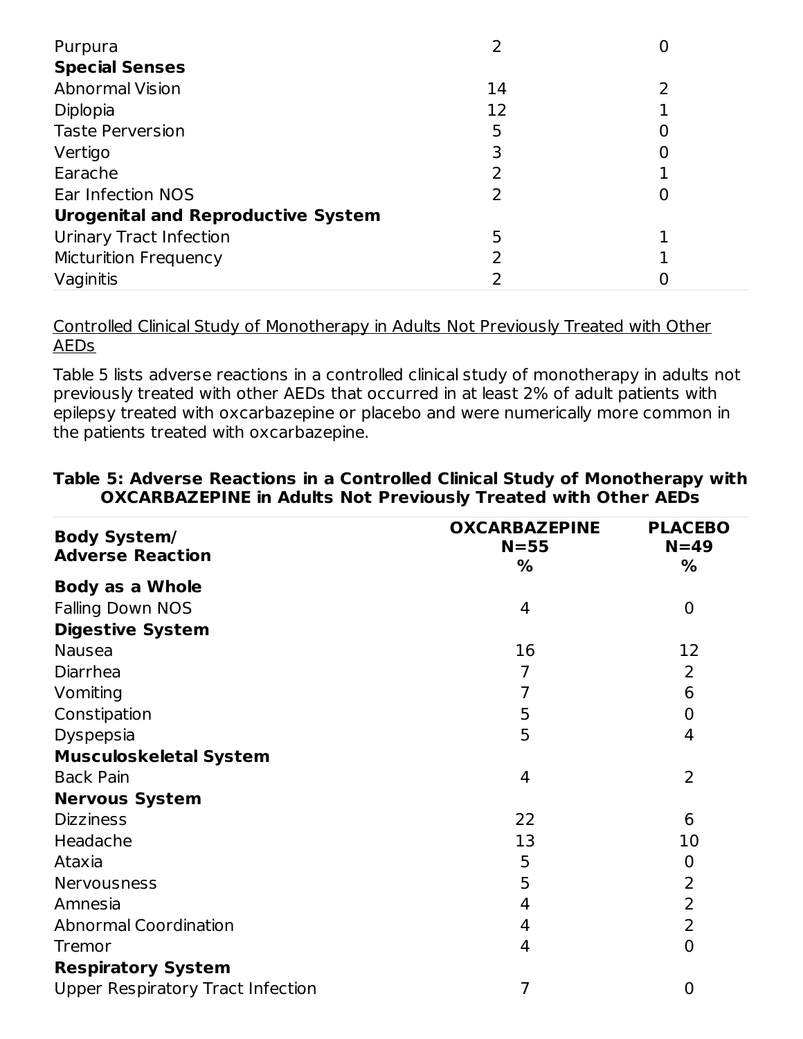| | | |
|---|---|---|
| Purpura | 2 | 0 |
| **Special Senses** | | |
| Abnormal Vision | 14 | 2 |
| Diplopia | 12 | 1 |
| Taste Perversion | 5 | 0 |
| Vertigo | 3 | 0 |
| Earache | 2 | 1 |
| Ear Infection NOS | 2 | 0 |
| **Urogenital and Reproductive System** | | |
| Urinary Tract Infection | 5 | 1 |
| Micturition Frequency | 2 | 1 |
| Vaginitis | 2 | 0 |

<u>Controlled Clinical Study of Monotherapy in Adults Not Previously Treated with Other AEDs</u>

Table 5 lists adverse reactions in a controlled clinical study of monotherapy in adults not previously treated with other AEDs that occurred in at least 2% of adult patients with epilepsy treated with oxcarbazepine or placebo and were numerically more common in the patients treated with oxcarbazepine.

**Table 5: Adverse Reactions in a Controlled Clinical Study of Monotherapy with OXCARBAZEPINE in Adults Not Previously Treated with Other AEDs**

| Body System/ Adverse Reaction | OXCARBAZEPINE N=55 % | PLACEBO N=49 % |
|---|---|---|
| **Body as a Whole** | | |
| Falling Down NOS | 4 | 0 |
| **Digestive System** | | |
| Nausea | 16 | 12 |
| Diarrhea | 7 | 2 |
| Vomiting | 7 | 6 |
| Constipation | 5 | 0 |
| Dyspepsia | 5 | 4 |
| **Musculoskeletal System** | | |
| Back Pain | 4 | 2 |
| **Nervous System** | | |
| Dizziness | 22 | 6 |
| Headache | 13 | 10 |
| Ataxia | 5 | 0 |
| Nervousness | 5 | 2 |
| Amnesia | 4 | 2 |
| Abnormal Coordination | 4 | 2 |
| Tremor | 4 | 0 |
| **Respiratory System** | | |
| Upper Respiratory Tract Infection | 7 | 0 |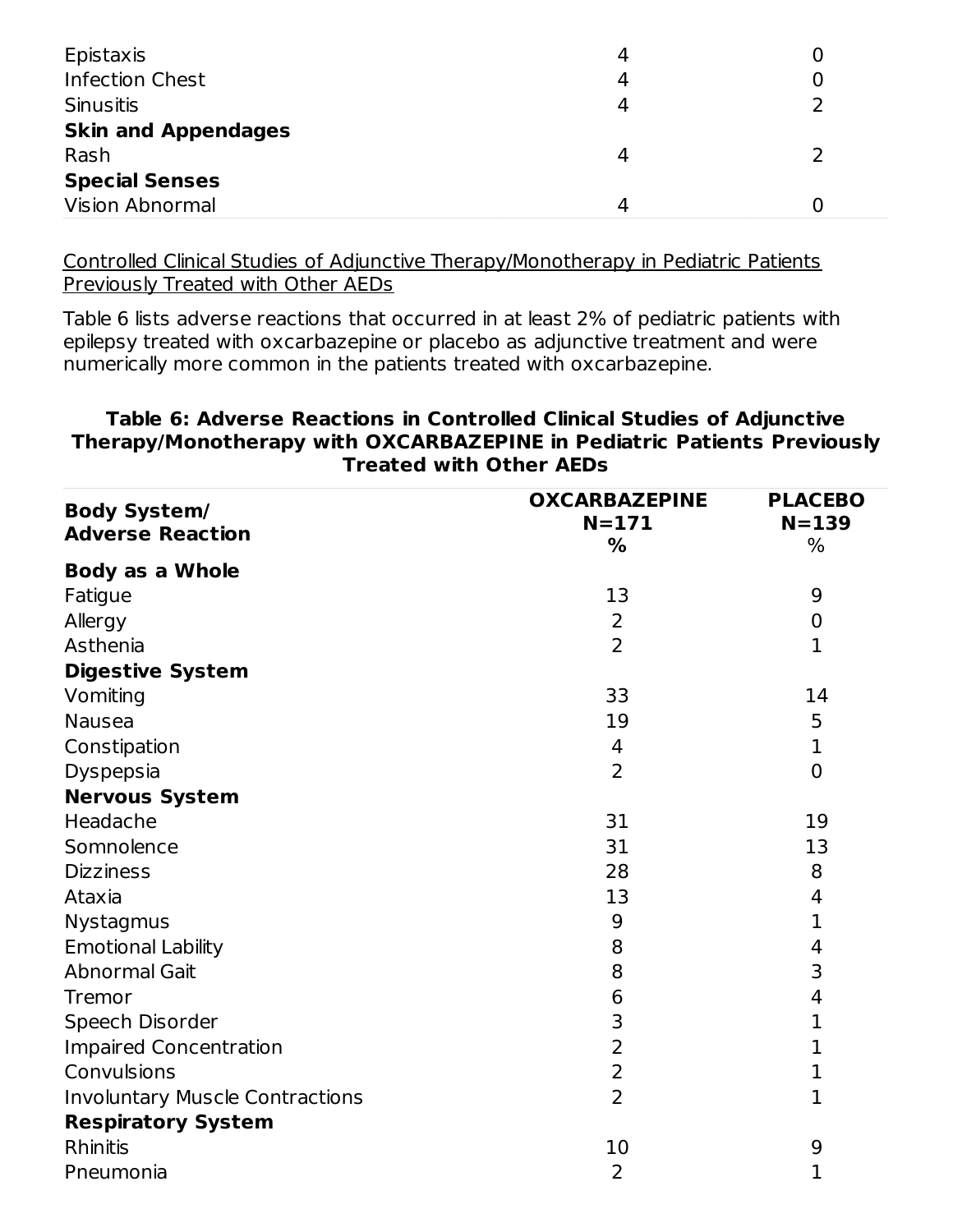| | | |
|---|---|---|
| Epistaxis | 4 | 0 |
| Infection Chest | 4 | 0 |
| Sinusitis | 4 | 2 |
| **Skin and Appendages** | | |
| Rash | 4 | 2 |
| **Special Senses** | | |
| Vision Abnormal | 4 | 0 |

Controlled Clinical Studies of Adjunctive Therapy/Monotherapy in Pediatric Patients Previously Treated with Other AEDs

Table 6 lists adverse reactions that occurred in at least 2% of pediatric patients with epilepsy treated with oxcarbazepine or placebo as adjunctive treatment and were numerically more common in the patients treated with oxcarbazepine.

**Table 6: Adverse Reactions in Controlled Clinical Studies of Adjunctive Therapy/Monotherapy with OXCARBAZEPINE in Pediatric Patients Previously Treated with Other AEDs**

| Body System/ Adverse Reaction | OXCARBAZEPINE N=171 % | PLACEBO N=139 % |
|---|---|---|
| **Body as a Whole** | | |
| Fatigue | 13 | 9 |
| Allergy | 2 | 0 |
| Asthenia | 2 | 1 |
| **Digestive System** | | |
| Vomiting | 33 | 14 |
| Nausea | 19 | 5 |
| Constipation | 4 | 1 |
| Dyspepsia | 2 | 0 |
| **Nervous System** | | |
| Headache | 31 | 19 |
| Somnolence | 31 | 13 |
| Dizziness | 28 | 8 |
| Ataxia | 13 | 4 |
| Nystagmus | 9 | 1 |
| Emotional Lability | 8 | 4 |
| Abnormal Gait | 8 | 3 |
| Tremor | 6 | 4 |
| Speech Disorder | 3 | 1 |
| Impaired Concentration | 2 | 1 |
| Convulsions | 2 | 1 |
| Involuntary Muscle Contractions | 2 | 1 |
| **Respiratory System** | | |
| Rhinitis | 10 | 9 |
| Pneumonia | 2 | 1 |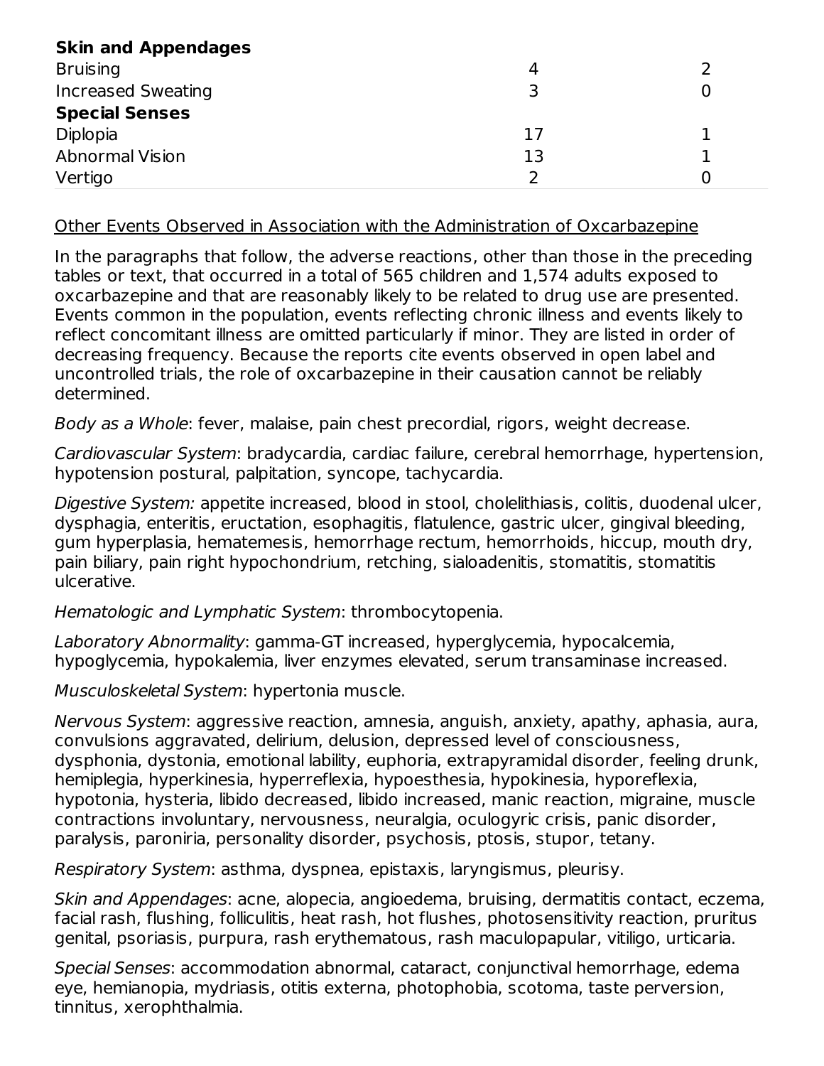| | | |
|---|---|---|
| **Skin and Appendages** | | |
| Bruising | 4 | 2 |
| Increased Sweating | 3 | 0 |
| **Special Senses** | | |
| Diplopia | 17 | 1 |
| Abnormal Vision | 13 | 1 |
| Vertigo | 2 | 0 |

Other Events Observed in Association with the Administration of Oxcarbazepine

In the paragraphs that follow, the adverse reactions, other than those in the preceding tables or text, that occurred in a total of 565 children and 1,574 adults exposed to oxcarbazepine and that are reasonably likely to be related to drug use are presented. Events common in the population, events reflecting chronic illness and events likely to reflect concomitant illness are omitted particularly if minor. They are listed in order of decreasing frequency. Because the reports cite events observed in open label and uncontrolled trials, the role of oxcarbazepine in their causation cannot be reliably determined.

*Body as a Whole*: fever, malaise, pain chest precordial, rigors, weight decrease.

*Cardiovascular System*: bradycardia, cardiac failure, cerebral hemorrhage, hypertension, hypotension postural, palpitation, syncope, tachycardia.

*Digestive System:* appetite increased, blood in stool, cholelithiasis, colitis, duodenal ulcer, dysphagia, enteritis, eructation, esophagitis, flatulence, gastric ulcer, gingival bleeding, gum hyperplasia, hematemesis, hemorrhage rectum, hemorrhoids, hiccup, mouth dry, pain biliary, pain right hypochondrium, retching, sialoadenitis, stomatitis, stomatitis ulcerative.

*Hematologic and Lymphatic System*: thrombocytopenia.

*Laboratory Abnormality*: gamma-GT increased, hyperglycemia, hypocalcemia, hypoglycemia, hypokalemia, liver enzymes elevated, serum transaminase increased.

*Musculoskeletal System*: hypertonia muscle.

*Nervous System*: aggressive reaction, amnesia, anguish, anxiety, apathy, aphasia, aura, convulsions aggravated, delirium, delusion, depressed level of consciousness, dysphonia, dystonia, emotional lability, euphoria, extrapyramidal disorder, feeling drunk, hemiplegia, hyperkinesia, hyperreflexia, hypoesthesia, hypokinesia, hyporeflexia, hypotonia, hysteria, libido decreased, libido increased, manic reaction, migraine, muscle contractions involuntary, nervousness, neuralgia, oculogyric crisis, panic disorder, paralysis, paroniria, personality disorder, psychosis, ptosis, stupor, tetany.

*Respiratory System*: asthma, dyspnea, epistaxis, laryngismus, pleurisy.

*Skin and Appendages*: acne, alopecia, angioedema, bruising, dermatitis contact, eczema, facial rash, flushing, folliculitis, heat rash, hot flushes, photosensitivity reaction, pruritus genital, psoriasis, purpura, rash erythematous, rash maculopapular, vitiligo, urticaria.

*Special Senses*: accommodation abnormal, cataract, conjunctival hemorrhage, edema eye, hemianopia, mydriasis, otitis externa, photophobia, scotoma, taste perversion, tinnitus, xerophthalmia.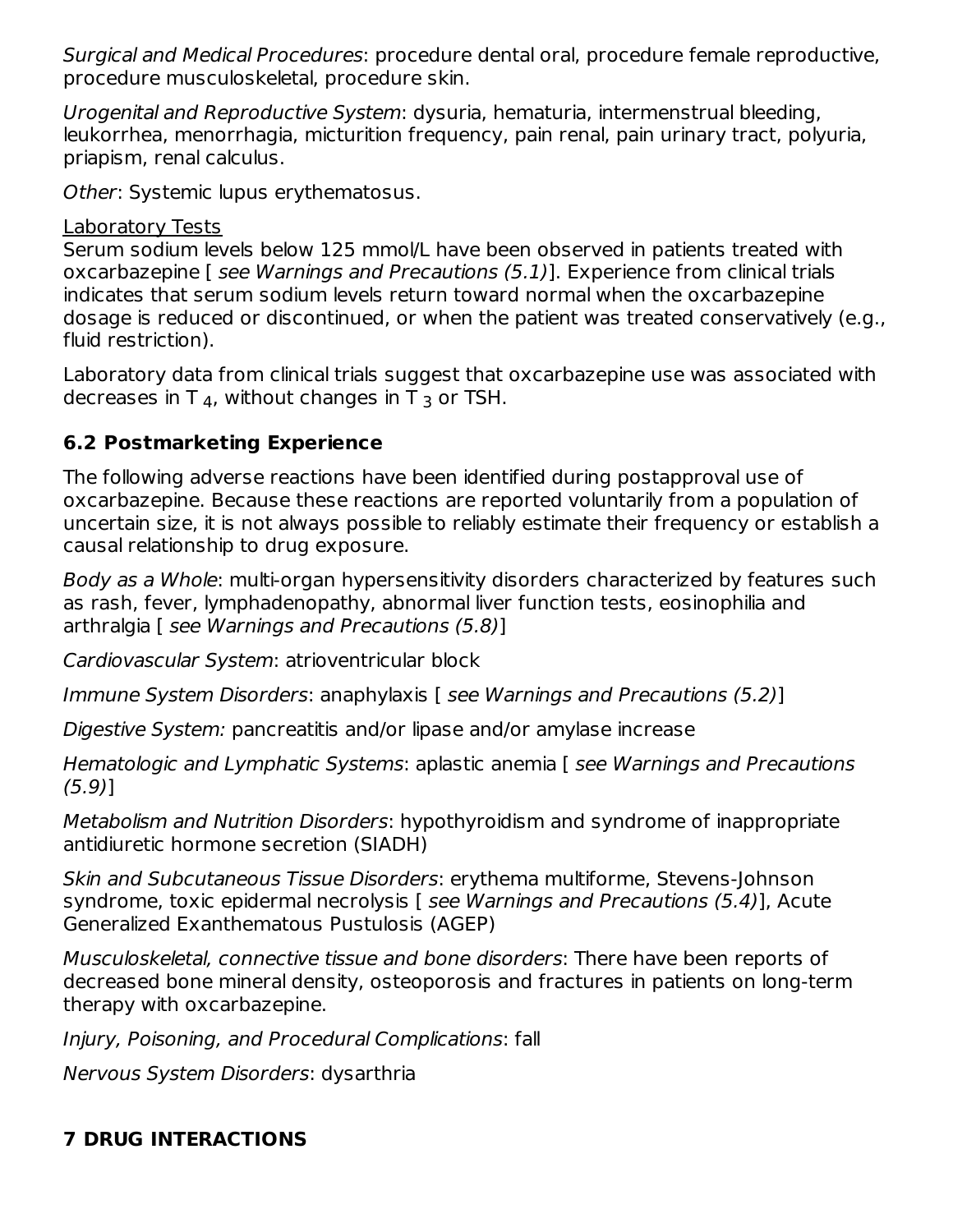*Surgical and Medical Procedures*: procedure dental oral, procedure female reproductive, procedure musculoskeletal, procedure skin.

*Urogenital and Reproductive System*: dysuria, hematuria, intermenstrual bleeding, leukorrhea, menorrhagia, micturition frequency, pain renal, pain urinary tract, polyuria, priapism, renal calculus.

*Other*: Systemic lupus erythematosus.

<u>Laboratory Tests</u>

Serum sodium levels below 125 mmol/L have been observed in patients treated with oxcarbazepine [ *see Warnings and Precautions (5.1)*]. Experience from clinical trials indicates that serum sodium levels return toward normal when the oxcarbazepine dosage is reduced or discontinued, or when the patient was treated conservatively (e.g., fluid restriction).

Laboratory data from clinical trials suggest that oxcarbazepine use was associated with decreases in $T_4$, without changes in $T_3$ or TSH.

### 6.2 Postmarketing Experience

The following adverse reactions have been identified during postapproval use of oxcarbazepine. Because these reactions are reported voluntarily from a population of uncertain size, it is not always possible to reliably estimate their frequency or establish a causal relationship to drug exposure.

*Body as a Whole*: multi-organ hypersensitivity disorders characterized by features such as rash, fever, lymphadenopathy, abnormal liver function tests, eosinophilia and arthralgia [ *see Warnings and Precautions (5.8)*]

*Cardiovascular System*: atrioventricular block

*Immune System Disorders*: anaphylaxis [ *see Warnings and Precautions (5.2)*]

*Digestive System:* pancreatitis and/or lipase and/or amylase increase

*Hematologic and Lymphatic Systems*: aplastic anemia [ *see Warnings and Precautions (5.9)*]

*Metabolism and Nutrition Disorders*: hypothyroidism and syndrome of inappropriate antidiuretic hormone secretion (SIADH)

*Skin and Subcutaneous Tissue Disorders*: erythema multiforme, Stevens-Johnson syndrome, toxic epidermal necrolysis [ *see Warnings and Precautions (5.4)*], Acute Generalized Exanthematous Pustulosis (AGEP)

*Musculoskeletal, connective tissue and bone disorders*: There have been reports of decreased bone mineral density, osteoporosis and fractures in patients on long-term therapy with oxcarbazepine.

*Injury, Poisoning, and Procedural Complications*: fall

*Nervous System Disorders*: dysarthria

## 7 DRUG INTERACTIONS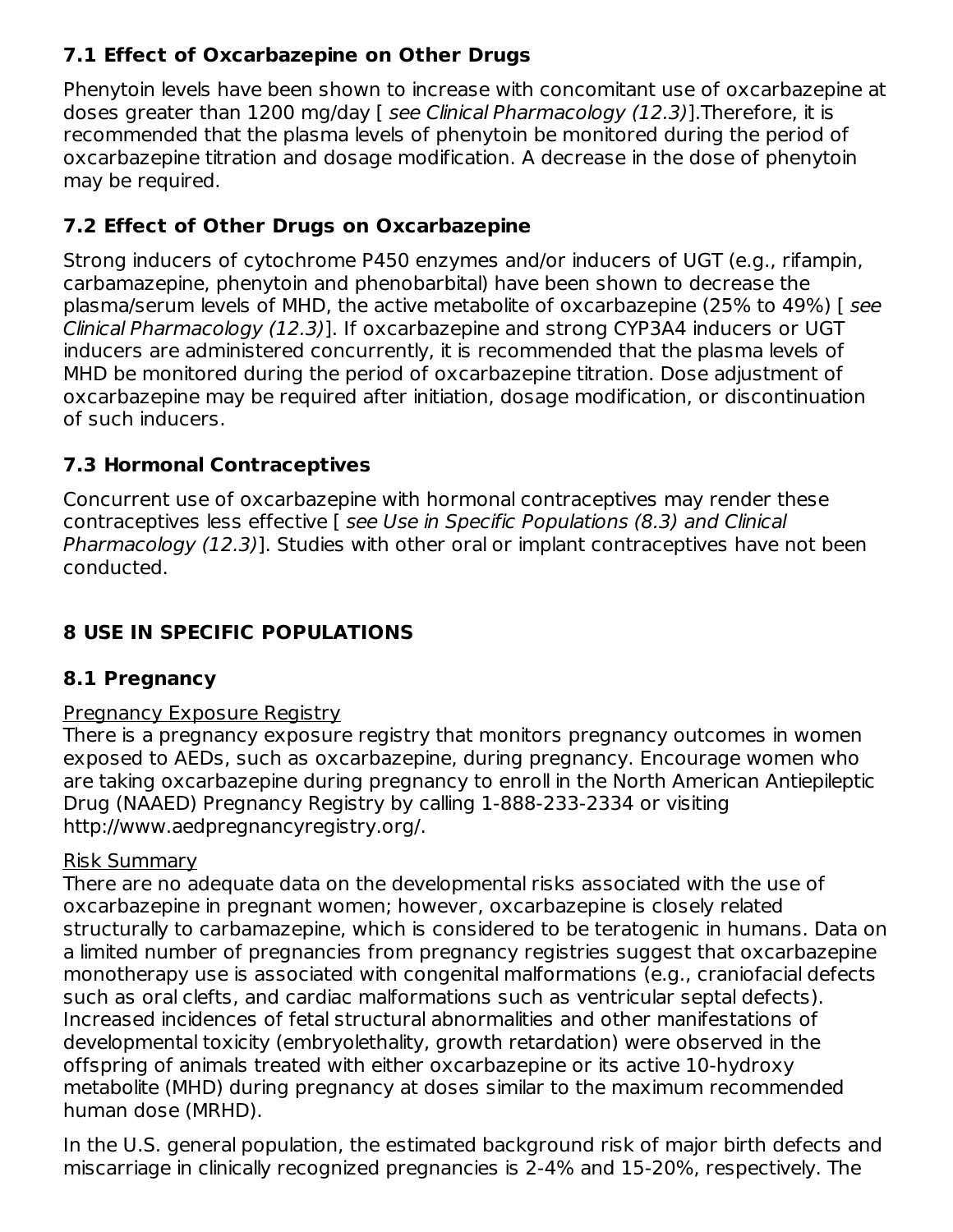### 7.1 Effect of Oxcarbazepine on Other Drugs

Phenytoin levels have been shown to increase with concomitant use of oxcarbazepine at doses greater than 1200 mg/day [ *see Clinical Pharmacology (12.3)*].Therefore, it is recommended that the plasma levels of phenytoin be monitored during the period of oxcarbazepine titration and dosage modification. A decrease in the dose of phenytoin may be required.

### 7.2 Effect of Other Drugs on Oxcarbazepine

Strong inducers of cytochrome P450 enzymes and/or inducers of UGT (e.g., rifampin, carbamazepine, phenytoin and phenobarbital) have been shown to decrease the plasma/serum levels of MHD, the active metabolite of oxcarbazepine (25% to 49%) [ *see Clinical Pharmacology (12.3)*]. If oxcarbazepine and strong CYP3A4 inducers or UGT inducers are administered concurrently, it is recommended that the plasma levels of MHD be monitored during the period of oxcarbazepine titration. Dose adjustment of oxcarbazepine may be required after initiation, dosage modification, or discontinuation of such inducers.

### 7.3 Hormonal Contraceptives

Concurrent use of oxcarbazepine with hormonal contraceptives may render these contraceptives less effective [ *see Use in Specific Populations (8.3) and Clinical Pharmacology (12.3)*]. Studies with other oral or implant contraceptives have not been conducted.

## 8 USE IN SPECIFIC POPULATIONS

### 8.1 Pregnancy

Pregnancy Exposure Registry

There is a pregnancy exposure registry that monitors pregnancy outcomes in women exposed to AEDs, such as oxcarbazepine, during pregnancy. Encourage women who are taking oxcarbazepine during pregnancy to enroll in the North American Antiepileptic Drug (NAAED) Pregnancy Registry by calling 1-888-233-2334 or visiting http://www.aedpregnancyregistry.org/.

Risk Summary

There are no adequate data on the developmental risks associated with the use of oxcarbazepine in pregnant women; however, oxcarbazepine is closely related structurally to carbamazepine, which is considered to be teratogenic in humans. Data on a limited number of pregnancies from pregnancy registries suggest that oxcarbazepine monotherapy use is associated with congenital malformations (e.g., craniofacial defects such as oral clefts, and cardiac malformations such as ventricular septal defects). Increased incidences of fetal structural abnormalities and other manifestations of developmental toxicity (embryolethality, growth retardation) were observed in the offspring of animals treated with either oxcarbazepine or its active 10-hydroxy metabolite (MHD) during pregnancy at doses similar to the maximum recommended human dose (MRHD).

In the U.S. general population, the estimated background risk of major birth defects and miscarriage in clinically recognized pregnancies is 2-4% and 15-20%, respectively. The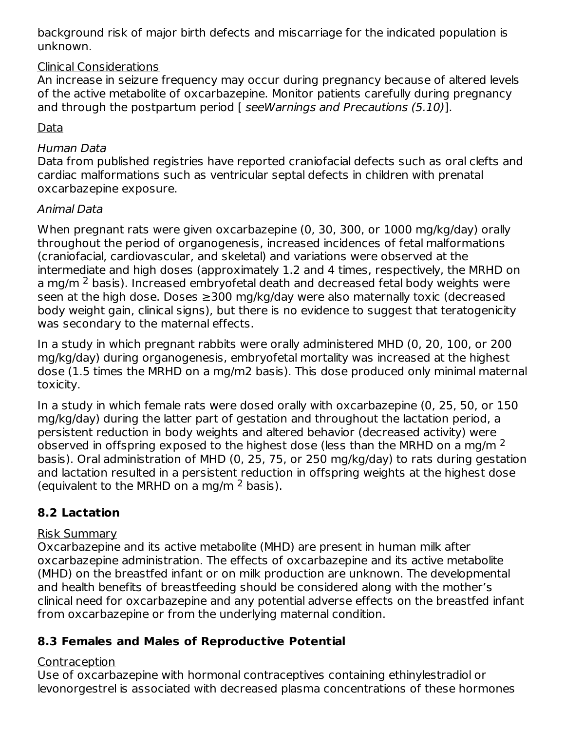background risk of major birth defects and miscarriage for the indicated population is unknown.

Clinical Considerations

An increase in seizure frequency may occur during pregnancy because of altered levels of the active metabolite of oxcarbazepine. Monitor patients carefully during pregnancy and through the postpartum period [ *seeWarnings and Precautions (5.10)*].

Data

*Human Data*

Data from published registries have reported craniofacial defects such as oral clefts and cardiac malformations such as ventricular septal defects in children with prenatal oxcarbazepine exposure.

*Animal Data*

When pregnant rats were given oxcarbazepine (0, 30, 300, or 1000 mg/kg/day) orally throughout the period of organogenesis, increased incidences of fetal malformations (craniofacial, cardiovascular, and skeletal) and variations were observed at the intermediate and high doses (approximately 1.2 and 4 times, respectively, the MRHD on a mg/m $^2$ basis). Increased embryofetal death and decreased fetal body weights were seen at the high dose. Doses ≥300 mg/kg/day were also maternally toxic (decreased body weight gain, clinical signs), but there is no evidence to suggest that teratogenicity was secondary to the maternal effects.

In a study in which pregnant rabbits were orally administered MHD (0, 20, 100, or 200 mg/kg/day) during organogenesis, embryofetal mortality was increased at the highest dose (1.5 times the MRHD on a mg/m2 basis). This dose produced only minimal maternal toxicity.

In a study in which female rats were dosed orally with oxcarbazepine (0, 25, 50, or 150 mg/kg/day) during the latter part of gestation and throughout the lactation period, a persistent reduction in body weights and altered behavior (decreased activity) were observed in offspring exposed to the highest dose (less than the MRHD on a mg/m $^2$ basis). Oral administration of MHD (0, 25, 75, or 250 mg/kg/day) to rats during gestation and lactation resulted in a persistent reduction in offspring weights at the highest dose (equivalent to the MRHD on a mg/m $^2$ basis).

## 8.2 Lactation

Risk Summary

Oxcarbazepine and its active metabolite (MHD) are present in human milk after oxcarbazepine administration. The effects of oxcarbazepine and its active metabolite (MHD) on the breastfed infant or on milk production are unknown. The developmental and health benefits of breastfeeding should be considered along with the mother's clinical need for oxcarbazepine and any potential adverse effects on the breastfed infant from oxcarbazepine or from the underlying maternal condition.

## 8.3 Females and Males of Reproductive Potential

Contraception

Use of oxcarbazepine with hormonal contraceptives containing ethinylestradiol or levonorgestrel is associated with decreased plasma concentrations of these hormones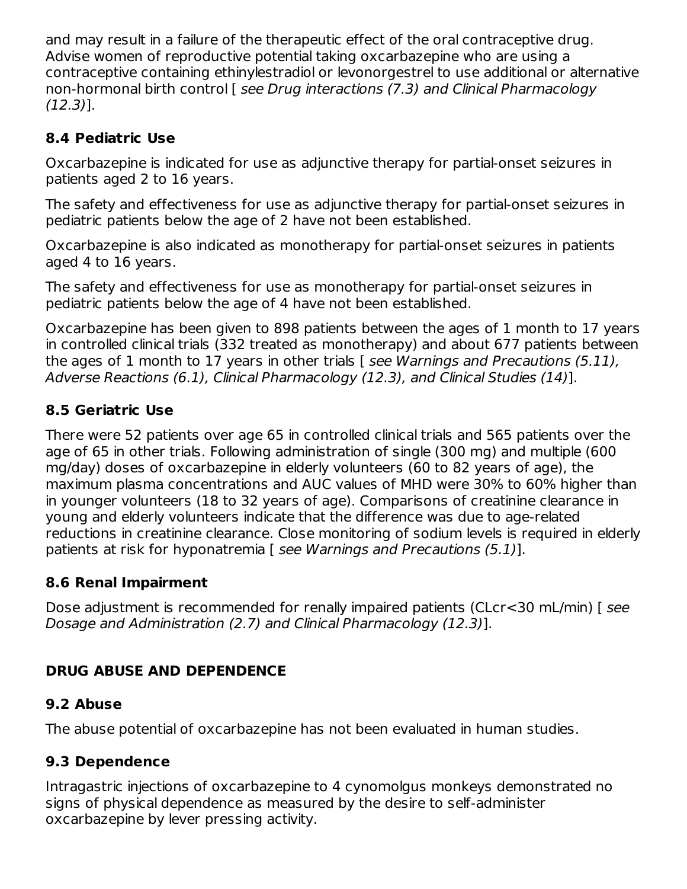and may result in a failure of the therapeutic effect of the oral contraceptive drug. Advise women of reproductive potential taking oxcarbazepine who are using a contraceptive containing ethinylestradiol or levonorgestrel to use additional or alternative non-hormonal birth control [ *see Drug interactions (7.3) and Clinical Pharmacology (12.3)*].

### 8.4 Pediatric Use

Oxcarbazepine is indicated for use as adjunctive therapy for partial-onset seizures in patients aged 2 to 16 years.

The safety and effectiveness for use as adjunctive therapy for partial-onset seizures in pediatric patients below the age of 2 have not been established.

Oxcarbazepine is also indicated as monotherapy for partial-onset seizures in patients aged 4 to 16 years.

The safety and effectiveness for use as monotherapy for partial-onset seizures in pediatric patients below the age of 4 have not been established.

Oxcarbazepine has been given to 898 patients between the ages of 1 month to 17 years in controlled clinical trials (332 treated as monotherapy) and about 677 patients between the ages of 1 month to 17 years in other trials [ *see Warnings and Precautions (5.11), Adverse Reactions (6.1), Clinical Pharmacology (12.3), and Clinical Studies (14)*].

### 8.5 Geriatric Use

There were 52 patients over age 65 in controlled clinical trials and 565 patients over the age of 65 in other trials. Following administration of single (300 mg) and multiple (600 mg/day) doses of oxcarbazepine in elderly volunteers (60 to 82 years of age), the maximum plasma concentrations and AUC values of MHD were 30% to 60% higher than in younger volunteers (18 to 32 years of age). Comparisons of creatinine clearance in young and elderly volunteers indicate that the difference was due to age-related reductions in creatinine clearance. Close monitoring of sodium levels is required in elderly patients at risk for hyponatremia [ *see Warnings and Precautions (5.1)*].

### 8.6 Renal Impairment

Dose adjustment is recommended for renally impaired patients (CLcr<30 mL/min) [ *see Dosage and Administration (2.7) and Clinical Pharmacology (12.3)*].

## DRUG ABUSE AND DEPENDENCE

### 9.2 Abuse

The abuse potential of oxcarbazepine has not been evaluated in human studies.

### 9.3 Dependence

Intragastric injections of oxcarbazepine to 4 cynomolgus monkeys demonstrated no signs of physical dependence as measured by the desire to self-administer oxcarbazepine by lever pressing activity.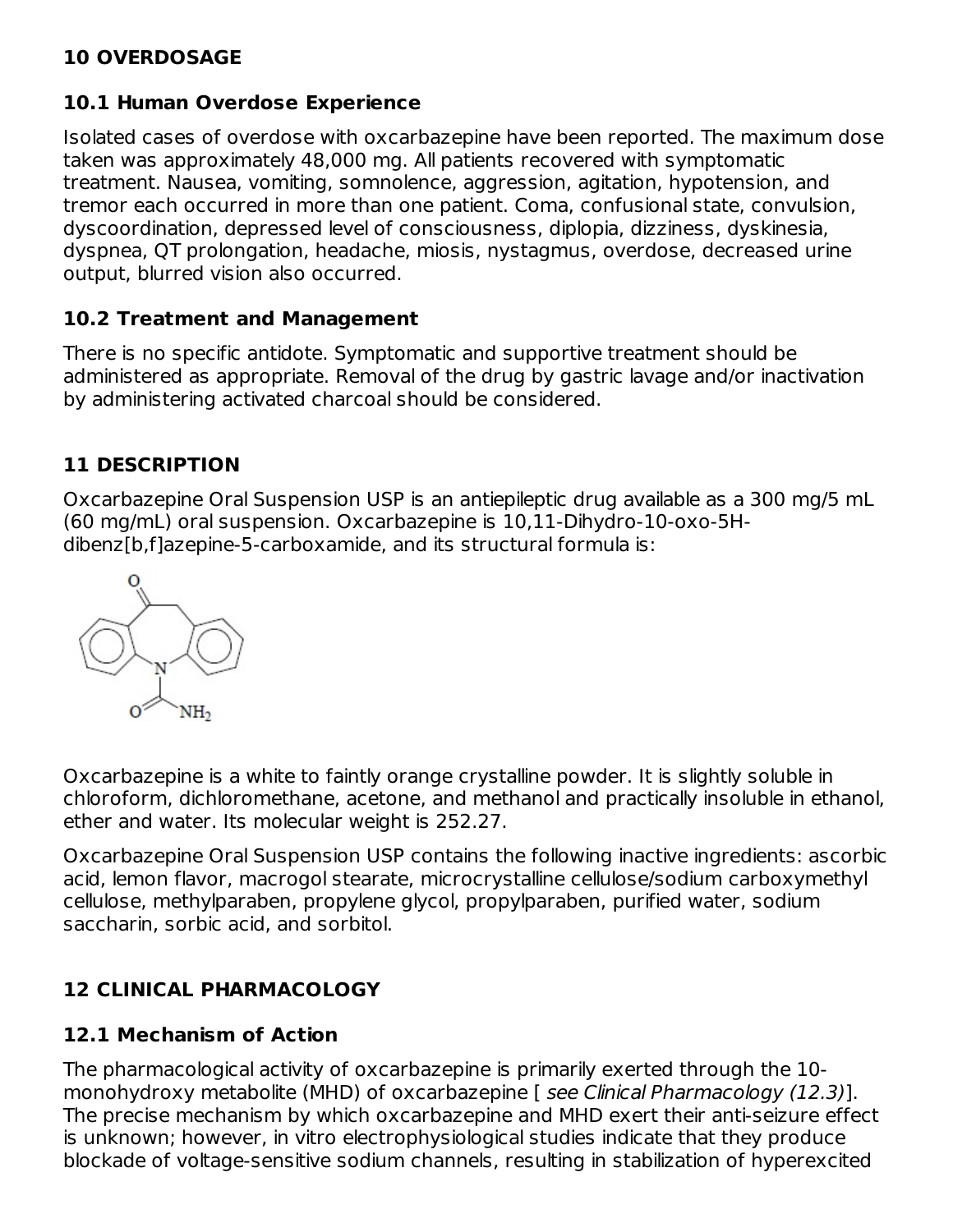## 10 OVERDOSAGE

### 10.1 Human Overdose Experience

Isolated cases of overdose with oxcarbazepine have been reported. The maximum dose taken was approximately 48,000 mg. All patients recovered with symptomatic treatment. Nausea, vomiting, somnolence, aggression, agitation, hypotension, and tremor each occurred in more than one patient. Coma, confusional state, convulsion, dyscoordination, depressed level of consciousness, diplopia, dizziness, dyskinesia, dyspnea, QT prolongation, headache, miosis, nystagmus, overdose, decreased urine output, blurred vision also occurred.

### 10.2 Treatment and Management

There is no specific antidote. Symptomatic and supportive treatment should be administered as appropriate. Removal of the drug by gastric lavage and/or inactivation by administering activated charcoal should be considered.

## 11 DESCRIPTION

Oxcarbazepine Oral Suspension USP is an antiepileptic drug available as a 300 mg/5 mL (60 mg/mL) oral suspension. Oxcarbazepine is 10,11-Dihydro-10-oxo-5H-dibenz[b,f]azepine-5-carboxamide, and its structural formula is:

Oxcarbazepine is a white to faintly orange crystalline powder. It is slightly soluble in chloroform, dichloromethane, acetone, and methanol and practically insoluble in ethanol, ether and water. Its molecular weight is 252.27.

Oxcarbazepine Oral Suspension USP contains the following inactive ingredients: ascorbic acid, lemon flavor, macrogol stearate, microcrystalline cellulose/sodium carboxymethyl cellulose, methylparaben, propylene glycol, propylparaben, purified water, sodium saccharin, sorbic acid, and sorbitol.

## 12 CLINICAL PHARMACOLOGY

### 12.1 Mechanism of Action

The pharmacological activity of oxcarbazepine is primarily exerted through the 10-monohydroxy metabolite (MHD) of oxcarbazepine [ *see Clinical Pharmacology (12.3)*]. The precise mechanism by which oxcarbazepine and MHD exert their anti-seizure effect is unknown; however, in vitro electrophysiological studies indicate that they produce blockade of voltage-sensitive sodium channels, resulting in stabilization of hyperexcited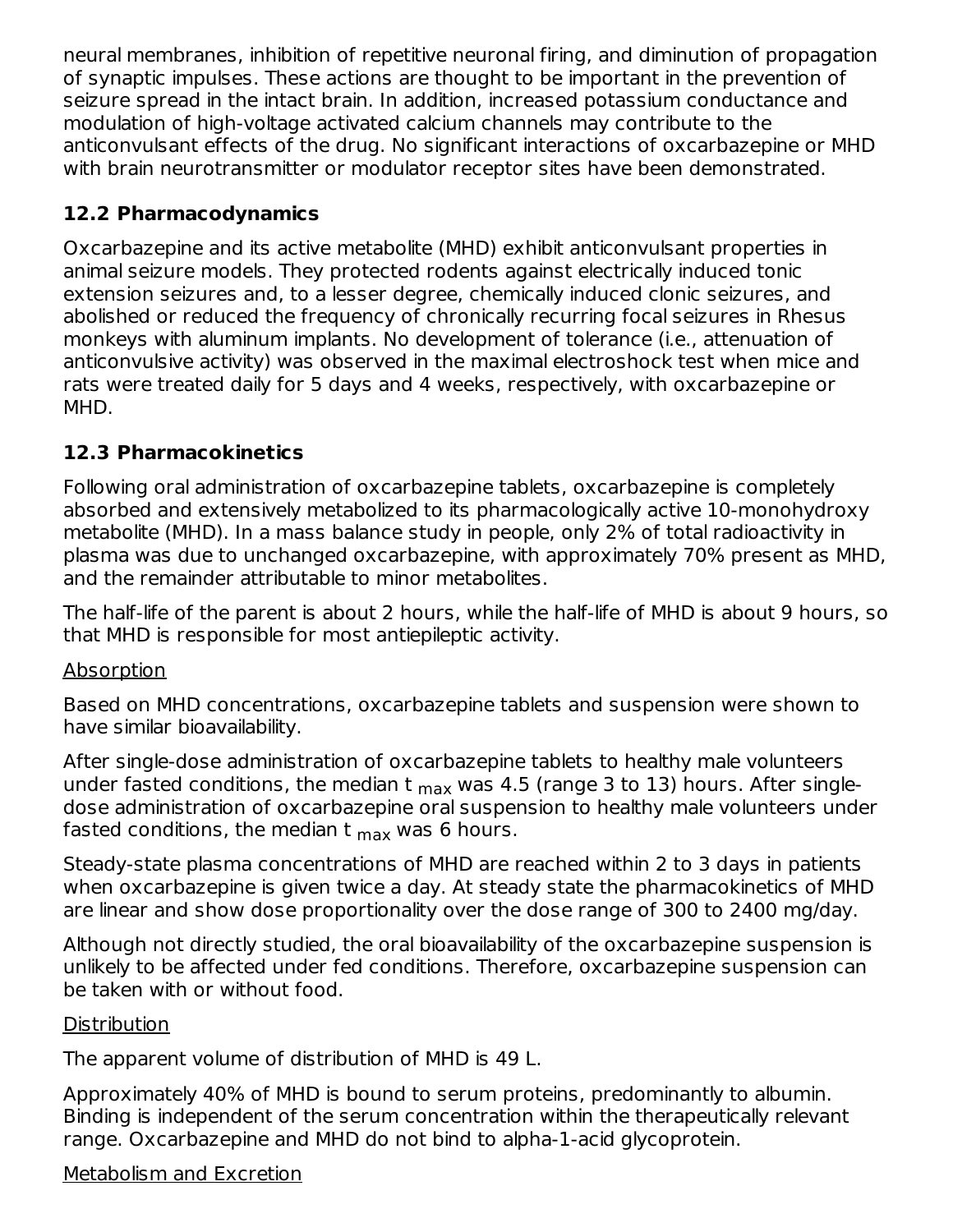neural membranes, inhibition of repetitive neuronal firing, and diminution of propagation of synaptic impulses. These actions are thought to be important in the prevention of seizure spread in the intact brain. In addition, increased potassium conductance and modulation of high-voltage activated calcium channels may contribute to the anticonvulsant effects of the drug. No significant interactions of oxcarbazepine or MHD with brain neurotransmitter or modulator receptor sites have been demonstrated.

### 12.2 Pharmacodynamics

Oxcarbazepine and its active metabolite (MHD) exhibit anticonvulsant properties in animal seizure models. They protected rodents against electrically induced tonic extension seizures and, to a lesser degree, chemically induced clonic seizures, and abolished or reduced the frequency of chronically recurring focal seizures in Rhesus monkeys with aluminum implants. No development of tolerance (i.e., attenuation of anticonvulsive activity) was observed in the maximal electroshock test when mice and rats were treated daily for 5 days and 4 weeks, respectively, with oxcarbazepine or MHD.

### 12.3 Pharmacokinetics

Following oral administration of oxcarbazepine tablets, oxcarbazepine is completely absorbed and extensively metabolized to its pharmacologically active 10-monohydroxy metabolite (MHD). In a mass balance study in people, only 2% of total radioactivity in plasma was due to unchanged oxcarbazepine, with approximately 70% present as MHD, and the remainder attributable to minor metabolites.

The half-life of the parent is about 2 hours, while the half-life of MHD is about 9 hours, so that MHD is responsible for most antiepileptic activity.

Absorption

Based on MHD concentrations, oxcarbazepine tablets and suspension were shown to have similar bioavailability.

After single-dose administration of oxcarbazepine tablets to healthy male volunteers under fasted conditions, the median $t_{max}$ was 4.5 (range 3 to 13) hours. After single-dose administration of oxcarbazepine oral suspension to healthy male volunteers under fasted conditions, the median $t_{max}$ was 6 hours.

Steady-state plasma concentrations of MHD are reached within 2 to 3 days in patients when oxcarbazepine is given twice a day. At steady state the pharmacokinetics of MHD are linear and show dose proportionality over the dose range of 300 to 2400 mg/day.

Although not directly studied, the oral bioavailability of the oxcarbazepine suspension is unlikely to be affected under fed conditions. Therefore, oxcarbazepine suspension can be taken with or without food.

Distribution

The apparent volume of distribution of MHD is 49 L.

Approximately 40% of MHD is bound to serum proteins, predominantly to albumin. Binding is independent of the serum concentration within the therapeutically relevant range. Oxcarbazepine and MHD do not bind to alpha-1-acid glycoprotein.

Metabolism and Excretion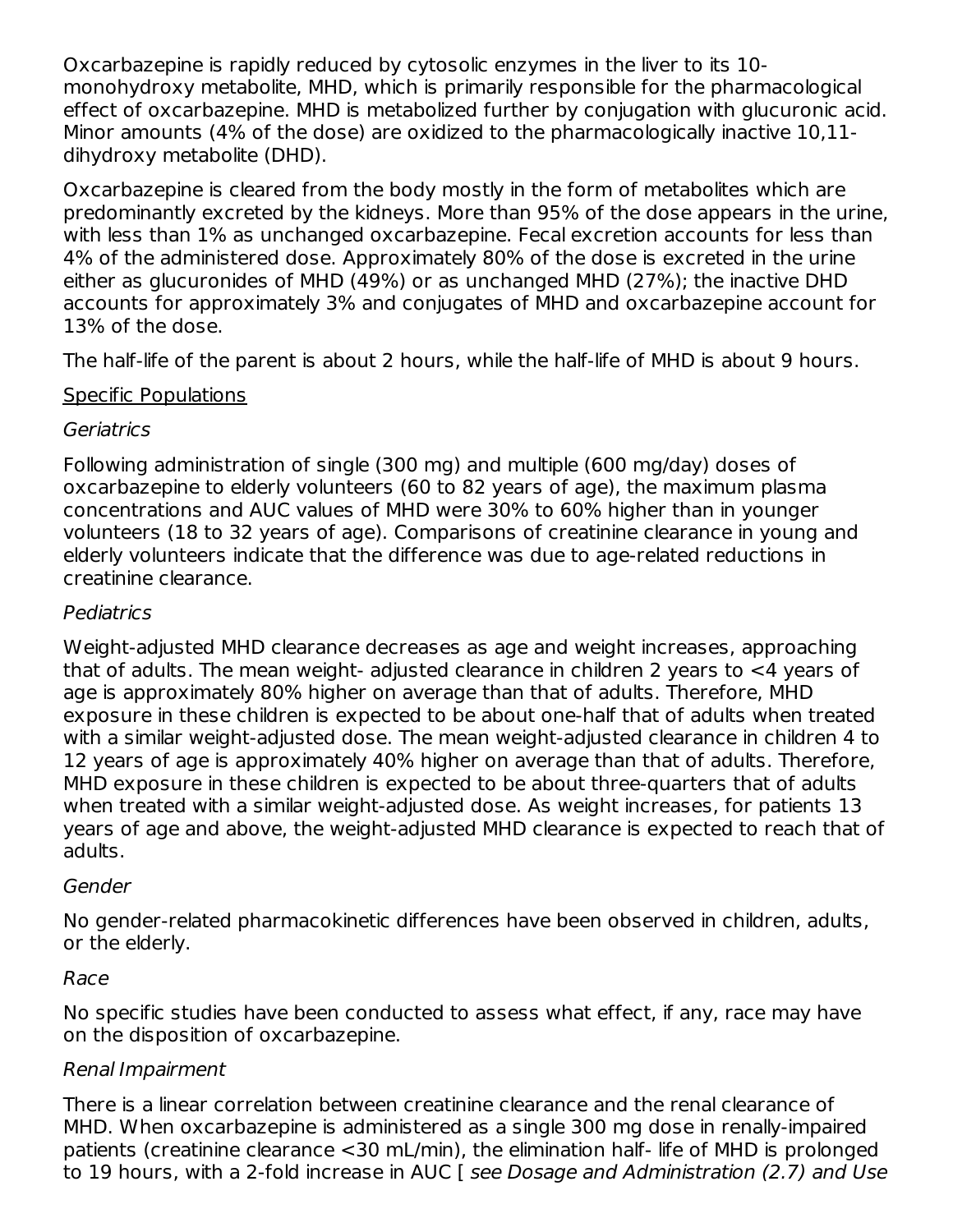Oxcarbazepine is rapidly reduced by cytosolic enzymes in the liver to its 10-monohydroxy metabolite, MHD, which is primarily responsible for the pharmacological effect of oxcarbazepine. MHD is metabolized further by conjugation with glucuronic acid. Minor amounts (4% of the dose) are oxidized to the pharmacologically inactive 10,11-dihydroxy metabolite (DHD).

Oxcarbazepine is cleared from the body mostly in the form of metabolites which are predominantly excreted by the kidneys. More than 95% of the dose appears in the urine, with less than 1% as unchanged oxcarbazepine. Fecal excretion accounts for less than 4% of the administered dose. Approximately 80% of the dose is excreted in the urine either as glucuronides of MHD (49%) or as unchanged MHD (27%); the inactive DHD accounts for approximately 3% and conjugates of MHD and oxcarbazepine account for 13% of the dose.

The half-life of the parent is about 2 hours, while the half-life of MHD is about 9 hours.

Specific Populations

*Geriatrics*

Following administration of single (300 mg) and multiple (600 mg/day) doses of oxcarbazepine to elderly volunteers (60 to 82 years of age), the maximum plasma concentrations and AUC values of MHD were 30% to 60% higher than in younger volunteers (18 to 32 years of age). Comparisons of creatinine clearance in young and elderly volunteers indicate that the difference was due to age-related reductions in creatinine clearance.

*Pediatrics*

Weight-adjusted MHD clearance decreases as age and weight increases, approaching that of adults. The mean weight- adjusted clearance in children 2 years to <4 years of age is approximately 80% higher on average than that of adults. Therefore, MHD exposure in these children is expected to be about one-half that of adults when treated with a similar weight-adjusted dose. The mean weight-adjusted clearance in children 4 to 12 years of age is approximately 40% higher on average than that of adults. Therefore, MHD exposure in these children is expected to be about three-quarters that of adults when treated with a similar weight-adjusted dose. As weight increases, for patients 13 years of age and above, the weight-adjusted MHD clearance is expected to reach that of adults.

*Gender*

No gender-related pharmacokinetic differences have been observed in children, adults, or the elderly.

*Race*

No specific studies have been conducted to assess what effect, if any, race may have on the disposition of oxcarbazepine.

*Renal Impairment*

There is a linear correlation between creatinine clearance and the renal clearance of MHD. When oxcarbazepine is administered as a single 300 mg dose in renally-impaired patients (creatinine clearance <30 mL/min), the elimination half- life of MHD is prolonged to 19 hours, with a 2-fold increase in AUC [ *see Dosage and Administration (2.7) and Use*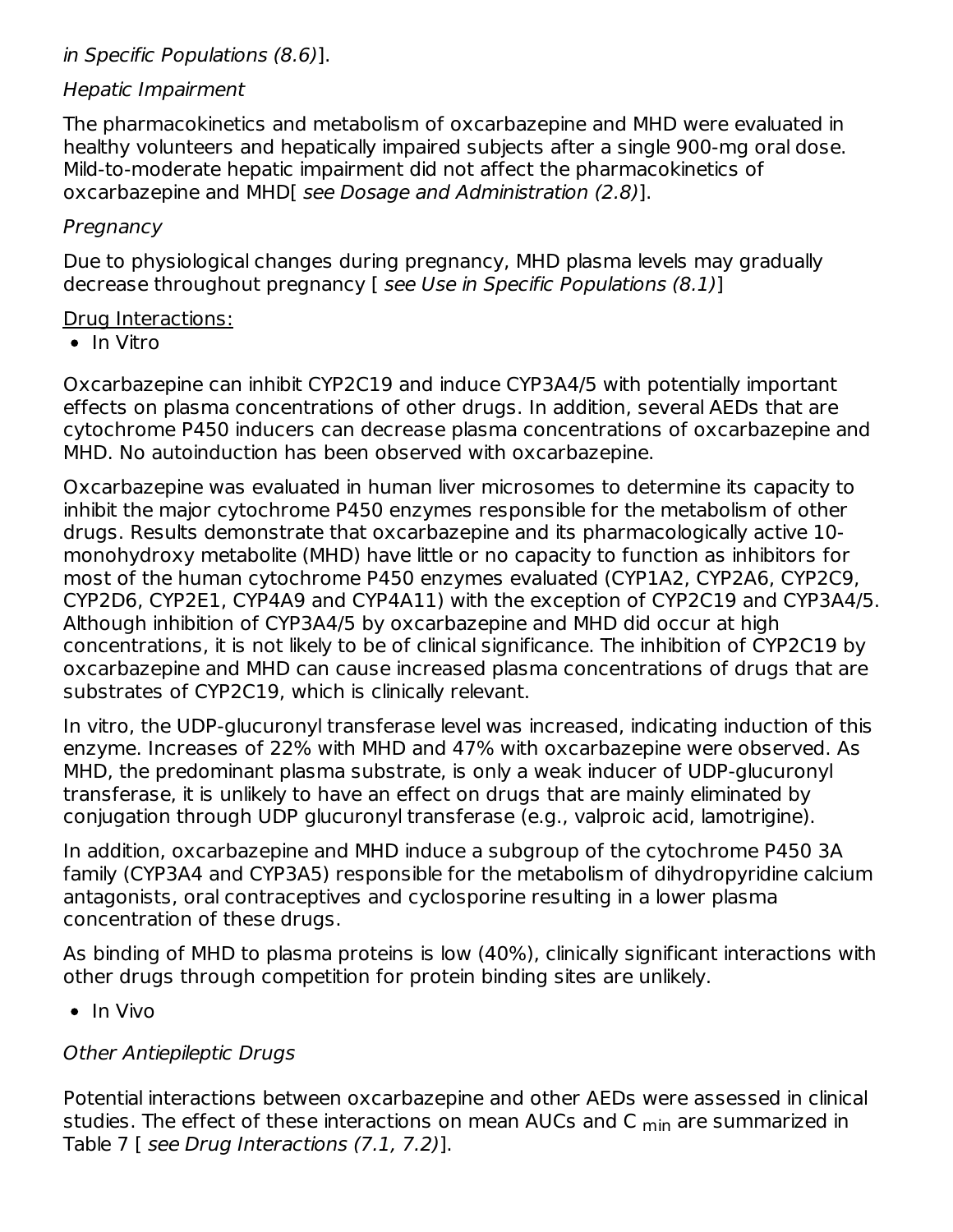*in Specific Populations (8.6)*].

*Hepatic Impairment*

The pharmacokinetics and metabolism of oxcarbazepine and MHD were evaluated in healthy volunteers and hepatically impaired subjects after a single 900-mg oral dose. Mild-to-moderate hepatic impairment did not affect the pharmacokinetics of oxcarbazepine and MHD[ *see Dosage and Administration (2.8)*].

*Pregnancy*

Due to physiological changes during pregnancy, MHD plasma levels may gradually decrease throughout pregnancy [ *see Use in Specific Populations (8.1)*]

Drug Interactions:

- In Vitro

Oxcarbazepine can inhibit CYP2C19 and induce CYP3A4/5 with potentially important effects on plasma concentrations of other drugs. In addition, several AEDs that are cytochrome P450 inducers can decrease plasma concentrations of oxcarbazepine and MHD. No autoinduction has been observed with oxcarbazepine.

Oxcarbazepine was evaluated in human liver microsomes to determine its capacity to inhibit the major cytochrome P450 enzymes responsible for the metabolism of other drugs. Results demonstrate that oxcarbazepine and its pharmacologically active 10-monohydroxy metabolite (MHD) have little or no capacity to function as inhibitors for most of the human cytochrome P450 enzymes evaluated (CYP1A2, CYP2A6, CYP2C9, CYP2D6, CYP2E1, CYP4A9 and CYP4A11) with the exception of CYP2C19 and CYP3A4/5. Although inhibition of CYP3A4/5 by oxcarbazepine and MHD did occur at high concentrations, it is not likely to be of clinical significance. The inhibition of CYP2C19 by oxcarbazepine and MHD can cause increased plasma concentrations of drugs that are substrates of CYP2C19, which is clinically relevant.

In vitro, the UDP-glucuronyl transferase level was increased, indicating induction of this enzyme. Increases of 22% with MHD and 47% with oxcarbazepine were observed. As MHD, the predominant plasma substrate, is only a weak inducer of UDP-glucuronyl transferase, it is unlikely to have an effect on drugs that are mainly eliminated by conjugation through UDP glucuronyl transferase (e.g., valproic acid, lamotrigine).

In addition, oxcarbazepine and MHD induce a subgroup of the cytochrome P450 3A family (CYP3A4 and CYP3A5) responsible for the metabolism of dihydropyridine calcium antagonists, oral contraceptives and cyclosporine resulting in a lower plasma concentration of these drugs.

As binding of MHD to plasma proteins is low (40%), clinically significant interactions with other drugs through competition for protein binding sites are unlikely.

- In Vivo

*Other Antiepileptic Drugs*

Potential interactions between oxcarbazepine and other AEDs were assessed in clinical studies. The effect of these interactions on mean AUCs and $C_{min}$ are summarized in Table 7 [ *see Drug Interactions (7.1, 7.2)*].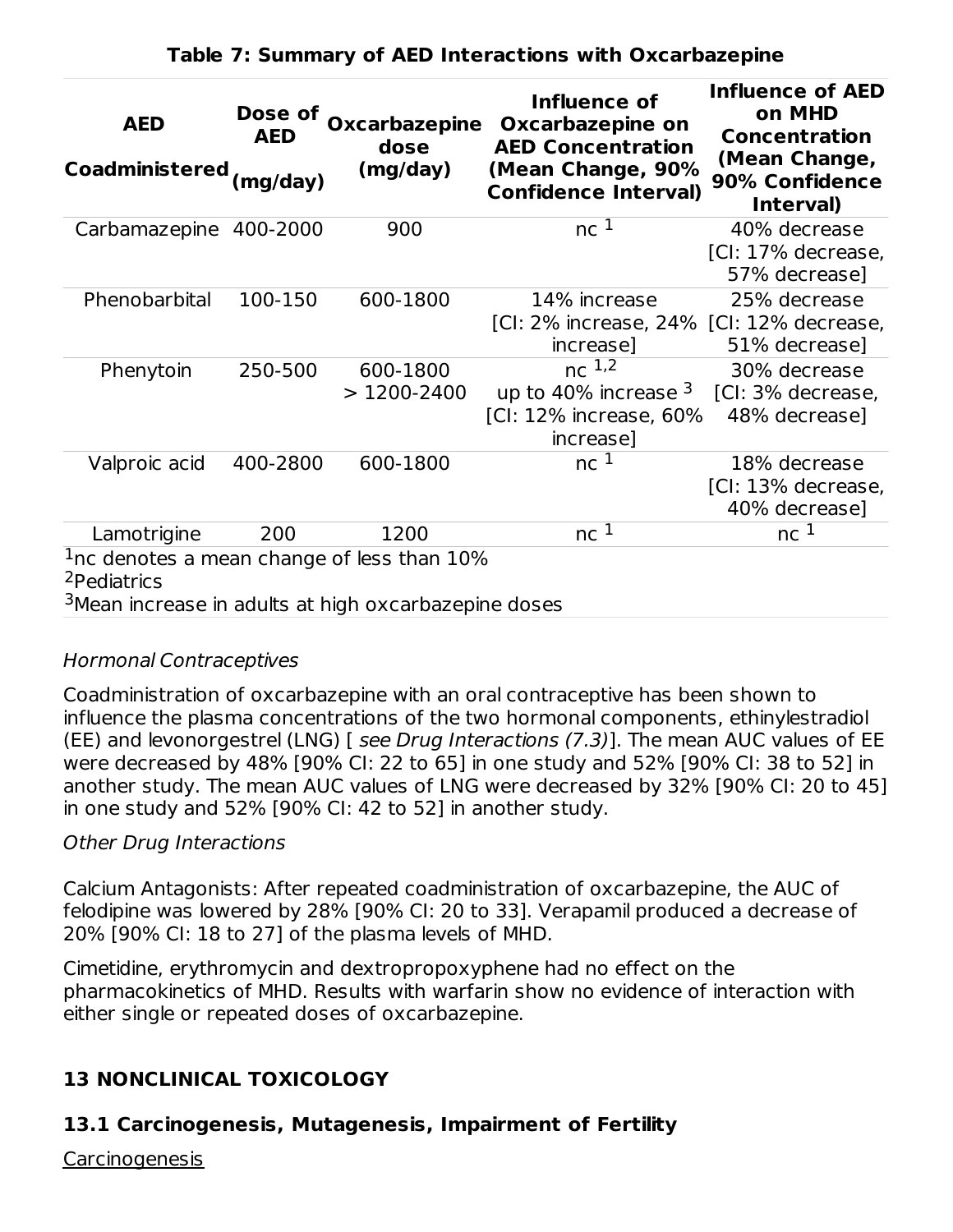**Table 7: Summary of AED Interactions with Oxcarbazepine**

| AED Coadministered | Dose of AED (mg/day) | Oxcarbazepine dose (mg/day) | Influence of Oxcarbazepine on AED Concentration (Mean Change, 90% Confidence Interval) | Influence of AED on MHD Concentration (Mean Change, 90% Confidence Interval) |
|---|---|---|---|---|
| Carbamazepine | 400-2000 | 900 | nc [1] | 40% decrease [CI: 17% decrease, 57% decrease] |
| Phenobarbital | 100-150 | 600-1800 | 14% increase [CI: 2% increase, 24% increase] | 25% decrease [CI: 12% decrease, 51% decrease] |
| Phenytoin | 250-500 | 600-1800<br>> 1200-2400 | nc [1,2]<br>up to 40% increase [3] [CI: 12% increase, 60% increase] | 30% decrease [CI: 3% decrease, 48% decrease] |
| Valproic acid | 400-2800 | 600-1800 | nc [1] | 18% decrease [CI: 13% decrease, 40% decrease] |
| Lamotrigine | 200 | 1200 | nc [1] | nc [1] |

[1]nc denotes a mean change of less than 10%
[2]Pediatrics
[3]Mean increase in adults at high oxcarbazepine doses

*Hormonal Contraceptives*

Coadministration of oxcarbazepine with an oral contraceptive has been shown to influence the plasma concentrations of the two hormonal components, ethinylestradiol (EE) and levonorgestrel (LNG) [ *see Drug Interactions (7.3)*]. The mean AUC values of EE were decreased by 48% [90% CI: 22 to 65] in one study and 52% [90% CI: 38 to 52] in another study. The mean AUC values of LNG were decreased by 32% [90% CI: 20 to 45] in one study and 52% [90% CI: 42 to 52] in another study.

*Other Drug Interactions*

Calcium Antagonists: After repeated coadministration of oxcarbazepine, the AUC of felodipine was lowered by 28% [90% CI: 20 to 33]. Verapamil produced a decrease of 20% [90% CI: 18 to 27] of the plasma levels of MHD.

Cimetidine, erythromycin and dextropropoxyphene had no effect on the pharmacokinetics of MHD. Results with warfarin show no evidence of interaction with either single or repeated doses of oxcarbazepine.

## 13 NONCLINICAL TOXICOLOGY

### 13.1 Carcinogenesis, Mutagenesis, Impairment of Fertility

Carcinogenesis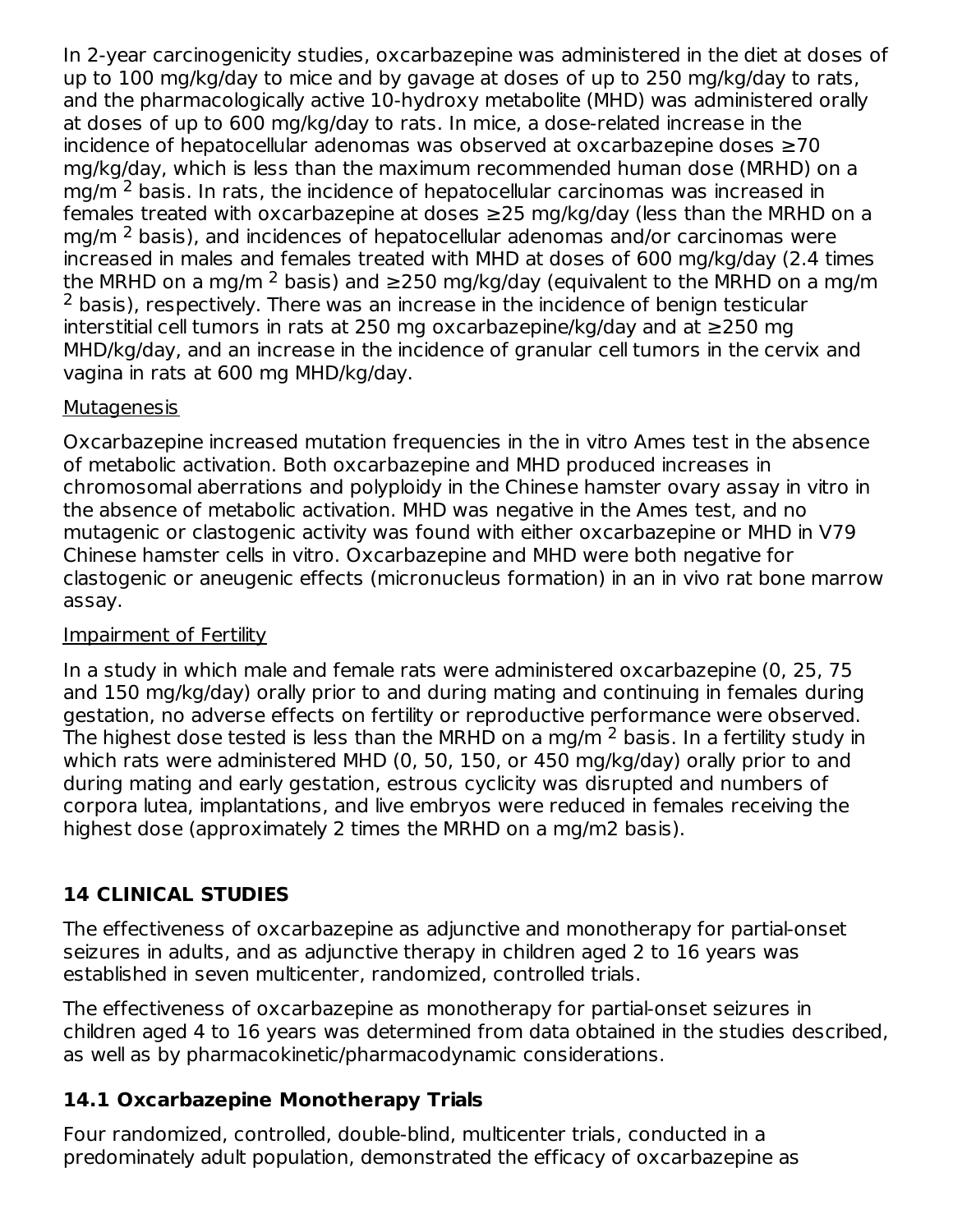In 2-year carcinogenicity studies, oxcarbazepine was administered in the diet at doses of up to 100 mg/kg/day to mice and by gavage at doses of up to 250 mg/kg/day to rats, and the pharmacologically active 10-hydroxy metabolite (MHD) was administered orally at doses of up to 600 mg/kg/day to rats. In mice, a dose-related increase in the incidence of hepatocellular adenomas was observed at oxcarbazepine doses ≥70 mg/kg/day, which is less than the maximum recommended human dose (MRHD) on a mg/m $^2$ basis. In rats, the incidence of hepatocellular carcinomas was increased in females treated with oxcarbazepine at doses ≥25 mg/kg/day (less than the MRHD on a mg/m $^2$ basis), and incidences of hepatocellular adenomas and/or carcinomas were increased in males and females treated with MHD at doses of 600 mg/kg/day (2.4 times the MRHD on a mg/m $^2$ basis) and ≥250 mg/kg/day (equivalent to the MRHD on a mg/m $^2$ basis), respectively. There was an increase in the incidence of benign testicular interstitial cell tumors in rats at 250 mg oxcarbazepine/kg/day and at ≥250 mg MHD/kg/day, and an increase in the incidence of granular cell tumors in the cervix and vagina in rats at 600 mg MHD/kg/day.

Mutagenesis

Oxcarbazepine increased mutation frequencies in the in vitro Ames test in the absence of metabolic activation. Both oxcarbazepine and MHD produced increases in chromosomal aberrations and polyploidy in the Chinese hamster ovary assay in vitro in the absence of metabolic activation. MHD was negative in the Ames test, and no mutagenic or clastogenic activity was found with either oxcarbazepine or MHD in V79 Chinese hamster cells in vitro. Oxcarbazepine and MHD were both negative for clastogenic or aneugenic effects (micronucleus formation) in an in vivo rat bone marrow assay.

Impairment of Fertility

In a study in which male and female rats were administered oxcarbazepine (0, 25, 75 and 150 mg/kg/day) orally prior to and during mating and continuing in females during gestation, no adverse effects on fertility or reproductive performance were observed. The highest dose tested is less than the MRHD on a mg/m $^2$ basis. In a fertility study in which rats were administered MHD (0, 50, 150, or 450 mg/kg/day) orally prior to and during mating and early gestation, estrous cyclicity was disrupted and numbers of corpora lutea, implantations, and live embryos were reduced in females receiving the highest dose (approximately 2 times the MRHD on a mg/m2 basis).

## 14 CLINICAL STUDIES

The effectiveness of oxcarbazepine as adjunctive and monotherapy for partial-onset seizures in adults, and as adjunctive therapy in children aged 2 to 16 years was established in seven multicenter, randomized, controlled trials.

The effectiveness of oxcarbazepine as monotherapy for partial-onset seizures in children aged 4 to 16 years was determined from data obtained in the studies described, as well as by pharmacokinetic/pharmacodynamic considerations.

### 14.1 Oxcarbazepine Monotherapy Trials

Four randomized, controlled, double-blind, multicenter trials, conducted in a predominately adult population, demonstrated the efficacy of oxcarbazepine as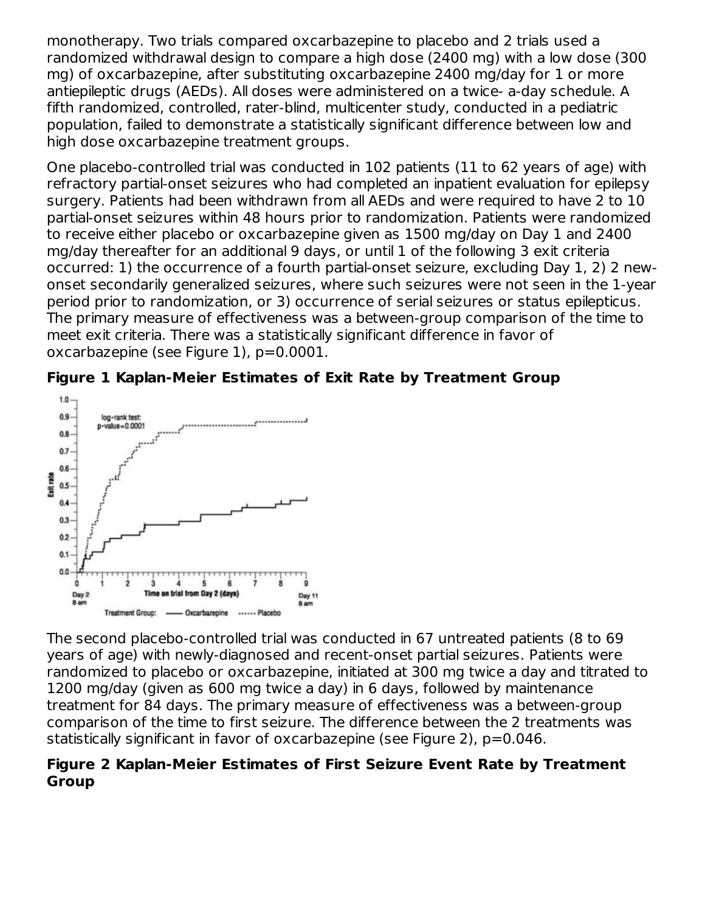monotherapy. Two trials compared oxcarbazepine to placebo and 2 trials used a randomized withdrawal design to compare a high dose (2400 mg) with a low dose (300 mg) of oxcarbazepine, after substituting oxcarbazepine 2400 mg/day for 1 or more antiepileptic drugs (AEDs). All doses were administered on a twice- a-day schedule. A fifth randomized, controlled, rater-blind, multicenter study, conducted in a pediatric population, failed to demonstrate a statistically significant difference between low and high dose oxcarbazepine treatment groups.

One placebo-controlled trial was conducted in 102 patients (11 to 62 years of age) with refractory partial-onset seizures who had completed an inpatient evaluation for epilepsy surgery. Patients had been withdrawn from all AEDs and were required to have 2 to 10 partial-onset seizures within 48 hours prior to randomization. Patients were randomized to receive either placebo or oxcarbazepine given as 1500 mg/day on Day 1 and 2400 mg/day thereafter for an additional 9 days, or until 1 of the following 3 exit criteria occurred: 1) the occurrence of a fourth partial-onset seizure, excluding Day 1, 2) 2 new-onset secondarily generalized seizures, where such seizures were not seen in the 1-year period prior to randomization, or 3) occurrence of serial seizures or status epilepticus. The primary measure of effectiveness was a between-group comparison of the time to meet exit criteria. There was a statistically significant difference in favor of oxcarbazepine (see Figure 1), p=0.0001.

**Figure 1 Kaplan-Meier Estimates of Exit Rate by Treatment Group**

The second placebo-controlled trial was conducted in 67 untreated patients (8 to 69 years of age) with newly-diagnosed and recent-onset partial seizures. Patients were randomized to placebo or oxcarbazepine, initiated at 300 mg twice a day and titrated to 1200 mg/day (given as 600 mg twice a day) in 6 days, followed by maintenance treatment for 84 days. The primary measure of effectiveness was a between-group comparison of the time to first seizure. The difference between the 2 treatments was statistically significant in favor of oxcarbazepine (see Figure 2), p=0.046.

**Figure 2 Kaplan-Meier Estimates of First Seizure Event Rate by Treatment Group**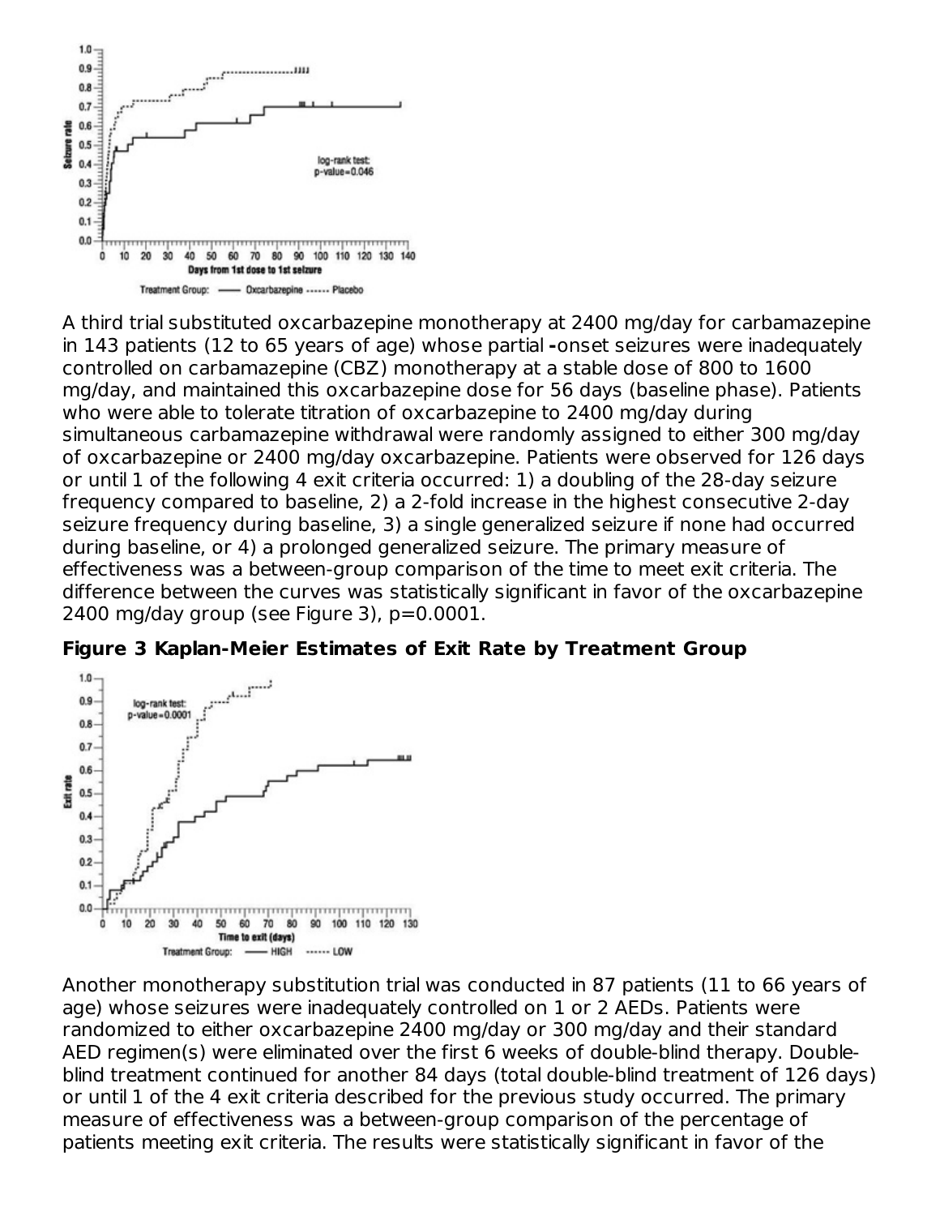A third trial substituted oxcarbazepine monotherapy at 2400 mg/day for carbamazepine in 143 patients (12 to 65 years of age) whose partial **-**onset seizures were inadequately controlled on carbamazepine (CBZ) monotherapy at a stable dose of 800 to 1600 mg/day, and maintained this oxcarbazepine dose for 56 days (baseline phase). Patients who were able to tolerate titration of oxcarbazepine to 2400 mg/day during simultaneous carbamazepine withdrawal were randomly assigned to either 300 mg/day of oxcarbazepine or 2400 mg/day oxcarbazepine. Patients were observed for 126 days or until 1 of the following 4 exit criteria occurred: 1) a doubling of the 28-day seizure frequency compared to baseline, 2) a 2-fold increase in the highest consecutive 2-day seizure frequency during baseline, 3) a single generalized seizure if none had occurred during baseline, or 4) a prolonged generalized seizure. The primary measure of effectiveness was a between-group comparison of the time to meet exit criteria. The difference between the curves was statistically significant in favor of the oxcarbazepine 2400 mg/day group (see Figure 3), $p=0.0001$.

**Figure 3 Kaplan-Meier Estimates of Exit Rate by Treatment Group**

Another monotherapy substitution trial was conducted in 87 patients (11 to 66 years of age) whose seizures were inadequately controlled on 1 or 2 AEDs. Patients were randomized to either oxcarbazepine 2400 mg/day or 300 mg/day and their standard AED regimen(s) were eliminated over the first 6 weeks of double-blind therapy. Double-blind treatment continued for another 84 days (total double-blind treatment of 126 days) or until 1 of the 4 exit criteria described for the previous study occurred. The primary measure of effectiveness was a between-group comparison of the percentage of patients meeting exit criteria. The results were statistically significant in favor of the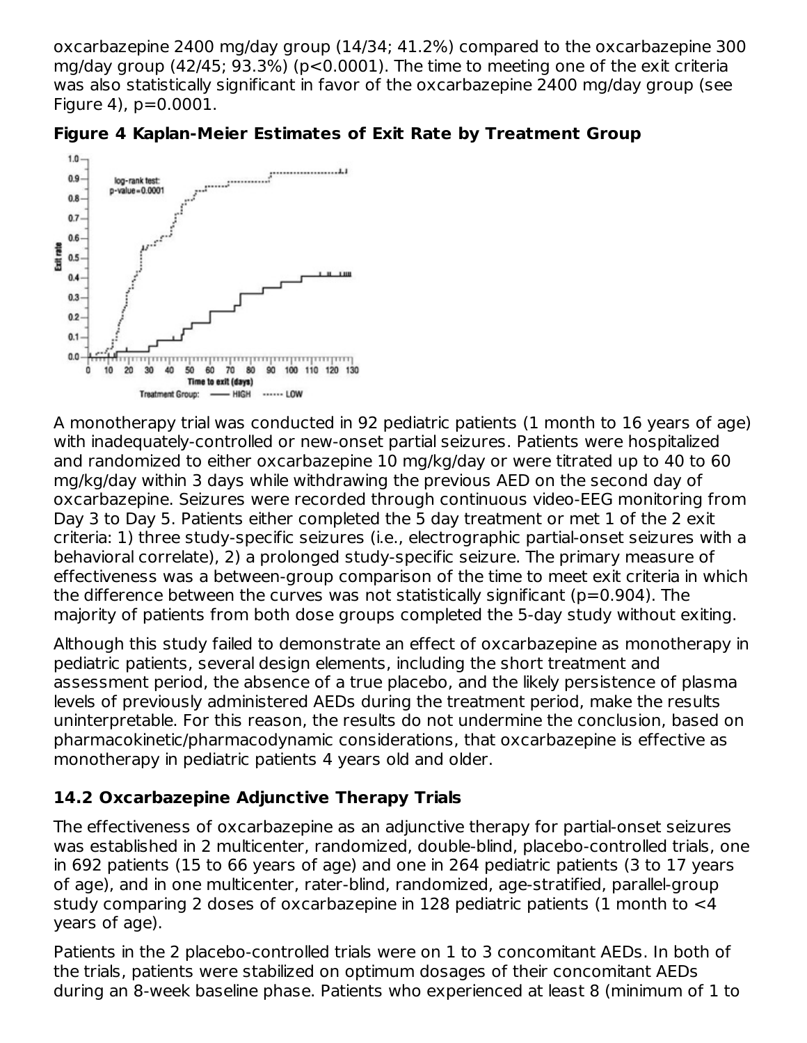oxcarbazepine 2400 mg/day group (14/34; 41.2%) compared to the oxcarbazepine 300 mg/day group (42/45; 93.3%) (p<0.0001). The time to meeting one of the exit criteria was also statistically significant in favor of the oxcarbazepine 2400 mg/day group (see Figure 4), p=0.0001.

**Figure 4 Kaplan-Meier Estimates of Exit Rate by Treatment Group**

A monotherapy trial was conducted in 92 pediatric patients (1 month to 16 years of age) with inadequately-controlled or new-onset partial seizures. Patients were hospitalized and randomized to either oxcarbazepine 10 mg/kg/day or were titrated up to 40 to 60 mg/kg/day within 3 days while withdrawing the previous AED on the second day of oxcarbazepine. Seizures were recorded through continuous video-EEG monitoring from Day 3 to Day 5. Patients either completed the 5 day treatment or met 1 of the 2 exit criteria: 1) three study-specific seizures (i.e., electrographic partial-onset seizures with a behavioral correlate), 2) a prolonged study-specific seizure. The primary measure of effectiveness was a between-group comparison of the time to meet exit criteria in which the difference between the curves was not statistically significant (p=0.904). The majority of patients from both dose groups completed the 5-day study without exiting.

Although this study failed to demonstrate an effect of oxcarbazepine as monotherapy in pediatric patients, several design elements, including the short treatment and assessment period, the absence of a true placebo, and the likely persistence of plasma levels of previously administered AEDs during the treatment period, make the results uninterpretable. For this reason, the results do not undermine the conclusion, based on pharmacokinetic/pharmacodynamic considerations, that oxcarbazepine is effective as monotherapy in pediatric patients 4 years old and older.

## 14.2 Oxcarbazepine Adjunctive Therapy Trials

The effectiveness of oxcarbazepine as an adjunctive therapy for partial-onset seizures was established in 2 multicenter, randomized, double-blind, placebo-controlled trials, one in 692 patients (15 to 66 years of age) and one in 264 pediatric patients (3 to 17 years of age), and in one multicenter, rater-blind, randomized, age-stratified, parallel-group study comparing 2 doses of oxcarbazepine in 128 pediatric patients (1 month to <4 years of age).

Patients in the 2 placebo-controlled trials were on 1 to 3 concomitant AEDs. In both of the trials, patients were stabilized on optimum dosages of their concomitant AEDs during an 8-week baseline phase. Patients who experienced at least 8 (minimum of 1 to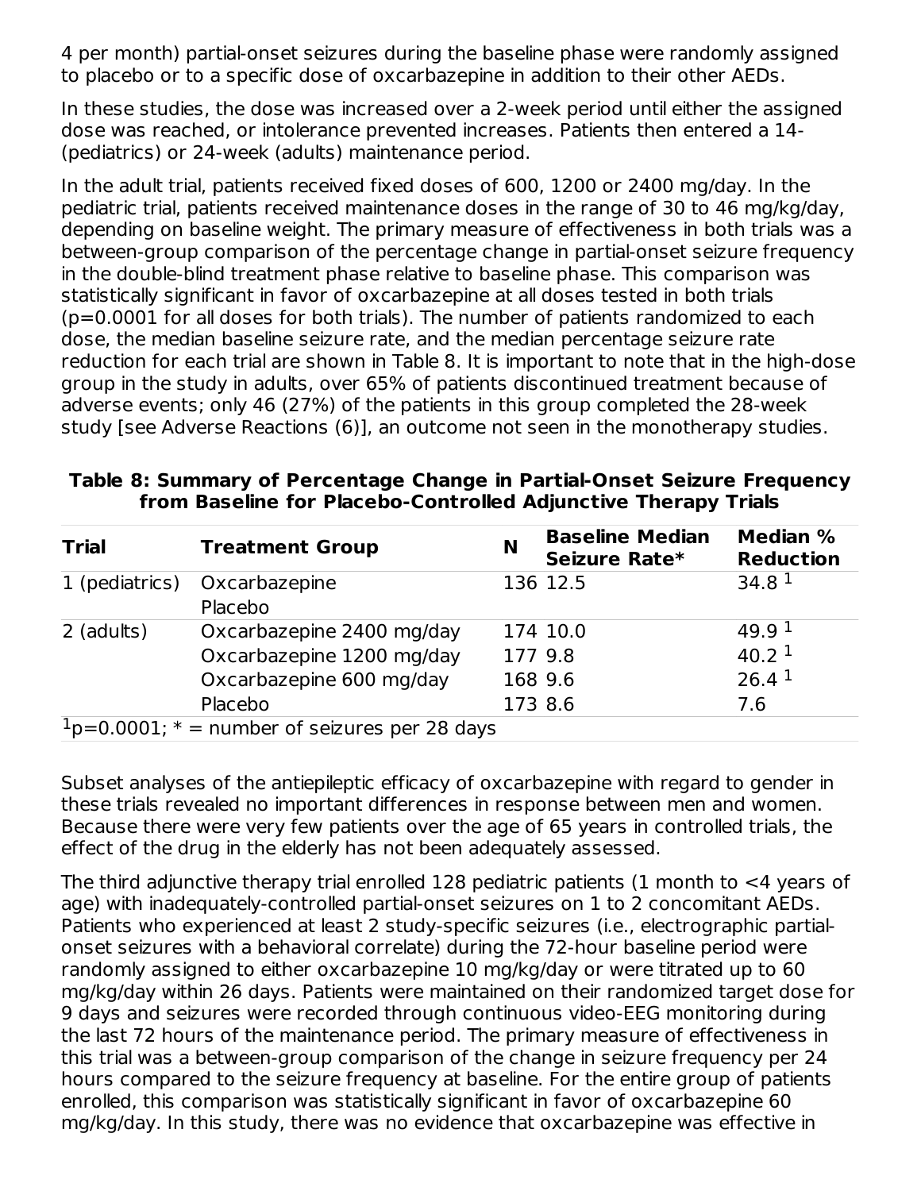4 per month) partial-onset seizures during the baseline phase were randomly assigned to placebo or to a specific dose of oxcarbazepine in addition to their other AEDs.

In these studies, the dose was increased over a 2-week period until either the assigned dose was reached, or intolerance prevented increases. Patients then entered a 14- (pediatrics) or 24-week (adults) maintenance period.

In the adult trial, patients received fixed doses of 600, 1200 or 2400 mg/day. In the pediatric trial, patients received maintenance doses in the range of 30 to 46 mg/kg/day, depending on baseline weight. The primary measure of effectiveness in both trials was a between-group comparison of the percentage change in partial-onset seizure frequency in the double-blind treatment phase relative to baseline phase. This comparison was statistically significant in favor of oxcarbazepine at all doses tested in both trials (p=0.0001 for all doses for both trials). The number of patients randomized to each dose, the median baseline seizure rate, and the median percentage seizure rate reduction for each trial are shown in Table 8. It is important to note that in the high-dose group in the study in adults, over 65% of patients discontinued treatment because of adverse events; only 46 (27%) of the patients in this group completed the 28-week study [see Adverse Reactions (6)], an outcome not seen in the monotherapy studies.

**Table 8: Summary of Percentage Change in Partial-Onset Seizure Frequency from Baseline for Placebo-Controlled Adjunctive Therapy Trials**

| Trial | Treatment Group | N | Baseline Median Seizure Rate* | Median % Reduction |
|---|---|---|---|---|
| 1 (pediatrics) | Oxcarbazepine | 136 | 12.5 | 34.8 [1] |
| | Placebo | | | |
| 2 (adults) | Oxcarbazepine 2400 mg/day | 174 | 10.0 | 49.9 [1] |
| | Oxcarbazepine 1200 mg/day | 177 | 9.8 | 40.2 [1] |
| | Oxcarbazepine 600 mg/day | 168 | 9.6 | 26.4 [1] |
| | Placebo | 173 | 8.6 | 7.6 |

[1]p=0.0001; * = number of seizures per 28 days

Subset analyses of the antiepileptic efficacy of oxcarbazepine with regard to gender in these trials revealed no important differences in response between men and women. Because there were very few patients over the age of 65 years in controlled trials, the effect of the drug in the elderly has not been adequately assessed.

The third adjunctive therapy trial enrolled 128 pediatric patients (1 month to <4 years of age) with inadequately-controlled partial-onset seizures on 1 to 2 concomitant AEDs. Patients who experienced at least 2 study-specific seizures (i.e., electrographic partial-onset seizures with a behavioral correlate) during the 72-hour baseline period were randomly assigned to either oxcarbazepine 10 mg/kg/day or were titrated up to 60 mg/kg/day within 26 days. Patients were maintained on their randomized target dose for 9 days and seizures were recorded through continuous video-EEG monitoring during the last 72 hours of the maintenance period. The primary measure of effectiveness in this trial was a between-group comparison of the change in seizure frequency per 24 hours compared to the seizure frequency at baseline. For the entire group of patients enrolled, this comparison was statistically significant in favor of oxcarbazepine 60 mg/kg/day. In this study, there was no evidence that oxcarbazepine was effective in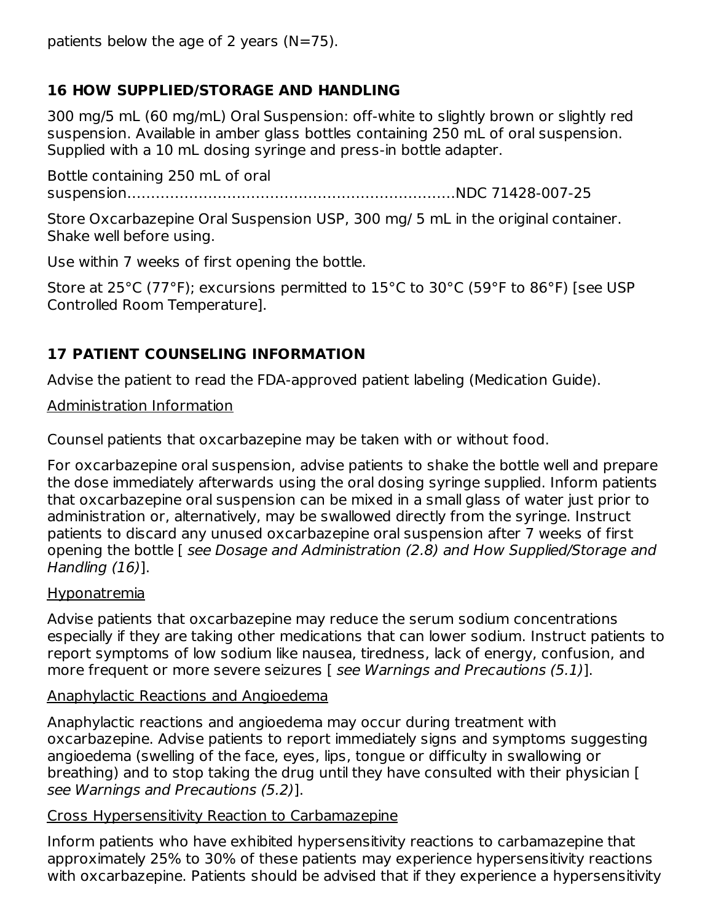patients below the age of 2 years (N=75).

## 16 HOW SUPPLIED/STORAGE AND HANDLING

300 mg/5 mL (60 mg/mL) Oral Suspension: off-white to slightly brown or slightly red suspension. Available in amber glass bottles containing 250 mL of oral suspension. Supplied with a 10 mL dosing syringe and press-in bottle adapter.

Bottle containing 250 mL of oral suspension…………………………………………………………NDC 71428-007-25

Store Oxcarbazepine Oral Suspension USP, 300 mg/ 5 mL in the original container. Shake well before using.

Use within 7 weeks of first opening the bottle.

Store at 25°C (77°F); excursions permitted to 15°C to 30°C (59°F to 86°F) [see USP Controlled Room Temperature].

## 17 PATIENT COUNSELING INFORMATION

Advise the patient to read the FDA-approved patient labeling (Medication Guide).

Administration Information

Counsel patients that oxcarbazepine may be taken with or without food.

For oxcarbazepine oral suspension, advise patients to shake the bottle well and prepare the dose immediately afterwards using the oral dosing syringe supplied. Inform patients that oxcarbazepine oral suspension can be mixed in a small glass of water just prior to administration or, alternatively, may be swallowed directly from the syringe. Instruct patients to discard any unused oxcarbazepine oral suspension after 7 weeks of first opening the bottle [ *see Dosage and Administration (2.8) and How Supplied/Storage and Handling (16)*].

Hyponatremia

Advise patients that oxcarbazepine may reduce the serum sodium concentrations especially if they are taking other medications that can lower sodium. Instruct patients to report symptoms of low sodium like nausea, tiredness, lack of energy, confusion, and more frequent or more severe seizures [ *see Warnings and Precautions (5.1)*].

Anaphylactic Reactions and Angioedema

Anaphylactic reactions and angioedema may occur during treatment with oxcarbazepine. Advise patients to report immediately signs and symptoms suggesting angioedema (swelling of the face, eyes, lips, tongue or difficulty in swallowing or breathing) and to stop taking the drug until they have consulted with their physician [ *see Warnings and Precautions (5.2)*].

Cross Hypersensitivity Reaction to Carbamazepine

Inform patients who have exhibited hypersensitivity reactions to carbamazepine that approximately 25% to 30% of these patients may experience hypersensitivity reactions with oxcarbazepine. Patients should be advised that if they experience a hypersensitivity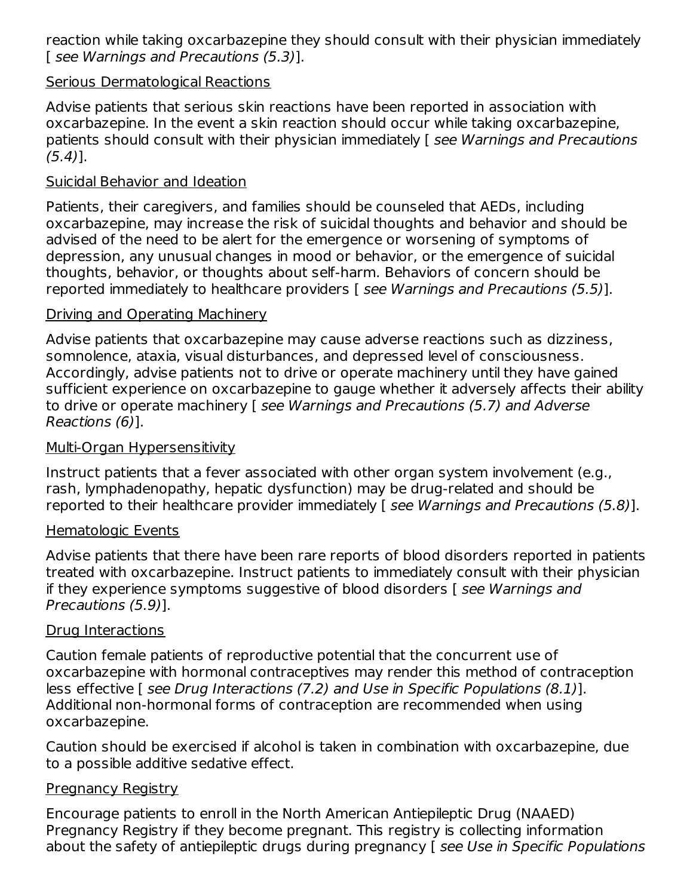reaction while taking oxcarbazepine they should consult with their physician immediately [ *see Warnings and Precautions (5.3)*].

Serious Dermatological Reactions

Advise patients that serious skin reactions have been reported in association with oxcarbazepine. In the event a skin reaction should occur while taking oxcarbazepine, patients should consult with their physician immediately [ *see Warnings and Precautions (5.4)*].

Suicidal Behavior and Ideation

Patients, their caregivers, and families should be counseled that AEDs, including oxcarbazepine, may increase the risk of suicidal thoughts and behavior and should be advised of the need to be alert for the emergence or worsening of symptoms of depression, any unusual changes in mood or behavior, or the emergence of suicidal thoughts, behavior, or thoughts about self-harm. Behaviors of concern should be reported immediately to healthcare providers [ *see Warnings and Precautions (5.5)*].

Driving and Operating Machinery

Advise patients that oxcarbazepine may cause adverse reactions such as dizziness, somnolence, ataxia, visual disturbances, and depressed level of consciousness. Accordingly, advise patients not to drive or operate machinery until they have gained sufficient experience on oxcarbazepine to gauge whether it adversely affects their ability to drive or operate machinery [ *see Warnings and Precautions (5.7) and Adverse Reactions (6)*].

Multi-Organ Hypersensitivity

Instruct patients that a fever associated with other organ system involvement (e.g., rash, lymphadenopathy, hepatic dysfunction) may be drug-related and should be reported to their healthcare provider immediately [ *see Warnings and Precautions (5.8)*].

Hematologic Events

Advise patients that there have been rare reports of blood disorders reported in patients treated with oxcarbazepine. Instruct patients to immediately consult with their physician if they experience symptoms suggestive of blood disorders [ *see Warnings and Precautions (5.9)*].

Drug Interactions

Caution female patients of reproductive potential that the concurrent use of oxcarbazepine with hormonal contraceptives may render this method of contraception less effective [ *see Drug Interactions (7.2) and Use in Specific Populations (8.1)*]. Additional non-hormonal forms of contraception are recommended when using oxcarbazepine.

Caution should be exercised if alcohol is taken in combination with oxcarbazepine, due to a possible additive sedative effect.

Pregnancy Registry

Encourage patients to enroll in the North American Antiepileptic Drug (NAAED) Pregnancy Registry if they become pregnant. This registry is collecting information about the safety of antiepileptic drugs during pregnancy [ *see Use in Specific Populations*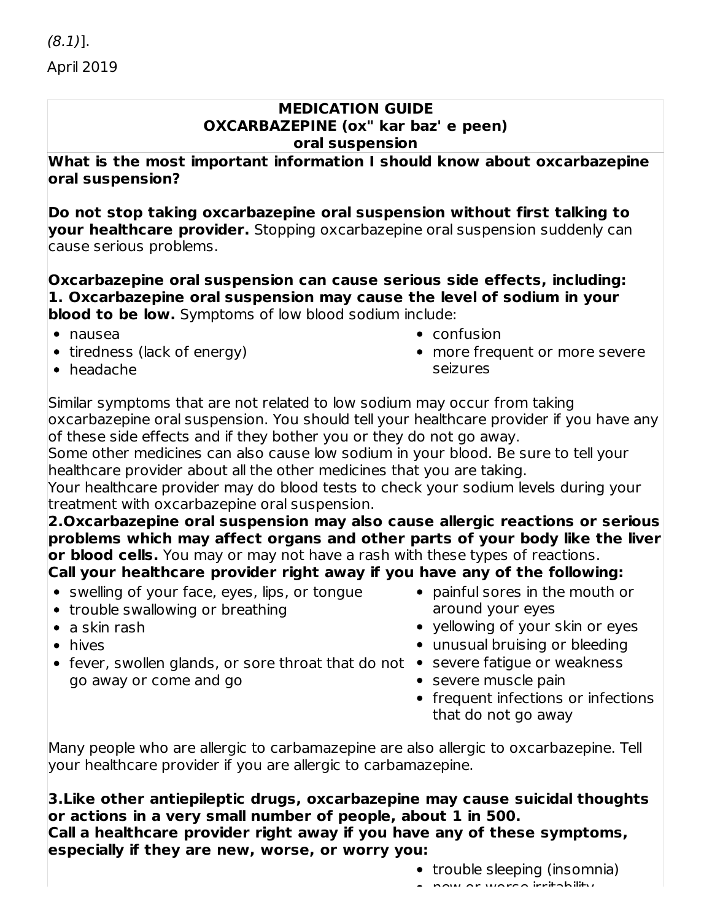(8.1)].

April 2019

**MEDICATION GUIDE**
**OXCARBAZEPINE (ox" kar baz' e peen)**
**oral suspension**

**What is the most important information I should know about oxcarbazepine oral suspension?**

**Do not stop taking oxcarbazepine oral suspension without first talking to your healthcare provider.** Stopping oxcarbazepine oral suspension suddenly can cause serious problems.

**Oxcarbazepine oral suspension can cause serious side effects, including:**
**1. Oxcarbazepine oral suspension may cause the level of sodium in your blood to be low.** Symptoms of low blood sodium include:

- nausea
- tiredness (lack of energy)
- headache
- confusion
- more frequent or more severe seizures

Similar symptoms that are not related to low sodium may occur from taking oxcarbazepine oral suspension. You should tell your healthcare provider if you have any of these side effects and if they bother you or they do not go away.
Some other medicines can also cause low sodium in your blood. Be sure to tell your healthcare provider about all the other medicines that you are taking.
Your healthcare provider may do blood tests to check your sodium levels during your treatment with oxcarbazepine oral suspension.
**2.Oxcarbazepine oral suspension may also cause allergic reactions or serious problems which may affect organs and other parts of your body like the liver or blood cells.** You may or may not have a rash with these types of reactions.
**Call your healthcare provider right away if you have any of the following:**

- swelling of your face, eyes, lips, or tongue
- trouble swallowing or breathing
- a skin rash
- hives
- fever, swollen glands, or sore throat that do not go away or come and go
- painful sores in the mouth or around your eyes
- yellowing of your skin or eyes
- unusual bruising or bleeding
- severe fatigue or weakness
- severe muscle pain
- frequent infections or infections that do not go away

Many people who are allergic to carbamazepine are also allergic to oxcarbazepine. Tell your healthcare provider if you are allergic to carbamazepine.

**3.Like other antiepileptic drugs, oxcarbazepine may cause suicidal thoughts or actions in a very small number of people, about 1 in 500.**
**Call a healthcare provider right away if you have any of these symptoms, especially if they are new, worse, or worry you:**

- trouble sleeping (insomnia)
- new or worse irritability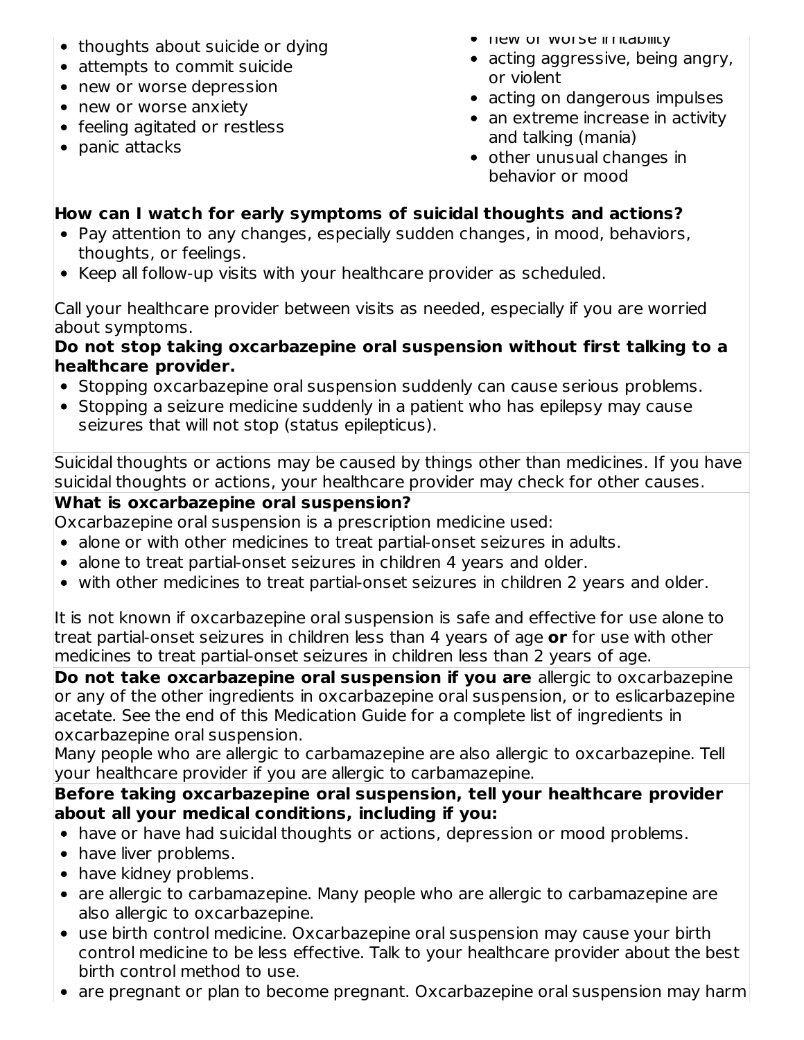- thoughts about suicide or dying
- attempts to commit suicide
- new or worse depression
- new or worse anxiety
- feeling agitated or restless
- panic attacks
- new or worse irritability
- acting aggressive, being angry, or violent
- acting on dangerous impulses
- an extreme increase in activity and talking (mania)
- other unusual changes in behavior or mood

**How can I watch for early symptoms of suicidal thoughts and actions?**

- Pay attention to any changes, especially sudden changes, in mood, behaviors, thoughts, or feelings.
- Keep all follow-up visits with your healthcare provider as scheduled.

Call your healthcare provider between visits as needed, especially if you are worried about symptoms.

**Do not stop taking oxcarbazepine oral suspension without first talking to a healthcare provider.**

- Stopping oxcarbazepine oral suspension suddenly can cause serious problems.
- Stopping a seizure medicine suddenly in a patient who has epilepsy may cause seizures that will not stop (status epilepticus).

Suicidal thoughts or actions may be caused by things other than medicines. If you have suicidal thoughts or actions, your healthcare provider may check for other causes.

**What is oxcarbazepine oral suspension?**

Oxcarbazepine oral suspension is a prescription medicine used:

- alone or with other medicines to treat partial-onset seizures in adults.
- alone to treat partial-onset seizures in children 4 years and older.
- with other medicines to treat partial-onset seizures in children 2 years and older.

It is not known if oxcarbazepine oral suspension is safe and effective for use alone to treat partial-onset seizures in children less than 4 years of age **or** for use with other medicines to treat partial-onset seizures in children less than 2 years of age.

**Do not take oxcarbazepine oral suspension if you are** allergic to oxcarbazepine or any of the other ingredients in oxcarbazepine oral suspension, or to eslicarbazepine acetate. See the end of this Medication Guide for a complete list of ingredients in oxcarbazepine oral suspension.

Many people who are allergic to carbamazepine are also allergic to oxcarbazepine. Tell your healthcare provider if you are allergic to carbamazepine.

**Before taking oxcarbazepine oral suspension, tell your healthcare provider about all your medical conditions, including if you:**

- have or have had suicidal thoughts or actions, depression or mood problems.
- have liver problems.
- have kidney problems.
- are allergic to carbamazepine. Many people who are allergic to carbamazepine are also allergic to oxcarbazepine.
- use birth control medicine. Oxcarbazepine oral suspension may cause your birth control medicine to be less effective. Talk to your healthcare provider about the best birth control method to use.
- are pregnant or plan to become pregnant. Oxcarbazepine oral suspension may harm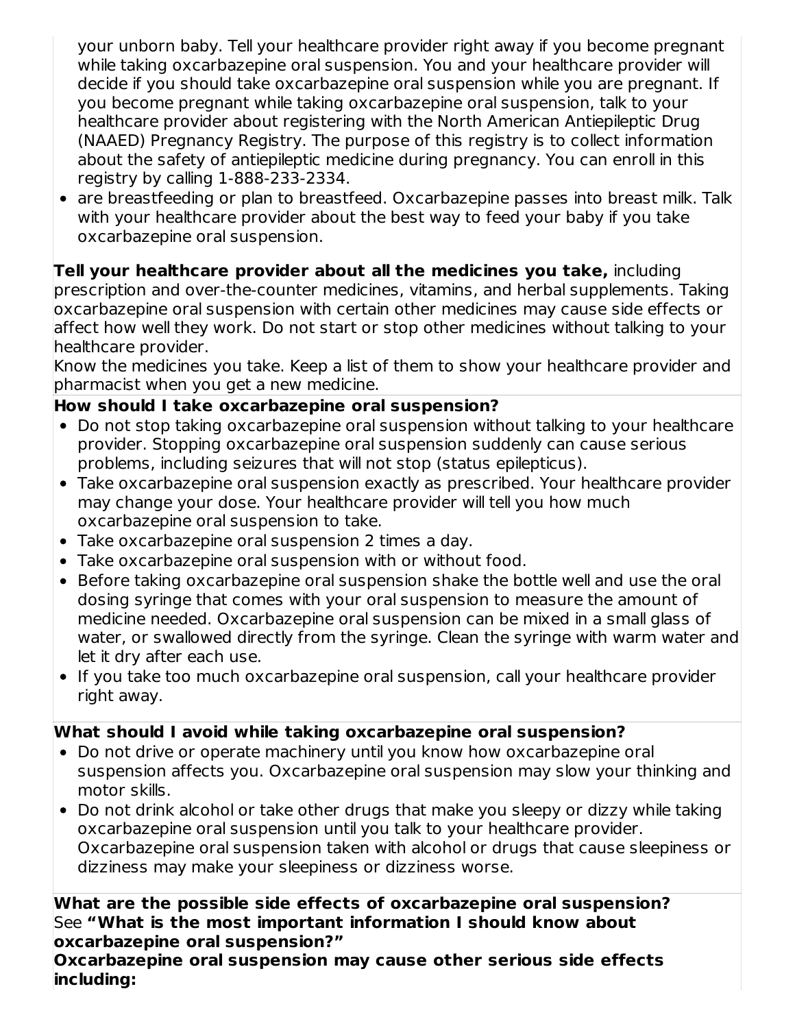your unborn baby. Tell your healthcare provider right away if you become pregnant while taking oxcarbazepine oral suspension. You and your healthcare provider will decide if you should take oxcarbazepine oral suspension while you are pregnant. If you become pregnant while taking oxcarbazepine oral suspension, talk to your healthcare provider about registering with the North American Antiepileptic Drug (NAAED) Pregnancy Registry. The purpose of this registry is to collect information about the safety of antiepileptic medicine during pregnancy. You can enroll in this registry by calling 1-888-233-2334.

- are breastfeeding or plan to breastfeed. Oxcarbazepine passes into breast milk. Talk with your healthcare provider about the best way to feed your baby if you take oxcarbazepine oral suspension.

**Tell your healthcare provider about all the medicines you take,** including prescription and over-the-counter medicines, vitamins, and herbal supplements. Taking oxcarbazepine oral suspension with certain other medicines may cause side effects or affect how well they work. Do not start or stop other medicines without talking to your healthcare provider.

Know the medicines you take. Keep a list of them to show your healthcare provider and pharmacist when you get a new medicine.

**How should I take oxcarbazepine oral suspension?**

- Do not stop taking oxcarbazepine oral suspension without talking to your healthcare provider. Stopping oxcarbazepine oral suspension suddenly can cause serious problems, including seizures that will not stop (status epilepticus).
- Take oxcarbazepine oral suspension exactly as prescribed. Your healthcare provider may change your dose. Your healthcare provider will tell you how much oxcarbazepine oral suspension to take.
- Take oxcarbazepine oral suspension 2 times a day.
- Take oxcarbazepine oral suspension with or without food.
- Before taking oxcarbazepine oral suspension shake the bottle well and use the oral dosing syringe that comes with your oral suspension to measure the amount of medicine needed. Oxcarbazepine oral suspension can be mixed in a small glass of water, or swallowed directly from the syringe. Clean the syringe with warm water and let it dry after each use.
- If you take too much oxcarbazepine oral suspension, call your healthcare provider right away.

**What should I avoid while taking oxcarbazepine oral suspension?**

- Do not drive or operate machinery until you know how oxcarbazepine oral suspension affects you. Oxcarbazepine oral suspension may slow your thinking and motor skills.
- Do not drink alcohol or take other drugs that make you sleepy or dizzy while taking oxcarbazepine oral suspension until you talk to your healthcare provider. Oxcarbazepine oral suspension taken with alcohol or drugs that cause sleepiness or dizziness may make your sleepiness or dizziness worse.

**What are the possible side effects of oxcarbazepine oral suspension?**
See **"What is the most important information I should know about oxcarbazepine oral suspension?"**
**Oxcarbazepine oral suspension may cause other serious side effects including:**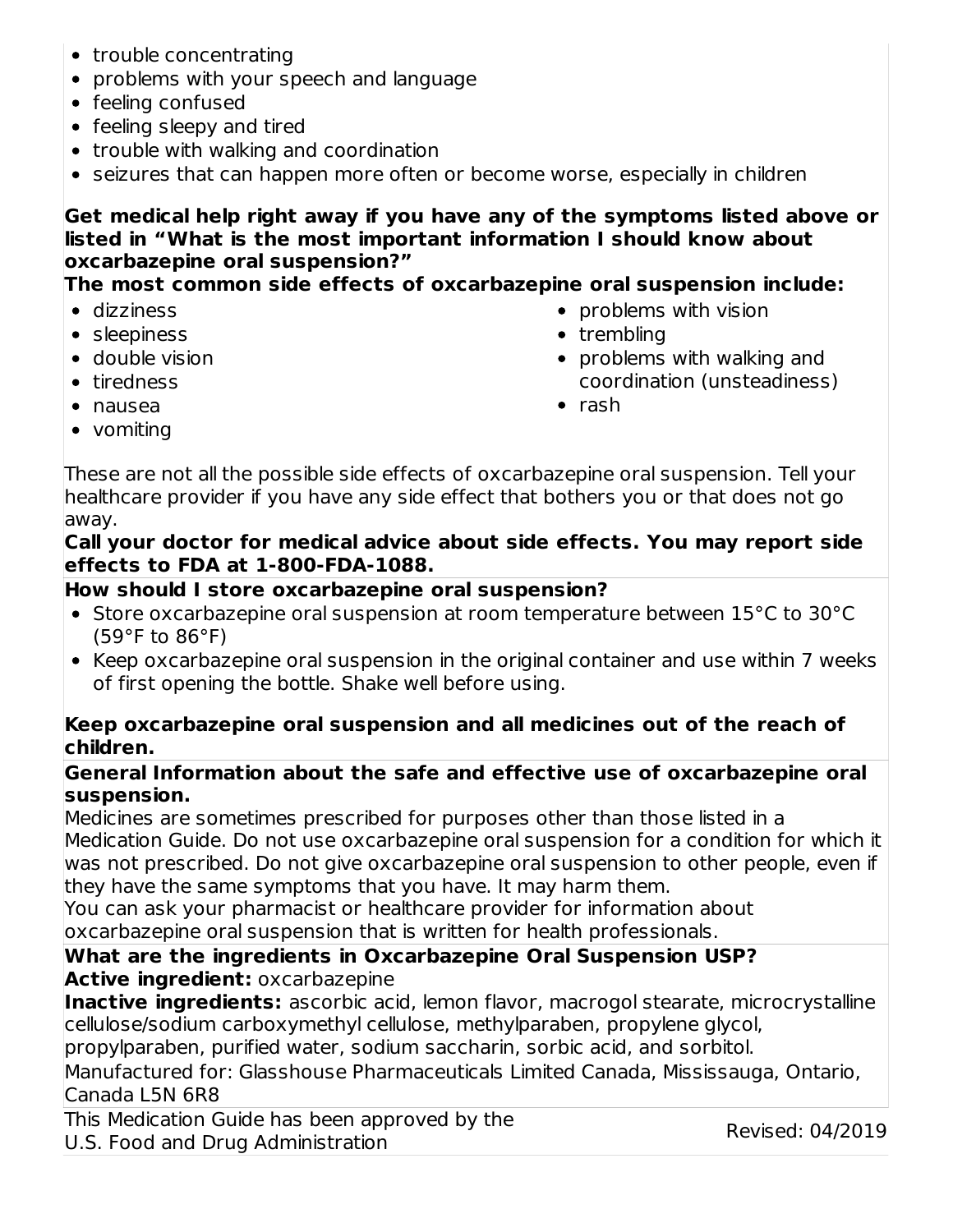- trouble concentrating
- problems with your speech and language
- feeling confused
- feeling sleepy and tired
- trouble with walking and coordination
- seizures that can happen more often or become worse, especially in children

**Get medical help right away if you have any of the symptoms listed above or listed in "What is the most important information I should know about oxcarbazepine oral suspension?"**

**The most common side effects of oxcarbazepine oral suspension include:**

- dizziness
- sleepiness
- double vision
- tiredness
- nausea
- vomiting
- problems with vision
- trembling
- problems with walking and coordination (unsteadiness)
- rash

These are not all the possible side effects of oxcarbazepine oral suspension. Tell your healthcare provider if you have any side effect that bothers you or that does not go away.

**Call your doctor for medical advice about side effects. You may report side effects to FDA at 1-800-FDA-1088.**

**How should I store oxcarbazepine oral suspension?**

- Store oxcarbazepine oral suspension at room temperature between 15°C to 30°C (59°F to 86°F)
- Keep oxcarbazepine oral suspension in the original container and use within 7 weeks of first opening the bottle. Shake well before using.

**Keep oxcarbazepine oral suspension and all medicines out of the reach of children.**

**General Information about the safe and effective use of oxcarbazepine oral suspension.**

Medicines are sometimes prescribed for purposes other than those listed in a Medication Guide. Do not use oxcarbazepine oral suspension for a condition for which it was not prescribed. Do not give oxcarbazepine oral suspension to other people, even if they have the same symptoms that you have. It may harm them.

You can ask your pharmacist or healthcare provider for information about oxcarbazepine oral suspension that is written for health professionals.

**What are the ingredients in Oxcarbazepine Oral Suspension USP?**

**Active ingredient:** oxcarbazepine

**Inactive ingredients:** ascorbic acid, lemon flavor, macrogol stearate, microcrystalline cellulose/sodium carboxymethyl cellulose, methylparaben, propylene glycol, propylparaben, purified water, sodium saccharin, sorbic acid, and sorbitol.

Manufactured for: Glasshouse Pharmaceuticals Limited Canada, Mississauga, Ontario, Canada L5N 6R8

This Medication Guide has been approved by the U.S. Food and Drug Administration

Revised: 04/2019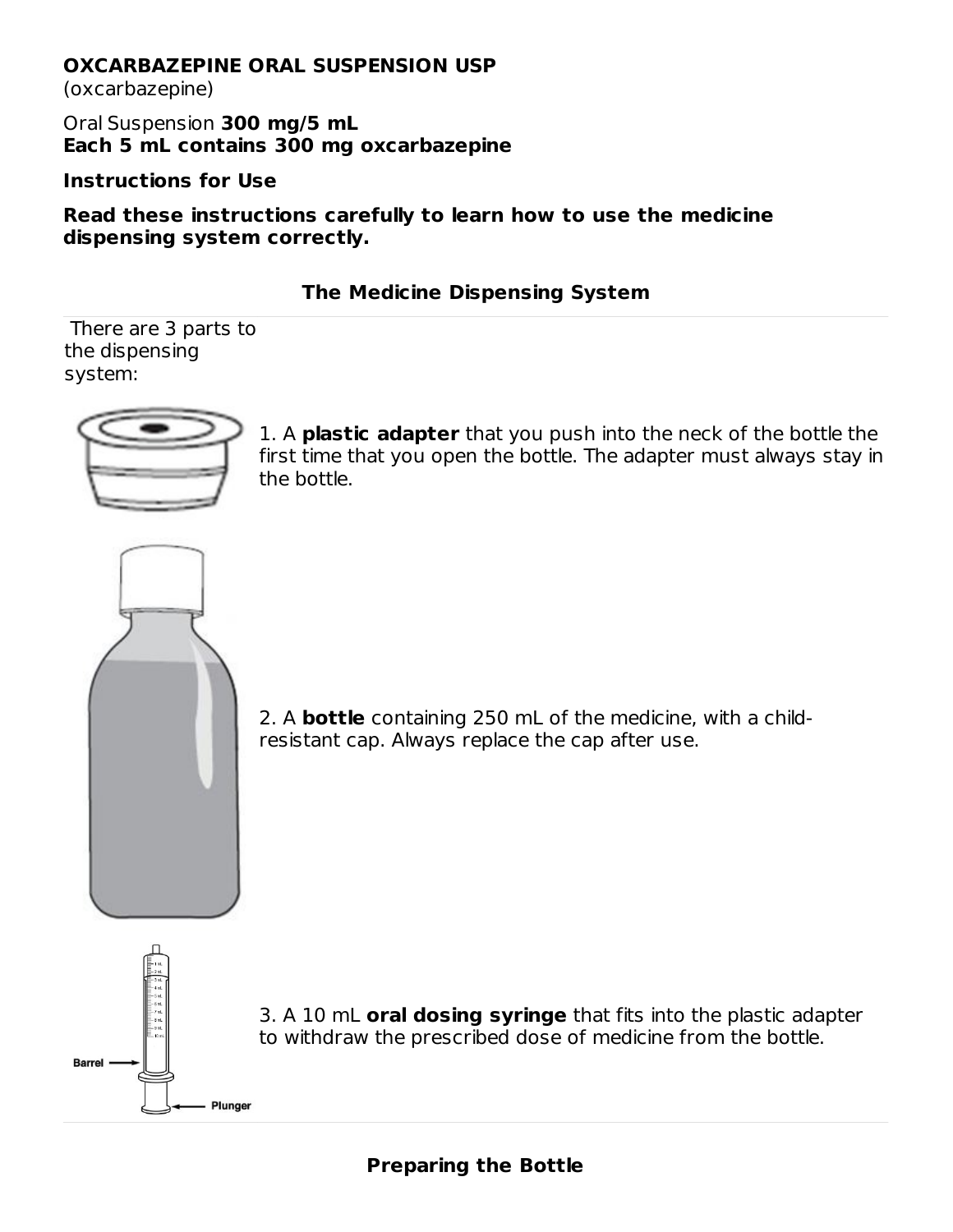**OXCARBAZEPINE ORAL SUSPENSION USP**
(oxcarbazepine)

Oral Suspension **300 mg/5 mL**
**Each 5 mL contains 300 mg oxcarbazepine**

**Instructions for Use**

**Read these instructions carefully to learn how to use the medicine dispensing system correctly.**

### The Medicine Dispensing System

There are 3 parts to the dispensing system:

1. A **plastic adapter** that you push into the neck of the bottle the first time that you open the bottle. The adapter must always stay in the bottle.

2. A **bottle** containing 250 mL of the medicine, with a child-resistant cap. Always replace the cap after use.

3. A 10 mL **oral dosing syringe** that fits into the plastic adapter to withdraw the prescribed dose of medicine from the bottle.

Barrel

Plunger

### Preparing the Bottle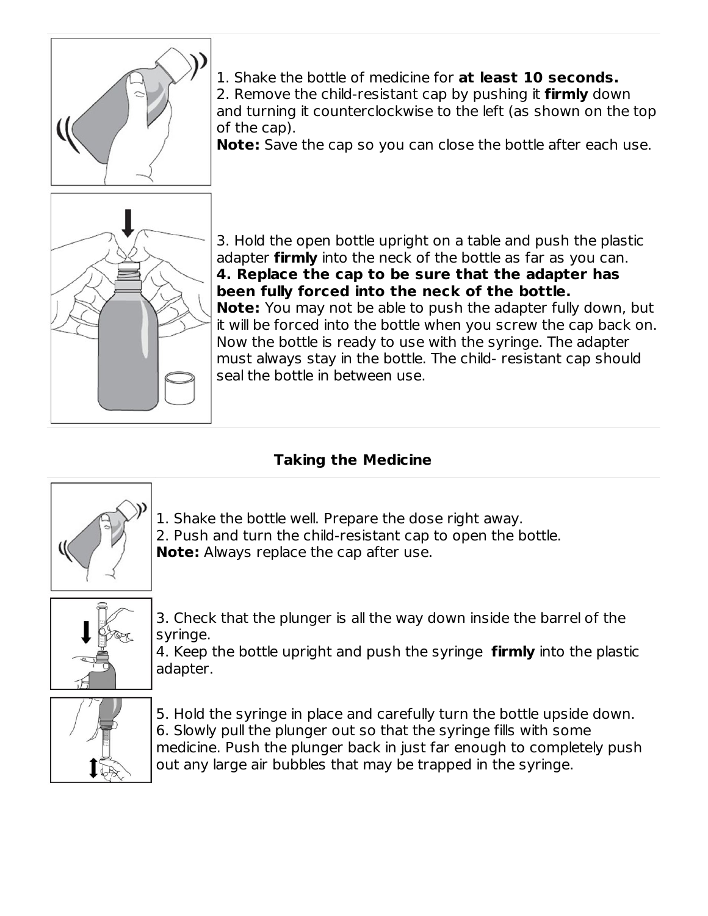1. Shake the bottle of medicine for **at least 10 seconds.**
2. Remove the child-resistant cap by pushing it **firmly** down and turning it counterclockwise to the left (as shown on the top of the cap).

**Note:** Save the cap so you can close the bottle after each use.

3. Hold the open bottle upright on a table and push the plastic adapter **firmly** into the neck of the bottle as far as you can.
4. **Replace the cap to be sure that the adapter has been fully forced into the neck of the bottle.**

**Note:** You may not be able to push the adapter fully down, but it will be forced into the bottle when you screw the cap back on. Now the bottle is ready to use with the syringe. The adapter must always stay in the bottle. The child- resistant cap should seal the bottle in between use.

**Taking the Medicine**

1. Shake the bottle well. Prepare the dose right away.
2. Push and turn the child-resistant cap to open the bottle.

**Note:** Always replace the cap after use.

3. Check that the plunger is all the way down inside the barrel of the syringe.
4. Keep the bottle upright and push the syringe **firmly** into the plastic adapter.

5. Hold the syringe in place and carefully turn the bottle upside down.
6. Slowly pull the plunger out so that the syringe fills with some medicine. Push the plunger back in just far enough to completely push out any large air bubbles that may be trapped in the syringe.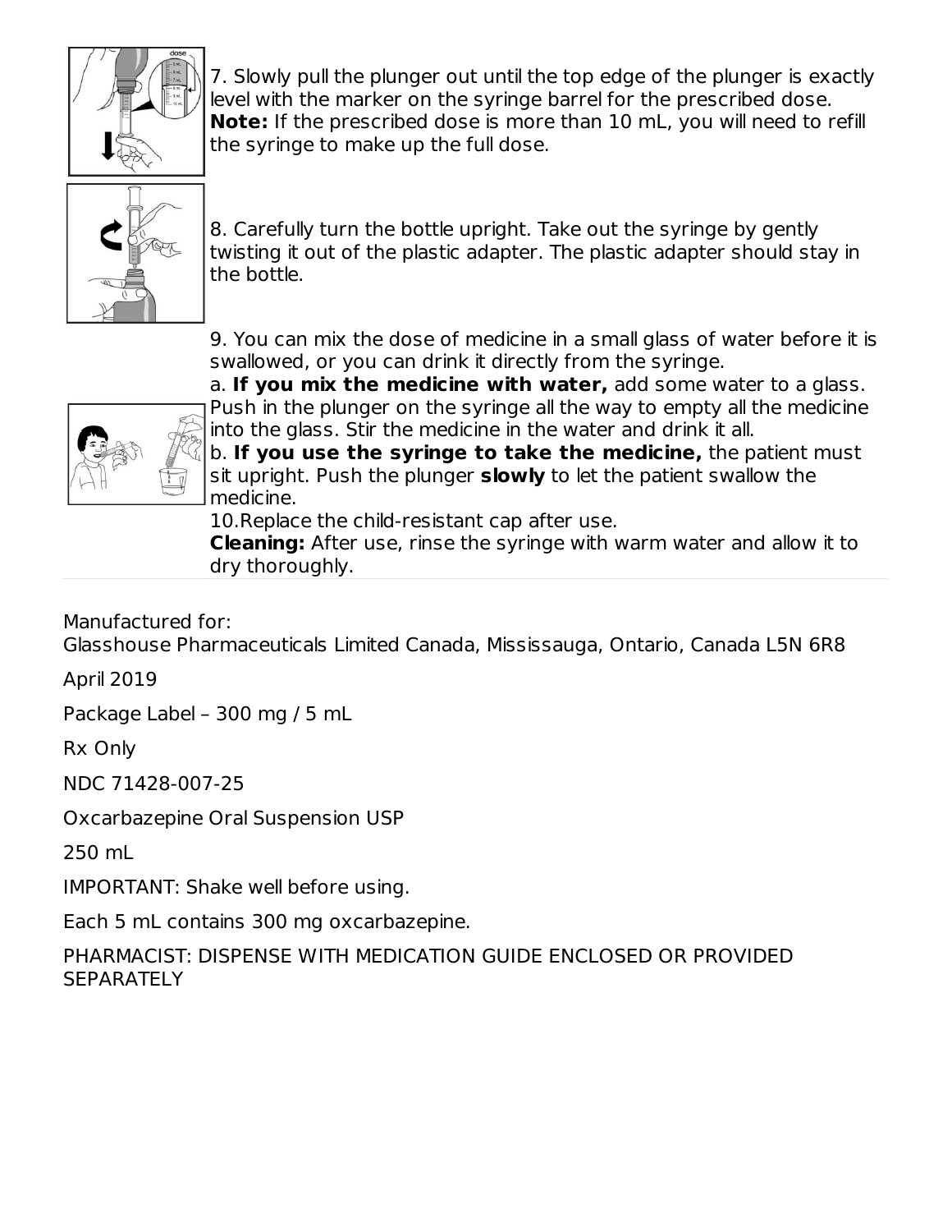7. Slowly pull the plunger out until the top edge of the plunger is exactly level with the marker on the syringe barrel for the prescribed dose.
**Note:** If the prescribed dose is more than 10 mL, you will need to refill the syringe to make up the full dose.

8. Carefully turn the bottle upright. Take out the syringe by gently twisting it out of the plastic adapter. The plastic adapter should stay in the bottle.

9. You can mix the dose of medicine in a small glass of water before it is swallowed, or you can drink it directly from the syringe.
a. **If you mix the medicine with water,** add some water to a glass. Push in the plunger on the syringe all the way to empty all the medicine into the glass. Stir the medicine in the water and drink it all.
b. **If you use the syringe to take the medicine,** the patient must sit upright. Push the plunger **slowly** to let the patient swallow the medicine.

10.Replace the child-resistant cap after use.

**Cleaning:** After use, rinse the syringe with warm water and allow it to dry thoroughly.

---

Manufactured for:
Glasshouse Pharmaceuticals Limited Canada, Mississauga, Ontario, Canada L5N 6R8

April 2019

Package Label – 300 mg / 5 mL

Rx Only

NDC 71428-007-25

Oxcarbazepine Oral Suspension USP

250 mL

IMPORTANT: Shake well before using.

Each 5 mL contains 300 mg oxcarbazepine.

PHARMACIST: DISPENSE WITH MEDICATION GUIDE ENCLOSED OR PROVIDED SEPARATELY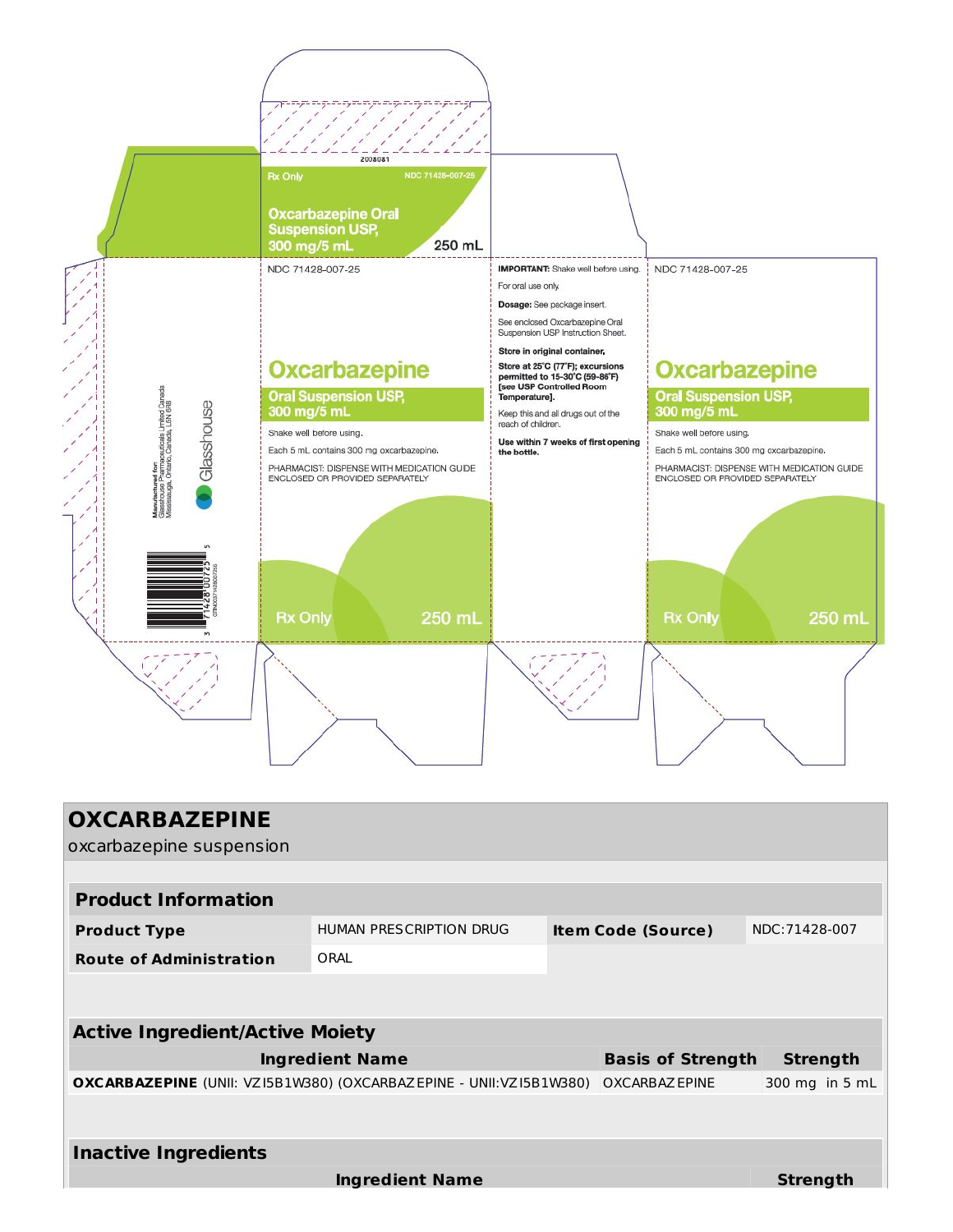2008081

Rx Only NDC 71428-007-25

Oxcarbazepine Oral Suspension USP, 300 mg/5 mL

250 mL

NDC 71428-007-25

# Oxcarbazepine

## Oral Suspension USP, 300 mg/5 mL

Shake well before using.

Each 5 mL contains 300 mg oxcarbazepine.

PHARMACIST: DISPENSE WITH MEDICATION GUIDE ENCLOSED OR PROVIDED SEPARATELY

Rx Only 250 mL

**IMPORTANT:** Shake well before using.

For oral use only.

**Dosage:** See package insert.

See enclosed Oxcarbazepine Oral Suspension USP Instruction Sheet.

**Store in original container.**

**Store at 25°C (77°F); excursions permitted to 15-30°C (59-86°F) [see USP Controlled Room Temperature].**

Keep this and all drugs out of the reach of children.

**Use within 7 weeks of first opening the bottle.**

NDC 71428-007-25

# Oxcarbazepine

## Oral Suspension USP, 300 mg/5 mL

Shake well before using.

Each 5 mL contains 300 mg oxcarbazepine.

PHARMACIST: DISPENSE WITH MEDICATION GUIDE ENCLOSED OR PROVIDED SEPARATELY

Rx Only 250 mL

Manufactured for: Glasshouse Pharmaceuticals Limited Canada Mississauga, Ontario, Canada, L5N 6R8

Glasshouse

3 71428 00725 5

# OXCARBAZEPINE

oxcarbazepine suspension

## Product Information

| | | | |
|---|---|---|---|
| **Product Type** | HUMAN PRESCRIPTION DRUG | **Item Code (Source)** | NDC:71428-007 |
| **Route of Administration** | ORAL | | |

## Active Ingredient/Active Moiety

| Ingredient Name | Basis of Strength | Strength |
|---|---|---|
| **OXCARBAZEPINE** (UNII: VZI5B1W380) (OXCARBAZEPINE - UNII:VZI5B1W380) | OXCARBAZEPINE | 300 mg in 5 mL |

## Inactive Ingredients

| Ingredient Name | Strength |
|---|---|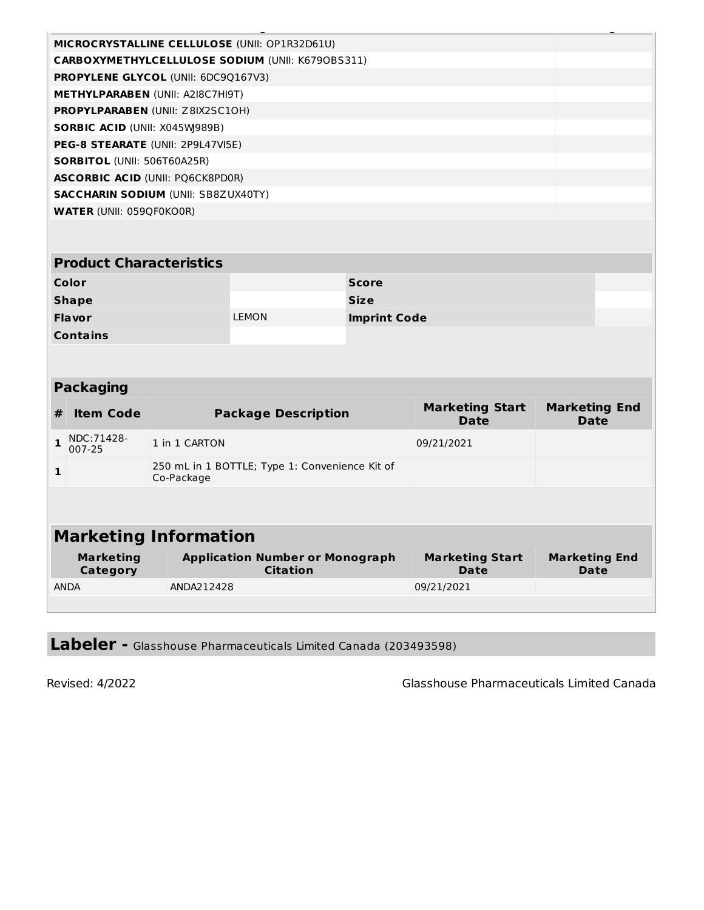| | |
|---|---|
| **MICROCRYSTALLINE CELLULOSE** (UNII: OP1R32D61U) | |
| **CARBOXYMETHYLCELLULOSE SODIUM** (UNII: K679OBS311) | |
| **PROPYLENE GLYCOL** (UNII: 6DC9Q167V3) | |
| **METHYLPARABEN** (UNII: A2I8C7HI9T) | |
| **PROPYLPARABEN** (UNII: Z8IX2SC1OH) | |
| **SORBIC ACID** (UNII: X045WJ989B) | |
| **PEG-8 STEARATE** (UNII: 2P9L47VI5E) | |
| **SORBITOL** (UNII: 506T60A25R) | |
| **ASCORBIC ACID** (UNII: PQ6CK8PD0R) | |
| **SACCHARIN SODIUM** (UNII: SB8ZUX40TY) | |
| **WATER** (UNII: 059QF0KO0R) | |

| Product Characteristics | | | |
|---|---|---|---|
| **Color** | | **Score** | |
| **Shape** | | **Size** | |
| **Flavor** | LEMON | **Imprint Code** | |
| **Contains** | | | |

| Packaging | | | | |
|---|---|---|---|---|
| **#** | **Item Code** | **Package Description** | **Marketing Start Date** | **Marketing End Date** |
| 1 | NDC:71428-007-25 | 1 in 1 CARTON | 09/21/2021 | |
| 1 | | 250 mL in 1 BOTTLE; Type 1: Convenience Kit of Co-Package | | |

| Marketing Information | | | |
|---|---|---|---|
| **Marketing Category** | **Application Number or Monograph Citation** | **Marketing Start Date** | **Marketing End Date** |
| ANDA | ANDA212428 | 09/21/2021 | |

**Labeler -** Glasshouse Pharmaceuticals Limited Canada (203493598)

Revised: 4/2022

Glasshouse Pharmaceuticals Limited Canada